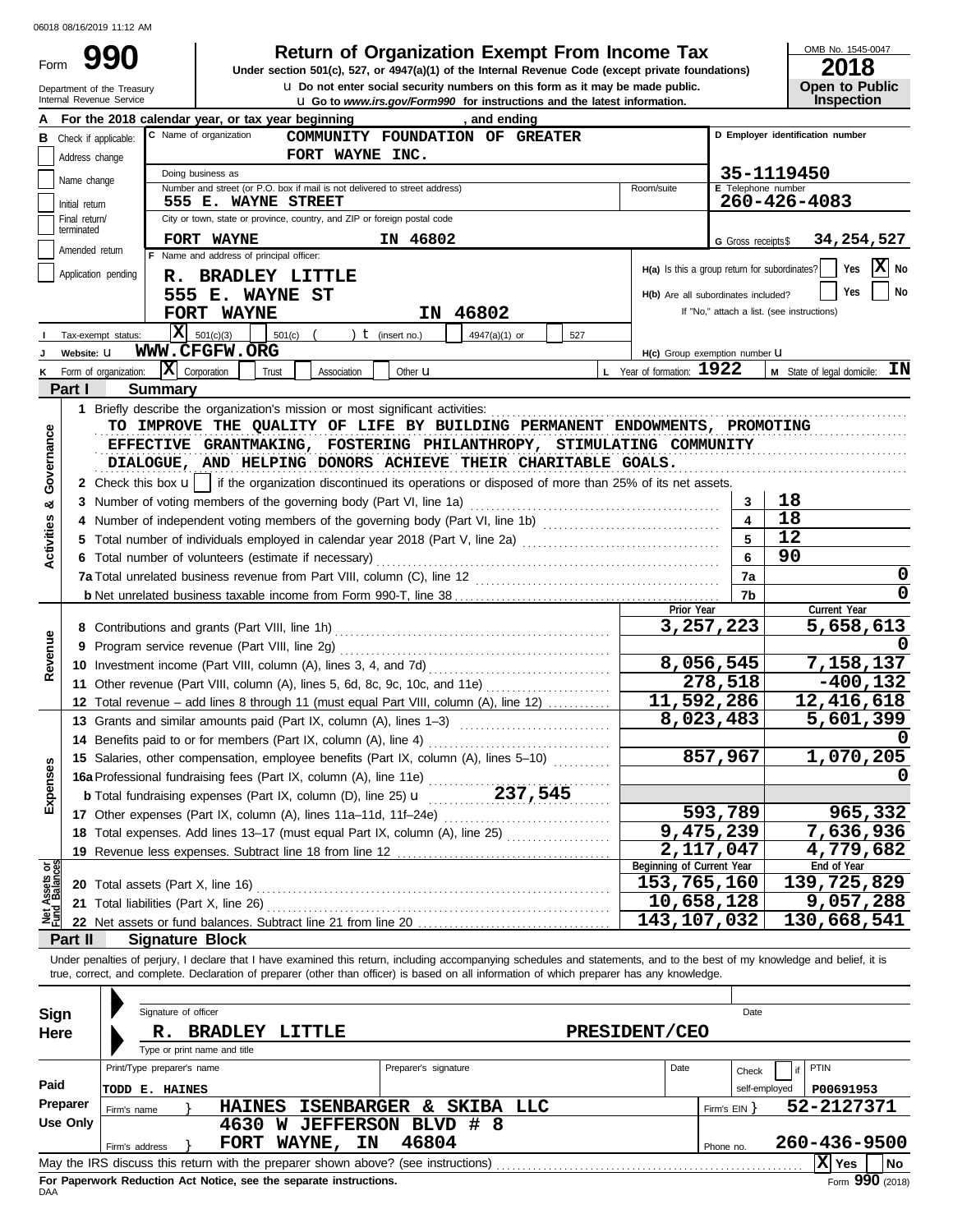06018 08/16/2019 11:12 AM

# Form 990 — Return of Organization Exempt From Income Tax

**2018**

Under section 501(c), 527, or 4947(a)(1) of the Internal Revenue Code (except private foundations)

Do not enter social security numbers on this form as it may be made public.

Go to *www.irs.gov/Form990* for instructions and the latest information.

Department of the Treasury, Internal Revenue Service

OMB No. 1545-0047 — Open to Public Inspection

**A** For the 2018 calendar year, or tax year beginning , and ending

**B** Check if applicable: Address change / Name change / Initial return / Final return/terminated / Amended return / Application pending

**C** Name of organization: COMMUNITY FOUNDATION OF GREATER FORT WAYNE INC.

Doing business as

Number and street: 555 E. WAYNE STREET

City or town: FORT WAYNE IN 46802

**D** Employer identification number: 35-1119450

**E** Telephone number: 260-426-4083

**G** Gross receipts $ 34,254,527

**F** Name and address of principal officer: R. BRADLEY LITTLE, 555 E. WAYNE ST, FORT WAYNE IN 46802

**H(a)** Is this a group return for subordinates? Yes [ ] No [X]

**H(b)** Are all subordinates included? Yes [ ] No [ ] If "No," attach a list. (see instructions)

**I** Tax-exempt status: [X] 501(c)(3) [ ] 501(c) ( ) (insert no.) [ ] 4947(a)(1) or [ ] 527

**J** Website: WWW.CFGFW.ORG

**H(c)** Group exemption number

**K** Form of organization: [X] Corporation [ ] Trust [ ] Association [ ] Other

**L** Year of formation: 1922

**M** State of legal domicile: IN

## Part I Summary

**Activities & Governance**

1 Briefly describe the organization's mission or most significant activities: TO IMPROVE THE QUALITY OF LIFE BY BUILDING PERMANENT ENDOWMENTS, PROMOTING EFFECTIVE GRANTMAKING, FOSTERING PHILANTHROPY, STIMULATING COMMUNITY DIALOGUE, AND HELPING DONORS ACHIEVE THEIR CHARITABLE GOALS.

2 Check this box if the organization discontinued its operations or disposed of more than 25% of its net assets.

| | | Line | Value |
|---|---|---|---|
| 3 | Number of voting members of the governing body (Part VI, line 1a) | 3 | 18 |
| 4 | Number of independent voting members of the governing body (Part VI, line 1b) | 4 | 18 |
| 5 | Total number of individuals employed in calendar year 2018 (Part V, line 2a) | 5 | 12 |
| 6 | Total number of volunteers (estimate if necessary) | 6 | 90 |
| 7a | Total unrelated business revenue from Part VIII, column (C), line 12 | 7a | 0 |
| b | Net unrelated business taxable income from Form 990-T, line 38 | 7b | 0 |

**Revenue**

| | | Prior Year | Current Year |
|---|---|---|---|
| 8 | Contributions and grants (Part VIII, line 1h) | 3,257,223 | 5,658,613 |
| 9 | Program service revenue (Part VIII, line 2g) | | 0 |
| 10 | Investment income (Part VIII, column (A), lines 3, 4, and 7d) | 8,056,545 | 7,158,137 |
| 11 | Other revenue (Part VIII, column (A), lines 5, 6d, 8c, 9c, 10c, and 11e) | 278,518 | -400,132 |
| 12 | Total revenue – add lines 8 through 11 (must equal Part VIII, column (A), line 12) | 11,592,286 | 12,416,618 |

**Expenses**

| | | Prior Year | Current Year |
|---|---|---|---|
| 13 | Grants and similar amounts paid (Part IX, column (A), lines 1–3) | 8,023,483 | 5,601,399 |
| 14 | Benefits paid to or for members (Part IX, column (A), line 4) | | 0 |
| 15 | Salaries, other compensation, employee benefits (Part IX, column (A), lines 5–10) | 857,967 | 1,070,205 |
| 16a | Professional fundraising fees (Part IX, column (A), line 11e) | | 0 |
| b | Total fundraising expenses (Part IX, column (D), line 25) 237,545 | | |
| 17 | Other expenses (Part IX, column (A), lines 11a–11d, 11f–24e) | 593,789 | 965,332 |
| 18 | Total expenses. Add lines 13–17 (must equal Part IX, column (A), line 25) | 9,475,239 | 7,636,936 |
| 19 | Revenue less expenses. Subtract line 18 from line 12 | 2,117,047 | 4,779,682 |

**Net Assets or Fund Balances**

| | | Beginning of Current Year | End of Year |
|---|---|---|---|
| 20 | Total assets (Part X, line 16) | 153,765,160 | 139,725,829 |
| 21 | Total liabilities (Part X, line 26) | 10,658,128 | 9,057,288 |
| 22 | Net assets or fund balances. Subtract line 21 from line 20 | 143,107,032 | 130,668,541 |

## Part II Signature Block

Under penalties of perjury, I declare that I have examined this return, including accompanying schedules and statements, and to the best of my knowledge and belief, it is true, correct, and complete. Declaration of preparer (other than officer) is based on all information of which preparer has any knowledge.

**Sign Here**

Signature of officer — Date

R. BRADLEY LITTLE — PRESIDENT/CEO

Type or print name and title

**Paid Preparer Use Only**

| Print/Type preparer's name | Preparer's signature | Date | Check if self-employed | PTIN |
|---|---|---|---|---|
| TODD E. HAINES | | | | P00691953 |

Firm's name: HAINES ISENBARGER & SKIBA LLC — Firm's EIN: 52-2127371

Firm's address: 4630 W JEFFERSON BLVD # 8, FORT WAYNE, IN 46804 — Phone no. 260-436-9500

May the IRS discuss this return with the preparer shown above? (see instructions) [X] Yes [ ] No

For Paperwork Reduction Act Notice, see the separate instructions.

DAA Form **990** (2018)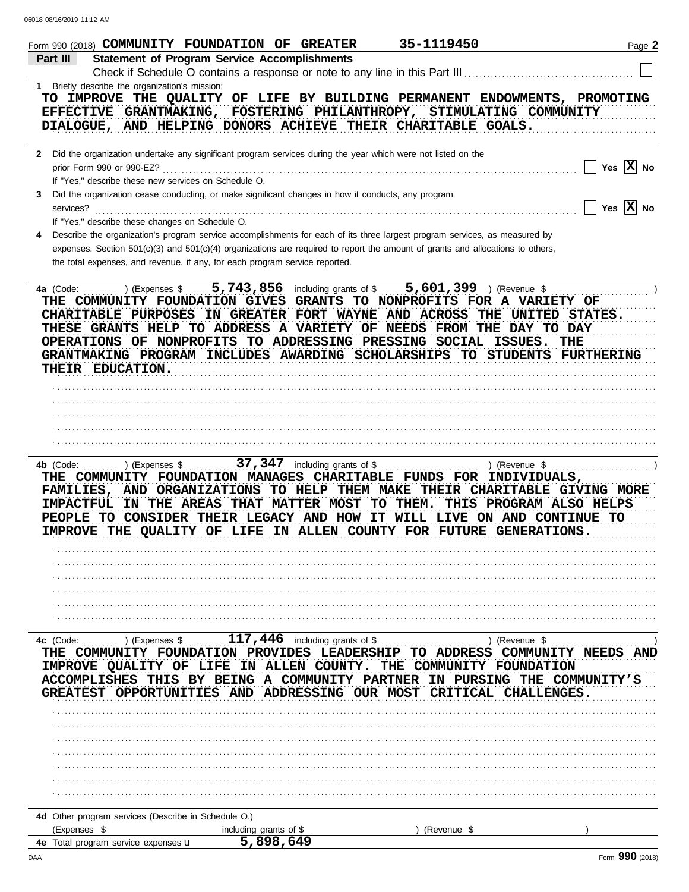Form 990 (2018) COMMUNITY FOUNDATION OF GREATER 35-1119450 Page 2

**Part III Statement of Program Service Accomplishments**

Check if Schedule O contains a response or note to any line in this Part III ☐

**1** Briefly describe the organization's mission:

TO IMPROVE THE QUALITY OF LIFE BY BUILDING PERMANENT ENDOWMENTS, PROMOTING EFFECTIVE GRANTMAKING, FOSTERING PHILANTHROPY, STIMULATING COMMUNITY DIALOGUE, AND HELPING DONORS ACHIEVE THEIR CHARITABLE GOALS.

**2** Did the organization undertake any significant program services during the year which were not listed on the prior Form 990 or 990-EZ? ☐ Yes ☒ No

If "Yes," describe these new services on Schedule O.

**3** Did the organization cease conducting, or make significant changes in how it conducts, any program services? ☐ Yes ☒ No

If "Yes," describe these changes on Schedule O.

**4** Describe the organization's program service accomplishments for each of its three largest program services, as measured by expenses. Section 501(c)(3) and 501(c)(4) organizations are required to report the amount of grants and allocations to others, the total expenses, and revenue, if any, for each program service reported.

**4a** (Code: ) (Expenses $ 5,743,856 including grants of $ 5,601,399 ) (Revenue $ )

THE COMMUNITY FOUNDATION GIVES GRANTS TO NONPROFITS FOR A VARIETY OF CHARITABLE PURPOSES IN GREATER FORT WAYNE AND ACROSS THE UNITED STATES. THESE GRANTS HELP TO ADDRESS A VARIETY OF NEEDS FROM THE DAY TO DAY OPERATIONS OF NONPROFITS TO ADDRESSING PRESSING SOCIAL ISSUES. THE GRANTMAKING PROGRAM INCLUDES AWARDING SCHOLARSHIPS TO STUDENTS FURTHERING THEIR EDUCATION.

**4b** (Code: ) (Expenses $ 37,347 including grants of $ ) (Revenue $ )

THE COMMUNITY FOUNDATION MANAGES CHARITABLE FUNDS FOR INDIVIDUALS, FAMILIES, AND ORGANIZATIONS TO HELP THEM MAKE THEIR CHARITABLE GIVING MORE IMPACTFUL IN THE AREAS THAT MATTER MOST TO THEM. THIS PROGRAM ALSO HELPS PEOPLE TO CONSIDER THEIR LEGACY AND HOW IT WILL LIVE ON AND CONTINUE TO IMPROVE THE QUALITY OF LIFE IN ALLEN COUNTY FOR FUTURE GENERATIONS.

**4c** (Code: ) (Expenses $ 117,446 including grants of $ ) (Revenue $ )

THE COMMUNITY FOUNDATION PROVIDES LEADERSHIP TO ADDRESS COMMUNITY NEEDS AND IMPROVE QUALITY OF LIFE IN ALLEN COUNTY. THE COMMUNITY FOUNDATION ACCOMPLISHES THIS BY BEING A COMMUNITY PARTNER IN PURSING THE COMMUNITY'S GREATEST OPPORTUNITIES AND ADDRESSING OUR MOST CRITICAL CHALLENGES.

**4d** Other program services (Describe in Schedule O.)

(Expenses $ including grants of $ ) (Revenue $ )

**4e** Total program service expenses ▸ 5,898,649

Form **990** (2018)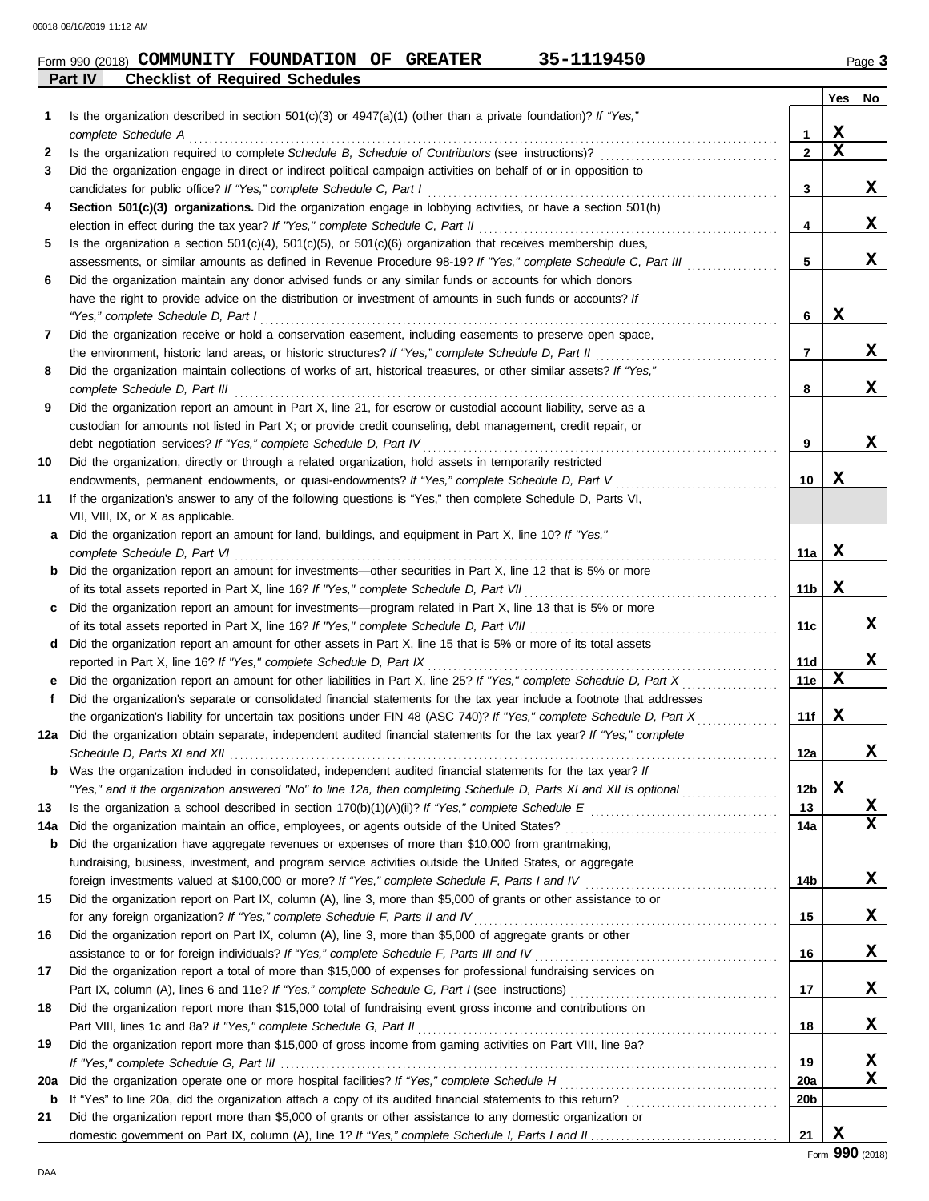Form 990 (2018) **COMMUNITY FOUNDATION OF GREATER 35-1119450** Page **3**

## Part IV Checklist of Required Schedules

| | | | Yes | No |
|---|---|---|---|---|
| **1** | Is the organization described in section 501(c)(3) or 4947(a)(1) (other than a private foundation)? *If "Yes," complete Schedule A* | **1** | X | |
| **2** | Is the organization required to complete *Schedule B, Schedule of Contributors* (see instructions)? | **2** | X | |
| **3** | Did the organization engage in direct or indirect political campaign activities on behalf of or in opposition to candidates for public office? *If "Yes," complete Schedule C, Part I* | **3** | | X |
| **4** | **Section 501(c)(3) organizations.** Did the organization engage in lobbying activities, or have a section 501(h) election in effect during the tax year? *If "Yes," complete Schedule C, Part II* | **4** | | X |
| **5** | Is the organization a section 501(c)(4), 501(c)(5), or 501(c)(6) organization that receives membership dues, assessments, or similar amounts as defined in Revenue Procedure 98-19? *If "Yes," complete Schedule C, Part III* | **5** | | X |
| **6** | Did the organization maintain any donor advised funds or any similar funds or accounts for which donors have the right to provide advice on the distribution or investment of amounts in such funds or accounts? *If "Yes," complete Schedule D, Part I* | **6** | X | |
| **7** | Did the organization receive or hold a conservation easement, including easements to preserve open space, the environment, historic land areas, or historic structures? *If "Yes," complete Schedule D, Part II* | **7** | | X |
| **8** | Did the organization maintain collections of works of art, historical treasures, or other similar assets? *If "Yes," complete Schedule D, Part III* | **8** | | X |
| **9** | Did the organization report an amount in Part X, line 21, for escrow or custodial account liability, serve as a custodian for amounts not listed in Part X; or provide credit counseling, debt management, credit repair, or debt negotiation services? *If "Yes," complete Schedule D, Part IV* | **9** | | X |
| **10** | Did the organization, directly or through a related organization, hold assets in temporarily restricted endowments, permanent endowments, or quasi-endowments? *If "Yes," complete Schedule D, Part V* | **10** | X | |
| **11** | If the organization's answer to any of the following questions is "Yes," then complete Schedule D, Parts VI, VII, VIII, IX, or X as applicable. | | | |
| **a** | Did the organization report an amount for land, buildings, and equipment in Part X, line 10? *If "Yes," complete Schedule D, Part VI* | **11a** | X | |
| **b** | Did the organization report an amount for investments—other securities in Part X, line 12 that is 5% or more of its total assets reported in Part X, line 16? *If "Yes," complete Schedule D, Part VII* | **11b** | X | |
| **c** | Did the organization report an amount for investments—program related in Part X, line 13 that is 5% or more of its total assets reported in Part X, line 16? *If "Yes," complete Schedule D, Part VIII* | **11c** | | X |
| **d** | Did the organization report an amount for other assets in Part X, line 15 that is 5% or more of its total assets reported in Part X, line 16? *If "Yes," complete Schedule D, Part IX* | **11d** | | X |
| **e** | Did the organization report an amount for other liabilities in Part X, line 25? *If "Yes," complete Schedule D, Part X* | **11e** | X | |
| **f** | Did the organization's separate or consolidated financial statements for the tax year include a footnote that addresses the organization's liability for uncertain tax positions under FIN 48 (ASC 740)? *If "Yes," complete Schedule D, Part X* | **11f** | X | |
| **12a** | Did the organization obtain separate, independent audited financial statements for the tax year? *If "Yes," complete Schedule D, Parts XI and XII* | **12a** | | X |
| **b** | Was the organization included in consolidated, independent audited financial statements for the tax year? *If "Yes," and if the organization answered "No" to line 12a, then completing Schedule D, Parts XI and XII is optional* | **12b** | X | |
| **13** | Is the organization a school described in section 170(b)(1)(A)(ii)? *If "Yes," complete Schedule E* | **13** | | X |
| **14a** | Did the organization maintain an office, employees, or agents outside of the United States? | **14a** | | X |
| **b** | Did the organization have aggregate revenues or expenses of more than $10,000 from grantmaking, fundraising, business, investment, and program service activities outside the United States, or aggregate foreign investments valued at $100,000 or more? *If "Yes," complete Schedule F, Parts I and IV* | **14b** | | X |
| **15** | Did the organization report on Part IX, column (A), line 3, more than $5,000 of grants or other assistance to or for any foreign organization? *If "Yes," complete Schedule F, Parts II and IV* | **15** | | X |
| **16** | Did the organization report on Part IX, column (A), line 3, more than $5,000 of aggregate grants or other assistance to or for foreign individuals? *If "Yes," complete Schedule F, Parts III and IV* | **16** | | X |
| **17** | Did the organization report a total of more than $15,000 of expenses for professional fundraising services on Part IX, column (A), lines 6 and 11e? *If "Yes," complete Schedule G, Part I* (see instructions) | **17** | | X |
| **18** | Did the organization report more than $15,000 total of fundraising event gross income and contributions on Part VIII, lines 1c and 8a? *If "Yes," complete Schedule G, Part II* | **18** | | X |
| **19** | Did the organization report more than $15,000 of gross income from gaming activities on Part VIII, line 9a? *If "Yes," complete Schedule G, Part III* | **19** | | X |
| **20a** | Did the organization operate one or more hospital facilities? *If "Yes," complete Schedule H* | **20a** | | X |
| **b** | If "Yes" to line 20a, did the organization attach a copy of its audited financial statements to this return? | **20b** | | |
| **21** | Did the organization report more than $5,000 of grants or other assistance to any domestic organization or domestic government on Part IX, column (A), line 1? *If "Yes," complete Schedule I, Parts I and II* | **21** | X | |

Form **990** (2018)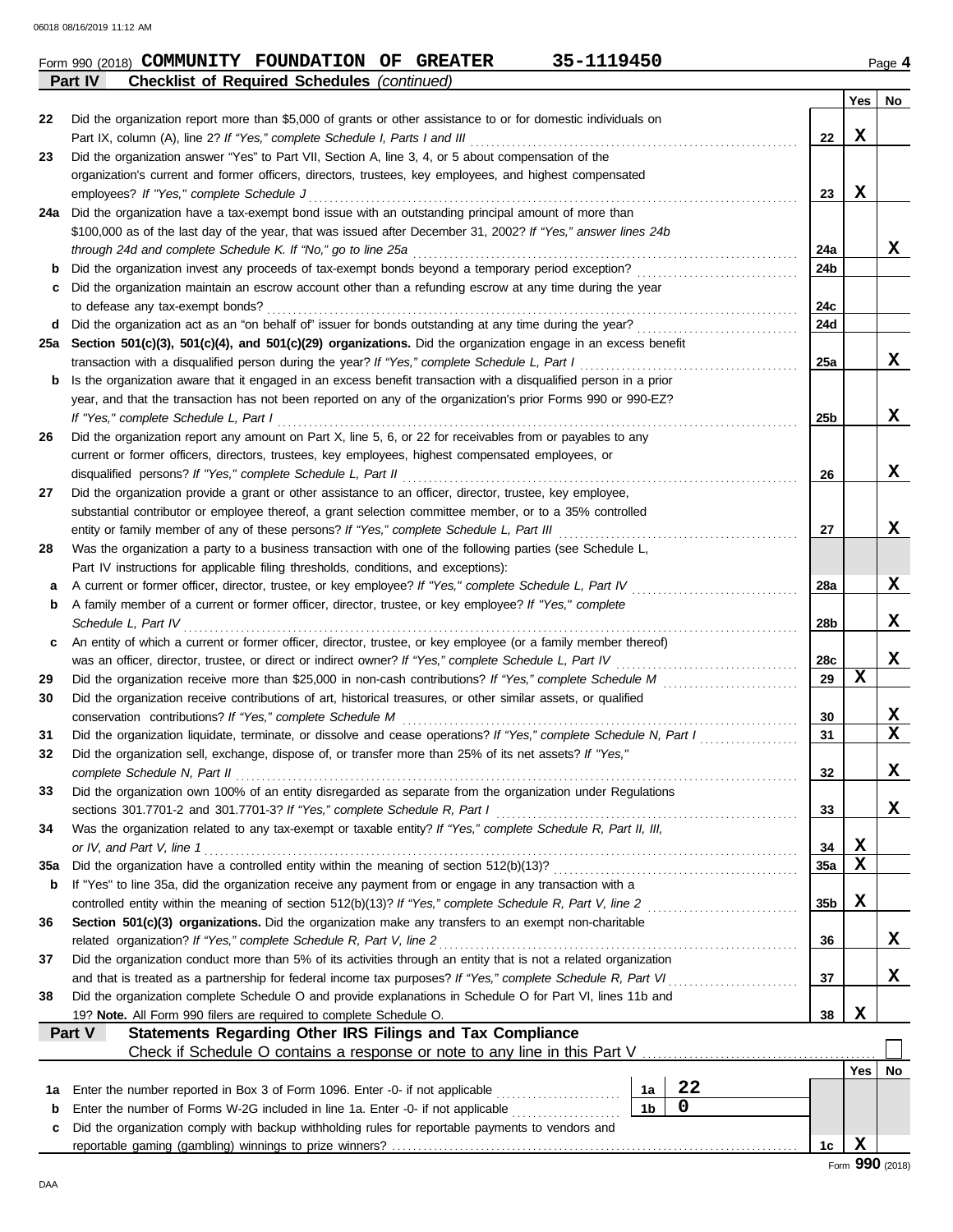Form 990 (2018) **COMMUNITY FOUNDATION OF GREATER** 35-1119450 Page **4**

## Part IV Checklist of Required Schedules *(continued)*

| | | | Yes | No |
|---|---|---|---|---|
| 22 | Did the organization report more than $5,000 of grants or other assistance to or for domestic individuals on Part IX, column (A), line 2? *If "Yes," complete Schedule I, Parts I and III* | 22 | X | |
| 23 | Did the organization answer "Yes" to Part VII, Section A, line 3, 4, or 5 about compensation of the organization's current and former officers, directors, trustees, key employees, and highest compensated employees? *If "Yes," complete Schedule J* | 23 | X | |
| 24a | Did the organization have a tax-exempt bond issue with an outstanding principal amount of more than $100,000 as of the last day of the year, that was issued after December 31, 2002? *If "Yes," answer lines 24b through 24d and complete Schedule K. If "No," go to line 25a* | 24a | | X |
| b | Did the organization invest any proceeds of tax-exempt bonds beyond a temporary period exception? | 24b | | |
| c | Did the organization maintain an escrow account other than a refunding escrow at any time during the year to defease any tax-exempt bonds? | 24c | | |
| d | Did the organization act as an "on behalf of" issuer for bonds outstanding at any time during the year? | 24d | | |
| 25a | **Section 501(c)(3), 501(c)(4), and 501(c)(29) organizations.** Did the organization engage in an excess benefit transaction with a disqualified person during the year? *If "Yes," complete Schedule L, Part I* | 25a | | X |
| b | Is the organization aware that it engaged in an excess benefit transaction with a disqualified person in a prior year, and that the transaction has not been reported on any of the organization's prior Forms 990 or 990-EZ? *If "Yes," complete Schedule L, Part I* | 25b | | X |
| 26 | Did the organization report any amount on Part X, line 5, 6, or 22 for receivables from or payables to any current or former officers, directors, trustees, key employees, highest compensated employees, or disqualified persons? *If "Yes," complete Schedule L, Part II* | 26 | | X |
| 27 | Did the organization provide a grant or other assistance to an officer, director, trustee, key employee, substantial contributor or employee thereof, a grant selection committee member, or to a 35% controlled entity or family member of any of these persons? *If "Yes," complete Schedule L, Part III* | 27 | | X |
| 28 | Was the organization a party to a business transaction with one of the following parties (see Schedule L, Part IV instructions for applicable filing thresholds, conditions, and exceptions): | | | |
| a | A current or former officer, director, trustee, or key employee? *If "Yes," complete Schedule L, Part IV* | 28a | | X |
| b | A family member of a current or former officer, director, trustee, or key employee? *If "Yes," complete Schedule L, Part IV* | 28b | | X |
| c | An entity of which a current or former officer, director, trustee, or key employee (or a family member thereof) was an officer, director, trustee, or direct or indirect owner? *If "Yes," complete Schedule L, Part IV* | 28c | | X |
| 29 | Did the organization receive more than $25,000 in non-cash contributions? *If "Yes," complete Schedule M* | 29 | X | |
| 30 | Did the organization receive contributions of art, historical treasures, or other similar assets, or qualified conservation contributions? *If "Yes," complete Schedule M* | 30 | | X |
| 31 | Did the organization liquidate, terminate, or dissolve and cease operations? *If "Yes," complete Schedule N, Part I* | 31 | | X |
| 32 | Did the organization sell, exchange, dispose of, or transfer more than 25% of its net assets? *If "Yes," complete Schedule N, Part II* | 32 | | X |
| 33 | Did the organization own 100% of an entity disregarded as separate from the organization under Regulations sections 301.7701-2 and 301.7701-3? *If "Yes," complete Schedule R, Part I* | 33 | | X |
| 34 | Was the organization related to any tax-exempt or taxable entity? *If "Yes," complete Schedule R, Part II, III, or IV, and Part V, line 1* | 34 | X | |
| 35a | Did the organization have a controlled entity within the meaning of section 512(b)(13)? | 35a | X | |
| b | If "Yes" to line 35a, did the organization receive any payment from or engage in any transaction with a controlled entity within the meaning of section 512(b)(13)? *If "Yes," complete Schedule R, Part V, line 2* | 35b | X | |
| 36 | **Section 501(c)(3) organizations.** Did the organization make any transfers to an exempt non-charitable related organization? *If "Yes," complete Schedule R, Part V, line 2* | 36 | | X |
| 37 | Did the organization conduct more than 5% of its activities through an entity that is not a related organization and that is treated as a partnership for federal income tax purposes? *If "Yes," complete Schedule R, Part VI* | 37 | | X |
| 38 | Did the organization complete Schedule O and provide explanations in Schedule O for Part VI, lines 11b and 19? **Note.** All Form 990 filers are required to complete Schedule O. | 38 | X | |

## Part V Statements Regarding Other IRS Filings and Tax Compliance

Check if Schedule O contains a response or note to any line in this Part V ☐

| | | | | | Yes | No |
|---|---|---|---|---|---|---|
| 1a | Enter the number reported in Box 3 of Form 1096. Enter -0- if not applicable | 1a | 22 | | | |
| b | Enter the number of Forms W-2G included in line 1a. Enter -0- if not applicable | 1b | 0 | | | |
| c | Did the organization comply with backup withholding rules for reportable payments to vendors and reportable gaming (gambling) winnings to prize winners? | | | 1c | X | |

Form **990** (2018)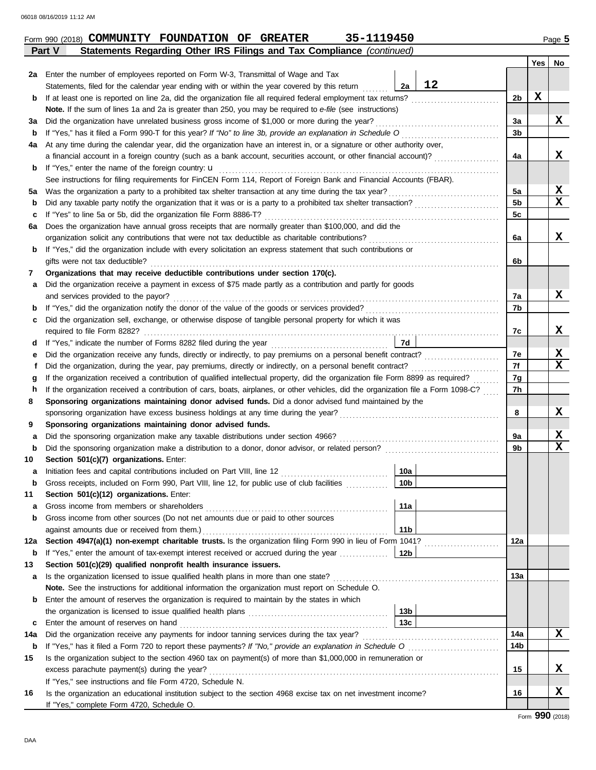Form 990 (2018) **COMMUNITY FOUNDATION OF GREATER 35-1119450**

## Part V — Statements Regarding Other IRS Filings and Tax Compliance *(continued)*

| | | | | Yes | No |
|---|---|---|---|---|---|
| **2a** | Enter the number of employees reported on Form W-3, Transmittal of Wage and Tax Statements, filed for the calendar year ending with or within the year covered by this return | 2a: 12 | | | |
| **b** | If at least one is reported on line 2a, did the organization file all required federal employment tax returns? | | 2b | X | |
| | **Note.** If the sum of lines 1a and 2a is greater than 250, you may be required to *e-file* (see instructions) | | | | |
| **3a** | Did the organization have unrelated business gross income of $1,000 or more during the year? | | 3a | | X |
| **b** | If "Yes," has it filed a Form 990-T for this year? *If "No" to line 3b, provide an explanation in Schedule O* | | 3b | | |
| **4a** | At any time during the calendar year, did the organization have an interest in, or a signature or other authority over, a financial account in a foreign country (such as a bank account, securities account, or other financial account)? | | 4a | | X |
| **b** | If "Yes," enter the name of the foreign country: u | | | | |
| | See instructions for filing requirements for FinCEN Form 114, Report of Foreign Bank and Financial Accounts (FBAR). | | | | |
| **5a** | Was the organization a party to a prohibited tax shelter transaction at any time during the tax year? | | 5a | | X |
| **b** | Did any taxable party notify the organization that it was or is a party to a prohibited tax shelter transaction? | | 5b | | X |
| **c** | If "Yes" to line 5a or 5b, did the organization file Form 8886-T? | | 5c | | |
| **6a** | Does the organization have annual gross receipts that are normally greater than $100,000, and did the organization solicit any contributions that were not tax deductible as charitable contributions? | | 6a | | X |
| **b** | If "Yes," did the organization include with every solicitation an express statement that such contributions or gifts were not tax deductible? | | 6b | | |
| **7** | **Organizations that may receive deductible contributions under section 170(c).** | | | | |
| **a** | Did the organization receive a payment in excess of $75 made partly as a contribution and partly for goods and services provided to the payor? | | 7a | | X |
| **b** | If "Yes," did the organization notify the donor of the value of the goods or services provided? | | 7b | | |
| **c** | Did the organization sell, exchange, or otherwise dispose of tangible personal property for which it was required to file Form 8282? | | 7c | | X |
| **d** | If "Yes," indicate the number of Forms 8282 filed during the year | 7d | | | |
| **e** | Did the organization receive any funds, directly or indirectly, to pay premiums on a personal benefit contract? | | 7e | | X |
| **f** | Did the organization, during the year, pay premiums, directly or indirectly, on a personal benefit contract? | | 7f | | X |
| **g** | If the organization received a contribution of qualified intellectual property, did the organization file Form 8899 as required? | | 7g | | |
| **h** | If the organization received a contribution of cars, boats, airplanes, or other vehicles, did the organization file a Form 1098-C? | | 7h | | |
| **8** | **Sponsoring organizations maintaining donor advised funds.** Did a donor advised fund maintained by the sponsoring organization have excess business holdings at any time during the year? | | 8 | | X |
| **9** | **Sponsoring organizations maintaining donor advised funds.** | | | | |
| **a** | Did the sponsoring organization make any taxable distributions under section 4966? | | 9a | | X |
| **b** | Did the sponsoring organization make a distribution to a donor, donor advisor, or related person? | | 9b | | X |
| **10** | **Section 501(c)(7) organizations.** Enter: | | | | |
| **a** | Initiation fees and capital contributions included on Part VIII, line 12 | 10a | | | |
| **b** | Gross receipts, included on Form 990, Part VIII, line 12, for public use of club facilities | 10b | | | |
| **11** | **Section 501(c)(12) organizations.** Enter: | | | | |
| **a** | Gross income from members or shareholders | 11a | | | |
| **b** | Gross income from other sources (Do not net amounts due or paid to other sources against amounts due or received from them.) | 11b | | | |
| **12a** | **Section 4947(a)(1) non-exempt charitable trusts.** Is the organization filing Form 990 in lieu of Form 1041? | | 12a | | |
| **b** | If "Yes," enter the amount of tax-exempt interest received or accrued during the year | 12b | | | |
| **13** | **Section 501(c)(29) qualified nonprofit health insurance issuers.** | | | | |
| **a** | Is the organization licensed to issue qualified health plans in more than one state? | | 13a | | |
| | **Note.** See the instructions for additional information the organization must report on Schedule O. | | | | |
| **b** | Enter the amount of reserves the organization is required to maintain by the states in which the organization is licensed to issue qualified health plans | 13b | | | |
| **c** | Enter the amount of reserves on hand | 13c | | | |
| **14a** | Did the organization receive any payments for indoor tanning services during the tax year? | | 14a | | X |
| **b** | If "Yes," has it filed a Form 720 to report these payments? *If "No," provide an explanation in Schedule O* | | 14b | | |
| **15** | Is the organization subject to the section 4960 tax on payment(s) of more than $1,000,000 in remuneration or excess parachute payment(s) during the year? | | 15 | | X |
| | If "Yes," see instructions and file Form 4720, Schedule N. | | | | |
| **16** | Is the organization an educational institution subject to the section 4968 excise tax on net investment income? | | 16 | | X |
| | If "Yes," complete Form 4720, Schedule O. | | | | |

Form **990** (2018)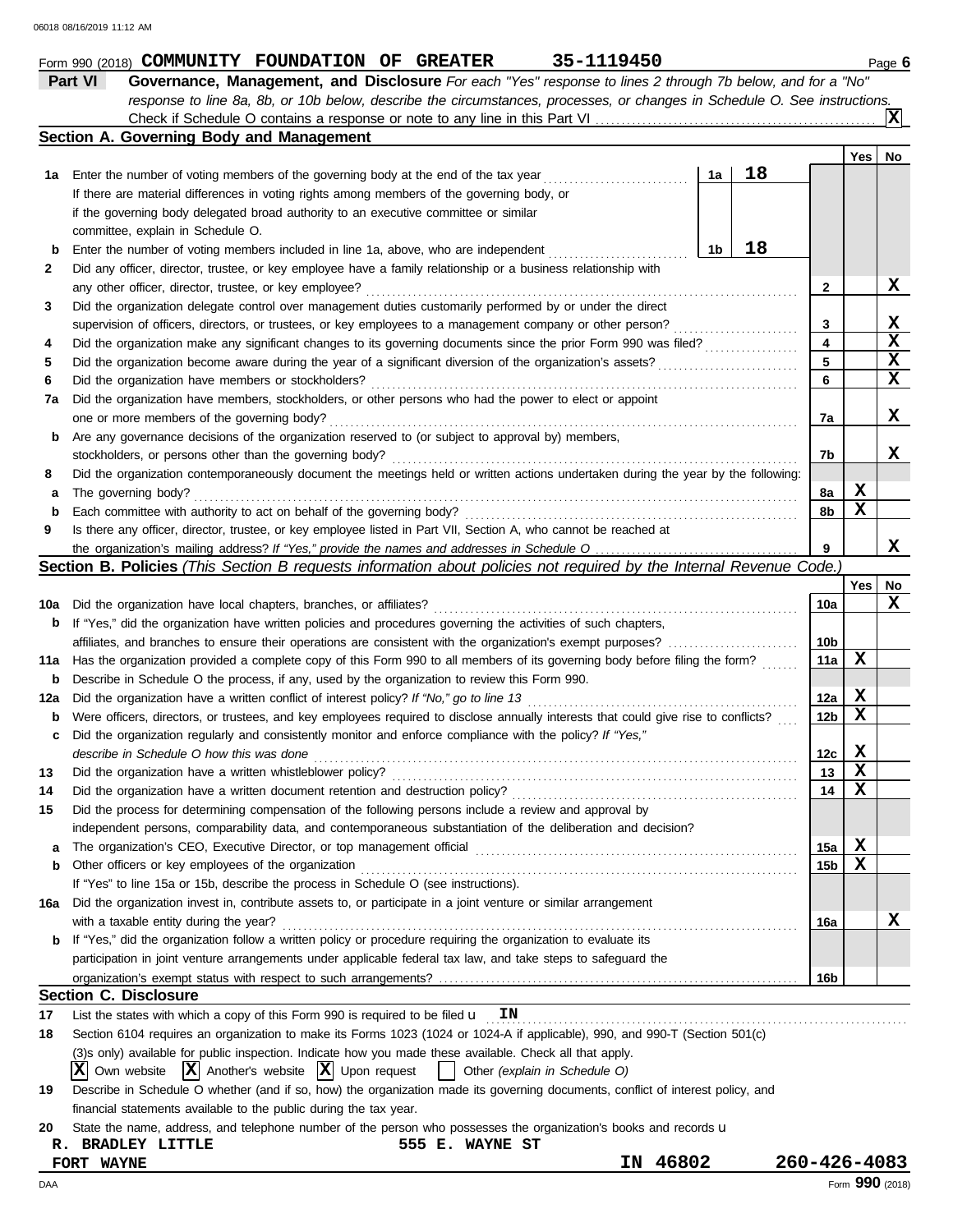Form 990 (2018) **COMMUNITY FOUNDATION OF GREATER 35-1119450** Page **6**

**Part VI Governance, Management, and Disclosure** *For each "Yes" response to lines 2 through 7b below, and for a "No" response to line 8a, 8b, or 10b below, describe the circumstances, processes, or changes in Schedule O. See instructions.*

Check if Schedule O contains a response or note to any line in this Part VI . . . . . . . . . . **X**

## Section A. Governing Body and Management

| | | | | Yes | No |
|---|---|---|---|---|---|
| **1a** | Enter the number of voting members of the governing body at the end of the tax year | 1a | 18 | | |
| | If there are material differences in voting rights among members of the governing body, or if the governing body delegated broad authority to an executive committee or similar committee, explain in Schedule O. | | | | |
| **b** | Enter the number of voting members included in line 1a, above, who are independent | 1b | 18 | | |
| **2** | Did any officer, director, trustee, or key employee have a family relationship or a business relationship with any other officer, director, trustee, or key employee? | 2 | | | X |
| **3** | Did the organization delegate control over management duties customarily performed by or under the direct supervision of officers, directors, or trustees, or key employees to a management company or other person? | 3 | | | X |
| **4** | Did the organization make any significant changes to its governing documents since the prior Form 990 was filed? | 4 | | | X |
| **5** | Did the organization become aware during the year of a significant diversion of the organization's assets? | 5 | | | X |
| **6** | Did the organization have members or stockholders? | 6 | | | X |
| **7a** | Did the organization have members, stockholders, or other persons who had the power to elect or appoint one or more members of the governing body? | 7a | | | X |
| **b** | Are any governance decisions of the organization reserved to (or subject to approval by) members, stockholders, or persons other than the governing body? | 7b | | | X |
| **8** | Did the organization contemporaneously document the meetings held or written actions undertaken during the year by the following: | | | | |
| **a** | The governing body? | 8a | | X | |
| **b** | Each committee with authority to act on behalf of the governing body? | 8b | | X | |
| **9** | Is there any officer, director, trustee, or key employee listed in Part VII, Section A, who cannot be reached at the organization's mailing address? *If "Yes," provide the names and addresses in Schedule O* | 9 | | | X |

## Section B. Policies *(This Section B requests information about policies not required by the Internal Revenue Code.)*

| | | | Yes | No |
|---|---|---|---|---|
| **10a** | Did the organization have local chapters, branches, or affiliates? | 10a | | X |
| **b** | If "Yes," did the organization have written policies and procedures governing the activities of such chapters, affiliates, and branches to ensure their operations are consistent with the organization's exempt purposes? | 10b | | |
| **11a** | Has the organization provided a complete copy of this Form 990 to all members of its governing body before filing the form? | 11a | X | |
| **b** | Describe in Schedule O the process, if any, used by the organization to review this Form 990. | | | |
| **12a** | Did the organization have a written conflict of interest policy? *If "No," go to line 13* | 12a | X | |
| **b** | Were officers, directors, or trustees, and key employees required to disclose annually interests that could give rise to conflicts? | 12b | X | |
| **c** | Did the organization regularly and consistently monitor and enforce compliance with the policy? *If "Yes," describe in Schedule O how this was done* | 12c | X | |
| **13** | Did the organization have a written whistleblower policy? | 13 | X | |
| **14** | Did the organization have a written document retention and destruction policy? | 14 | X | |
| **15** | Did the process for determining compensation of the following persons include a review and approval by independent persons, comparability data, and contemporaneous substantiation of the deliberation and decision? | | | |
| **a** | The organization's CEO, Executive Director, or top management official | 15a | X | |
| **b** | Other officers or key employees of the organization | 15b | X | |
| | If "Yes" to line 15a or 15b, describe the process in Schedule O (see instructions). | | | |
| **16a** | Did the organization invest in, contribute assets to, or participate in a joint venture or similar arrangement with a taxable entity during the year? | 16a | | X |
| **b** | If "Yes," did the organization follow a written policy or procedure requiring the organization to evaluate its participation in joint venture arrangements under applicable federal tax law, and take steps to safeguard the organization's exempt status with respect to such arrangements? | 16b | | |

## Section C. Disclosure

**17** List the states with which a copy of this Form 990 is required to be filed u **IN**

**18** Section 6104 requires an organization to make its Forms 1023 (1024 or 1024-A if applicable), 990, and 990-T (Section 501(c)(3)s only) available for public inspection. Indicate how you made these available. Check all that apply.

**X** Own website **X** Another's website **X** Upon request ☐ Other *(explain in Schedule O)*

**19** Describe in Schedule O whether (and if so, how) the organization made its governing documents, conflict of interest policy, and financial statements available to the public during the tax year.

**20** State the name, address, and telephone number of the person who possesses the organization's books and records u

**R. BRADLEY LITTLE** **555 E. WAYNE ST**
**FORT WAYNE** **IN 46802** **260-426-4083**

Form **990** (2018)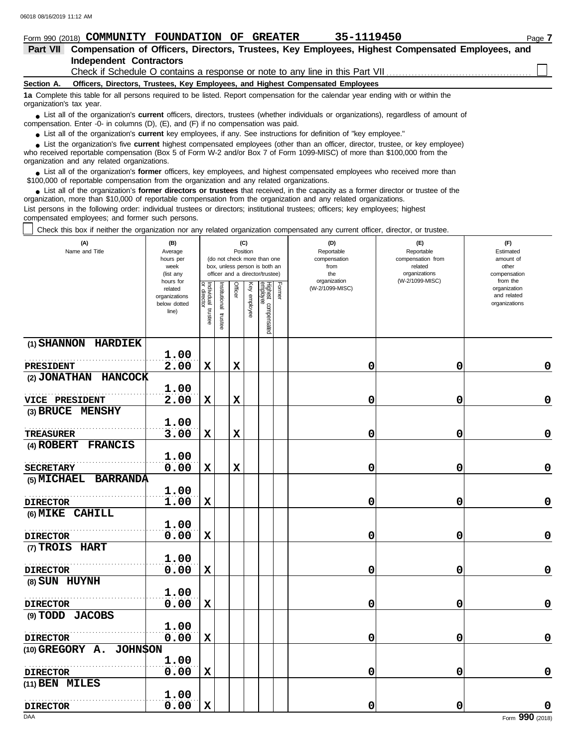Form 990 (2018) **COMMUNITY FOUNDATION OF GREATER** **35-1119450**

## Part VII Compensation of Officers, Directors, Trustees, Key Employees, Highest Compensated Employees, and Independent Contractors

Check if Schedule O contains a response or note to any line in this Part VII ☐

### Section A. Officers, Directors, Trustees, Key Employees, and Highest Compensated Employees

**1a** Complete this table for all persons required to be listed. Report compensation for the calendar year ending with or within the organization's tax year.

- List all of the organization's **current** officers, directors, trustees (whether individuals or organizations), regardless of amount of compensation. Enter -0- in columns (D), (E), and (F) if no compensation was paid.
- List all of the organization's **current** key employees, if any. See instructions for definition of "key employee."
- List the organization's five **current** highest compensated employees (other than an officer, director, trustee, or key employee) who received reportable compensation (Box 5 of Form W-2 and/or Box 7 of Form 1099-MISC) of more than $100,000 from the organization and any related organizations.
- List all of the organization's **former** officers, key employees, and highest compensated employees who received more than $100,000 of reportable compensation from the organization and any related organizations.
- List all of the organization's **former directors or trustees** that received, in the capacity as a former director or trustee of the organization, more than $10,000 of reportable compensation from the organization and any related organizations.

List persons in the following order: individual trustees or directors; institutional trustees; officers; key employees; highest compensated employees; and former such persons.

☐ Check this box if neither the organization nor any related organization compensated any current officer, director, or trustee.

| (A) Name and Title | (B) Average hours per week (list any hours for related organizations below dotted line) | (C) Position: Individual trustee or director | Institutional trustee | Officer | Key employee | Highest compensated employee | Former | (D) Reportable compensation from the organization (W-2/1099-MISC) | (E) Reportable compensation from related organizations (W-2/1099-MISC) | (F) Estimated amount of other compensation from the organization and related organizations |
|---|---|---|---|---|---|---|---|---|---|---|
| (1) SHANNON HARDIEK<br>PRESIDENT | 1.00<br>2.00 | X | | X | | | | 0 | 0 | 0 |
| (2) JONATHAN HANCOCK<br>VICE PRESIDENT | 1.00<br>2.00 | X | | X | | | | 0 | 0 | 0 |
| (3) BRUCE MENSHY<br>TREASURER | 1.00<br>3.00 | X | | X | | | | 0 | 0 | 0 |
| (4) ROBERT FRANCIS<br>SECRETARY | 1.00<br>0.00 | X | | X | | | | 0 | 0 | 0 |
| (5) MICHAEL BARRANDA<br>DIRECTOR | 1.00<br>1.00 | X | | | | | | 0 | 0 | 0 |
| (6) MIKE CAHILL<br>DIRECTOR | 1.00<br>0.00 | X | | | | | | 0 | 0 | 0 |
| (7) TROIS HART<br>DIRECTOR | 1.00<br>0.00 | X | | | | | | 0 | 0 | 0 |
| (8) SUN HUYNH<br>DIRECTOR | 1.00<br>0.00 | X | | | | | | 0 | 0 | 0 |
| (9) TODD JACOBS<br>DIRECTOR | 1.00<br>0.00 | X | | | | | | 0 | 0 | 0 |
| (10) GREGORY A. JOHNSON<br>DIRECTOR | 1.00<br>0.00 | X | | | | | | 0 | 0 | 0 |
| (11) BEN MILES<br>DIRECTOR | 1.00<br>0.00 | X | | | | | | 0 | 0 | 0 |

Form **990** (2018)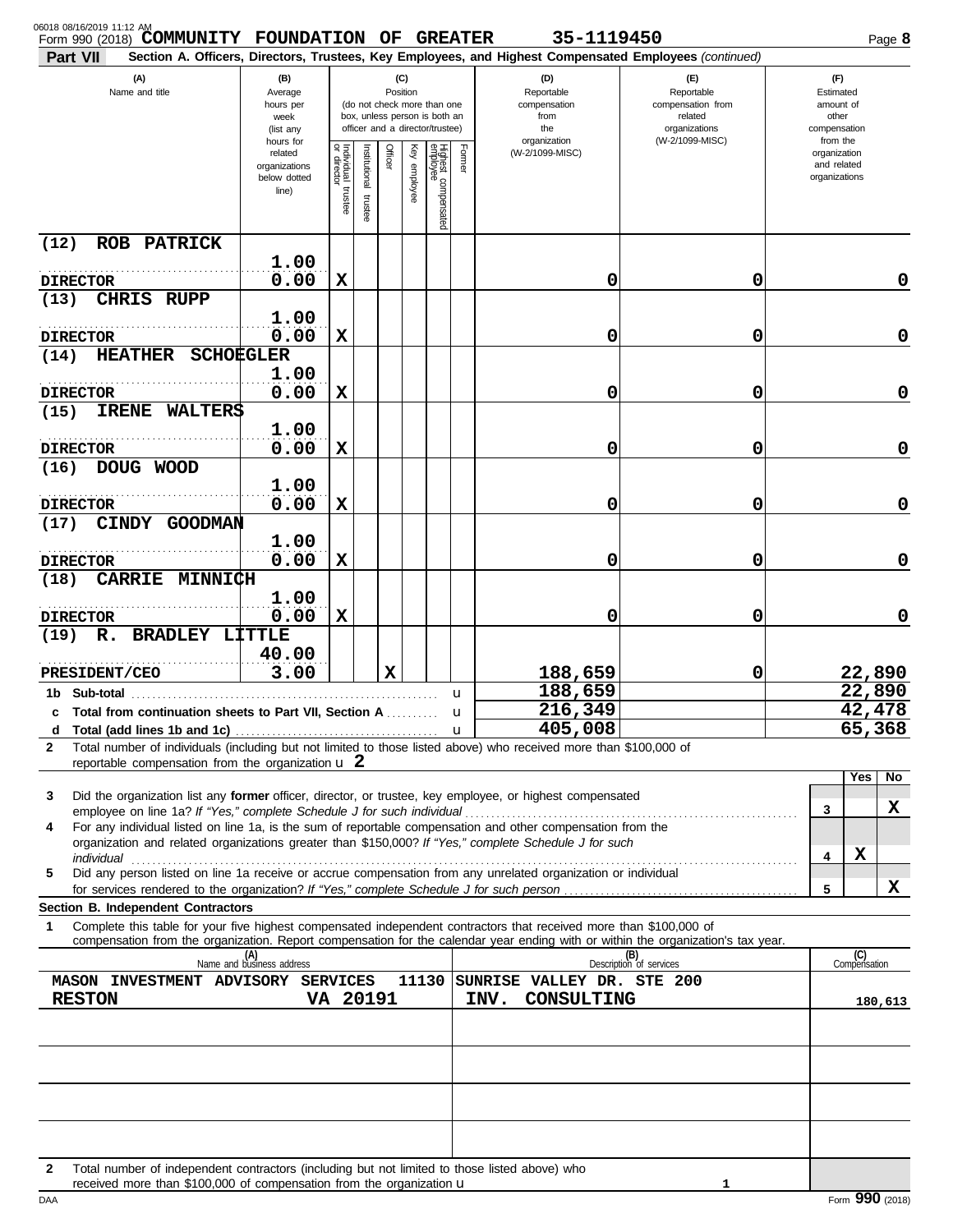06018 08/16/2019 11:12 AM

Form 990 (2018) **COMMUNITY FOUNDATION OF GREATER** 35-1119450 Page **8**

**Part VII** **Section A. Officers, Directors, Trustees, Key Employees, and Highest Compensated Employees** *(continued)*

| (A) Name and title | (B) Average hours per week (list any hours for related organizations below dotted line) | (C) Position: Individual trustee or director | Institutional trustee | Officer | Key employee | Highest compensated employee | Former | (D) Reportable compensation from the organization (W-2/1099-MISC) | (E) Reportable compensation from related organizations (W-2/1099-MISC) | (F) Estimated amount of other compensation from the organization and related organizations |
|---|---|---|---|---|---|---|---|---|---|---|
| (12) ROB PATRICK<br>DIRECTOR | 1.00<br>0.00 | X | | | | | | 0 | 0 | 0 |
| (13) CHRIS RUPP<br>DIRECTOR | 1.00<br>0.00 | X | | | | | | 0 | 0 | 0 |
| (14) HEATHER SCHOEGLER<br>DIRECTOR | 1.00<br>0.00 | X | | | | | | 0 | 0 | 0 |
| (15) IRENE WALTERS<br>DIRECTOR | 1.00<br>0.00 | X | | | | | | 0 | 0 | 0 |
| (16) DOUG WOOD<br>DIRECTOR | 1.00<br>0.00 | X | | | | | | 0 | 0 | 0 |
| (17) CINDY GOODMAN<br>DIRECTOR | 1.00<br>0.00 | X | | | | | | 0 | 0 | 0 |
| (18) CARRIE MINNICH<br>DIRECTOR | 1.00<br>0.00 | X | | | | | | 0 | 0 | 0 |
| (19) R. BRADLEY LITTLE<br>PRESIDENT/CEO | 40.00<br>3.00 | | | X | | | | 188,659 | 0 | 22,890 |
| 1b Sub-total | | | | | | | | 188,659 | | 22,890 |
| c Total from continuation sheets to Part VII, Section A | | | | | | | | 216,349 | | 42,478 |
| d Total (add lines 1b and 1c) | | | | | | | | 405,008 | | 65,368 |

**2** Total number of individuals (including but not limited to those listed above) who received more than $100,000 of reportable compensation from the organization u **2**

| | | Yes | No |
|---|---|---|---|
| **3** Did the organization list any **former** officer, director, or trustee, key employee, or highest compensated employee on line 1a? *If "Yes," complete Schedule J for such individual* | 3 | | X |
| **4** For any individual listed on line 1a, is the sum of reportable compensation and other compensation from the organization and related organizations greater than $150,000? *If "Yes," complete Schedule J for such individual* | 4 | X | |
| **5** Did any person listed on line 1a receive or accrue compensation from any unrelated organization or individual for services rendered to the organization? *If "Yes," complete Schedule J for such person* | 5 | | X |

**Section B. Independent Contractors**

**1** Complete this table for your five highest compensated independent contractors that received more than $100,000 of compensation from the organization. Report compensation for the calendar year ending with or within the organization's tax year.

| (A) Name and business address | (B) Description of services | (C) Compensation |
|---|---|---|
| MASON INVESTMENT ADVISORY SERVICES 11130 SUNRISE VALLEY DR. STE 200<br>RESTON VA 20191 | INV. CONSULTING | 180,613 |
| | | |
| | | |
| | | |
| | | |

**2** Total number of independent contractors (including but not limited to those listed above) who received more than $100,000 of compensation from the organization u 1

DAA Form **990** (2018)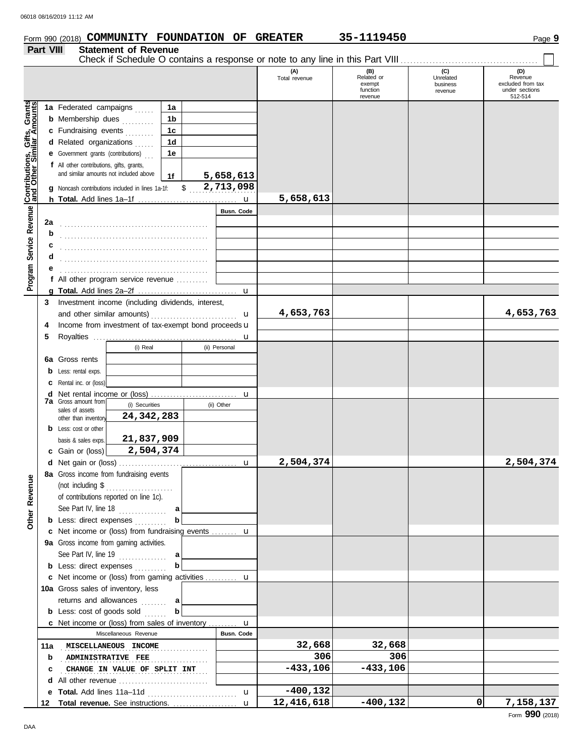Form 990 (2018) **COMMUNITY FOUNDATION OF GREATER** 35-1119450

## Part VIII Statement of Revenue

Check if Schedule O contains a response or note to any line in this Part VIII ☐

| | | | (A) Total revenue | (B) Related or exempt function revenue | (C) Unrelated business revenue | (D) Revenue excluded from tax under sections 512-514 |
|---|---|---|---|---|---|---|
| **Contributions, Gifts, Grants and Other Similar Amounts** | 1a Federated campaigns | 1a | | | | |
| | b Membership dues | 1b | | | | |
| | c Fundraising events | 1c | | | | |
| | d Related organizations | 1d | | | | |
| | e Government grants (contributions) | 1e | | | | |
| | f All other contributions, gifts, grants, and similar amounts not included above | 1f 5,658,613 | | | | |
| | g Noncash contributions included in lines 1a-1f: $ 2,713,098 | | | | | |
| | h **Total.** Add lines 1a–1f | | 5,658,613 | | | |
| **Program Service Revenue** | | Busn. Code | | | | |
| | 2a | | | | | |
| | b | | | | | |
| | c | | | | | |
| | d | | | | | |
| | e | | | | | |
| | f All other program service revenue | | | | | |
| | g **Total.** Add lines 2a–2f | | | | | |
| | 3 Investment income (including dividends, interest, and other similar amounts) | | 4,653,763 | | | 4,653,763 |
| | 4 Income from investment of tax-exempt bond proceeds | | | | | |
| | 5 Royalties | | | | | |
| | 6a Gross rents — (i) Real / (ii) Personal | | | | | |
| | b Less: rental exps. | | | | | |
| | c Rental inc. or (loss) | | | | | |
| | d Net rental income or (loss) | | | | | |
| | 7a Gross amount from sales of assets other than inventory — (i) Securities 24,342,283 / (ii) Other | | | | | |
| | b Less: cost or other basis & sales exps. — (i) 21,837,909 | | | | | |
| | c Gain or (loss) — (i) 2,504,374 | | | | | |
| | d Net gain or (loss) | | 2,504,374 | | | 2,504,374 |
| **Other Revenue** | 8a Gross income from fundraising events (not including $ ......... of contributions reported on line 1c). See Part IV, line 18 | a | | | | |
| | b Less: direct expenses | b | | | | |
| | c Net income or (loss) from fundraising events | | | | | |
| | 9a Gross income from gaming activities. See Part IV, line 19 | a | | | | |
| | b Less: direct expenses | b | | | | |
| | c Net income or (loss) from gaming activities | | | | | |
| | 10a Gross sales of inventory, less returns and allowances | a | | | | |
| | b Less: cost of goods sold | b | | | | |
| | c Net income or (loss) from sales of inventory | | | | | |
| | Miscellaneous Revenue | Busn. Code | | | | |
| | 11a MISCELLANEOUS INCOME | | 32,668 | 32,668 | | |
| | b ADMINISTRATIVE FEE | | 306 | 306 | | |
| | c CHANGE IN VALUE OF SPLIT INT | | -433,106 | -433,106 | | |
| | d All other revenue | | | | | |
| | e **Total.** Add lines 11a–11d | | -400,132 | | | |
| | 12 **Total revenue.** See instructions. | | 12,416,618 | -400,132 | 0 | 7,158,137 |

Form **990** (2018)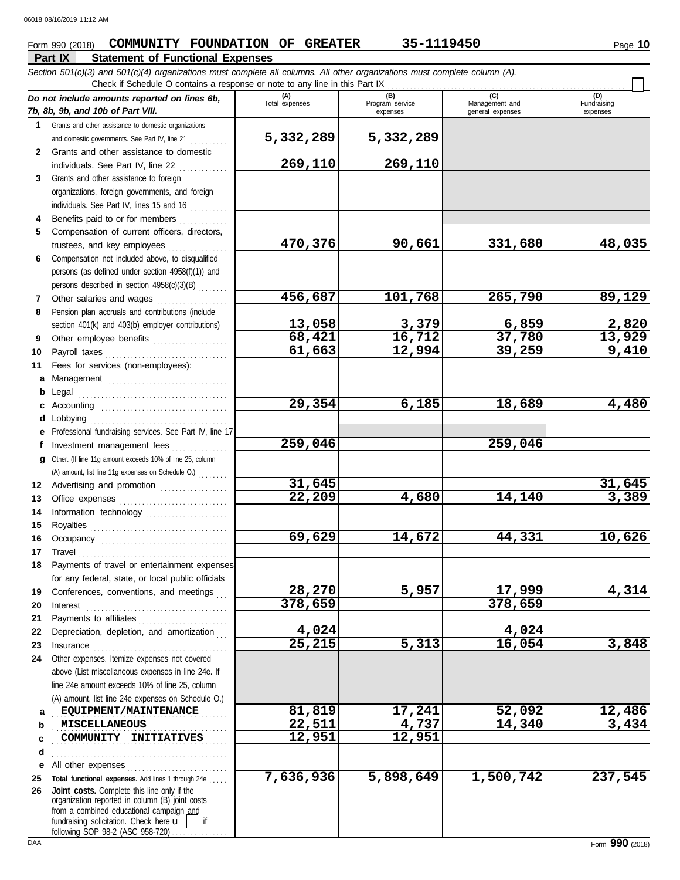Form 990 (2018) **COMMUNITY FOUNDATION OF GREATER** 35-1119450

## Part IX Statement of Functional Expenses

*Section 501(c)(3) and 501(c)(4) organizations must complete all columns. All other organizations must complete column (A).*

Check if Schedule O contains a response or note to any line in this Part IX

| *Do not include amounts reported on lines 6b, 7b, 8b, 9b, and 10b of Part VIII.* | (A) Total expenses | (B) Program service expenses | (C) Management and general expenses | (D) Fundraising expenses |
|---|---|---|---|---|
| **1** Grants and other assistance to domestic organizations and domestic governments. See Part IV, line 21 | 5,332,289 | 5,332,289 | | |
| **2** Grants and other assistance to domestic individuals. See Part IV, line 22 | 269,110 | 269,110 | | |
| **3** Grants and other assistance to foreign organizations, foreign governments, and foreign individuals. See Part IV, lines 15 and 16 | | | | |
| **4** Benefits paid to or for members | | | | |
| **5** Compensation of current officers, directors, trustees, and key employees | 470,376 | 90,661 | 331,680 | 48,035 |
| **6** Compensation not included above, to disqualified persons (as defined under section 4958(f)(1)) and persons described in section 4958(c)(3)(B) | | | | |
| **7** Other salaries and wages | 456,687 | 101,768 | 265,790 | 89,129 |
| **8** Pension plan accruals and contributions (include section 401(k) and 403(b) employer contributions) | 13,058 | 3,379 | 6,859 | 2,820 |
| **9** Other employee benefits | 68,421 | 16,712 | 37,780 | 13,929 |
| **10** Payroll taxes | 61,663 | 12,994 | 39,259 | 9,410 |
| **11** Fees for services (non-employees): | | | | |
| **a** Management | | | | |
| **b** Legal | | | | |
| **c** Accounting | 29,354 | 6,185 | 18,689 | 4,480 |
| **d** Lobbying | | | | |
| **e** Professional fundraising services. See Part IV, line 17 | | | | |
| **f** Investment management fees | 259,046 | | 259,046 | |
| **g** Other. (If line 11g amount exceeds 10% of line 25, column (A) amount, list line 11g expenses on Schedule O.) | | | | |
| **12** Advertising and promotion | 31,645 | | | 31,645 |
| **13** Office expenses | 22,209 | 4,680 | 14,140 | 3,389 |
| **14** Information technology | | | | |
| **15** Royalties | | | | |
| **16** Occupancy | 69,629 | 14,672 | 44,331 | 10,626 |
| **17** Travel | | | | |
| **18** Payments of travel or entertainment expenses for any federal, state, or local public officials | | | | |
| **19** Conferences, conventions, and meetings | 28,270 | 5,957 | 17,999 | 4,314 |
| **20** Interest | 378,659 | | 378,659 | |
| **21** Payments to affiliates | | | | |
| **22** Depreciation, depletion, and amortization | 4,024 | | 4,024 | |
| **23** Insurance | 25,215 | 5,313 | 16,054 | 3,848 |
| **24** Other expenses. Itemize expenses not covered above (List miscellaneous expenses in line 24e. If line 24e amount exceeds 10% of line 25, column (A) amount, list line 24e expenses on Schedule O.) | | | | |
| **a** EQUIPMENT/MAINTENANCE | 81,819 | 17,241 | 52,092 | 12,486 |
| **b** MISCELLANEOUS | 22,511 | 4,737 | 14,340 | 3,434 |
| **c** COMMUNITY INITIATIVES | 12,951 | 12,951 | | |
| **d** | | | | |
| **e** All other expenses | | | | |
| **25 Total functional expenses.** Add lines 1 through 24e | 7,636,936 | 5,898,649 | 1,500,742 | 237,545 |
| **26 Joint costs.** Complete this line only if the organization reported in column (B) joint costs from a combined educational campaign and fundraising solicitation. Check here ☐ if following SOP 98-2 (ASC 958-720) | | | | |

Form **990** (2018)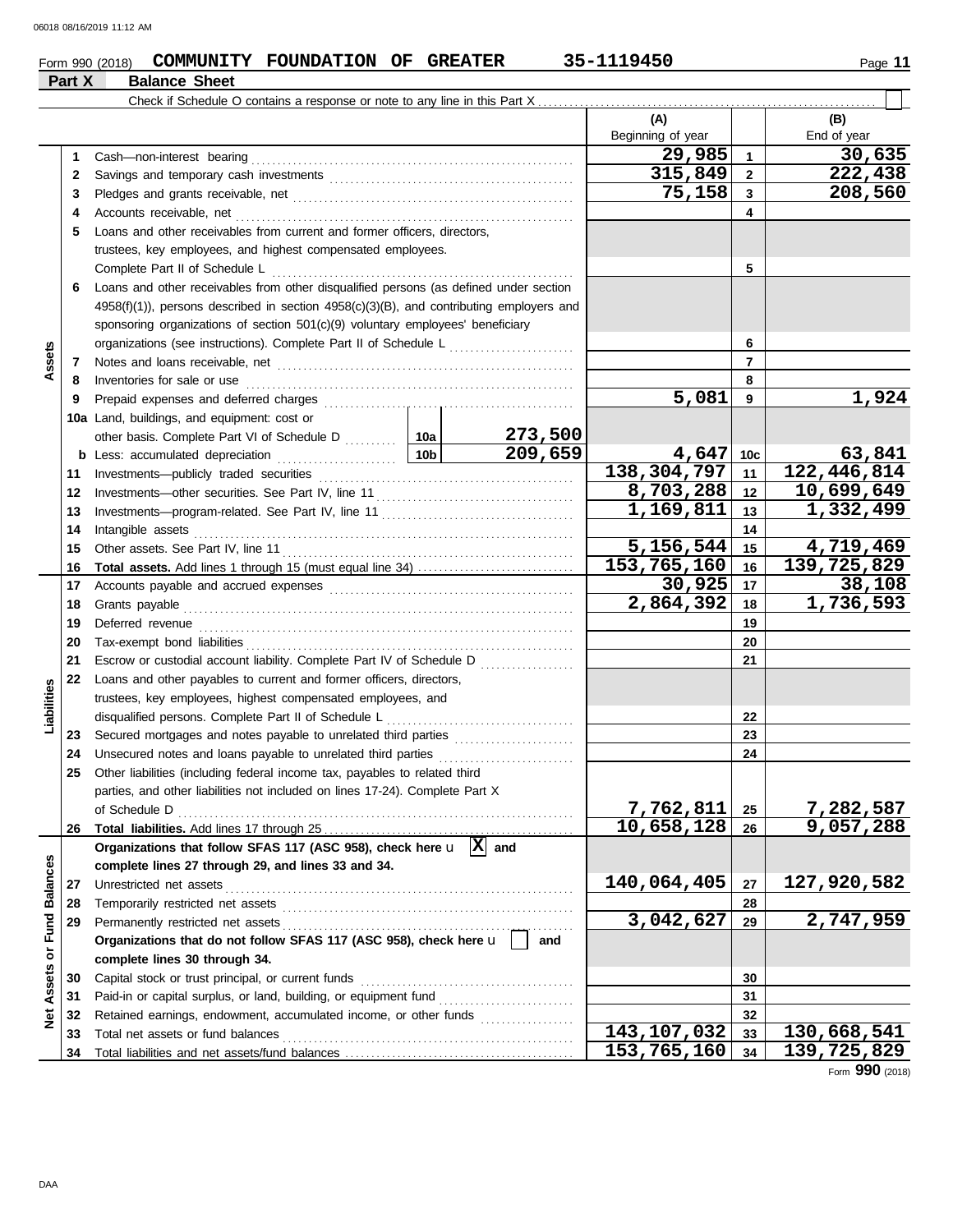Form 990 (2018) COMMUNITY FOUNDATION OF GREATER 35-1119450

## Part X Balance Sheet

Check if Schedule O contains a response or note to any line in this Part X

| | | Description | | | (A) Beginning of year | | (B) End of year |
|---|---|---|---|---|---|---|---|
| Assets | 1 | Cash—non-interest bearing | | | 29,985 | 1 | 30,635 |
| | 2 | Savings and temporary cash investments | | | 315,849 | 2 | 222,438 |
| | 3 | Pledges and grants receivable, net | | | 75,158 | 3 | 208,560 |
| | 4 | Accounts receivable, net | | | | 4 | |
| | 5 | Loans and other receivables from current and former officers, directors, trustees, key employees, and highest compensated employees. Complete Part II of Schedule L | | | | 5 | |
| | 6 | Loans and other receivables from other disqualified persons (as defined under section 4958(f)(1)), persons described in section 4958(c)(3)(B), and contributing employers and sponsoring organizations of section 501(c)(9) voluntary employees' beneficiary organizations (see instructions). Complete Part II of Schedule L | | | | 6 | |
| | 7 | Notes and loans receivable, net | | | | 7 | |
| | 8 | Inventories for sale or use | | | | 8 | |
| | 9 | Prepaid expenses and deferred charges | | | 5,081 | 9 | 1,924 |
| | 10a | Land, buildings, and equipment: cost or other basis. Complete Part VI of Schedule D | 10a | 273,500 | | | |
| | b | Less: accumulated depreciation | 10b | 209,659 | 4,647 | 10c | 63,841 |
| | 11 | Investments—publicly traded securities | | | 138,304,797 | 11 | 122,446,814 |
| | 12 | Investments—other securities. See Part IV, line 11 | | | 8,703,288 | 12 | 10,699,649 |
| | 13 | Investments—program-related. See Part IV, line 11 | | | 1,169,811 | 13 | 1,332,499 |
| | 14 | Intangible assets | | | | 14 | |
| | 15 | Other assets. See Part IV, line 11 | | | 5,156,544 | 15 | 4,719,469 |
| | 16 | **Total assets.** Add lines 1 through 15 (must equal line 34) | | | 153,765,160 | 16 | 139,725,829 |
| Liabilities | 17 | Accounts payable and accrued expenses | | | 30,925 | 17 | 38,108 |
| | 18 | Grants payable | | | 2,864,392 | 18 | 1,736,593 |
| | 19 | Deferred revenue | | | | 19 | |
| | 20 | Tax-exempt bond liabilities | | | | 20 | |
| | 21 | Escrow or custodial account liability. Complete Part IV of Schedule D | | | | 21 | |
| | 22 | Loans and other payables to current and former officers, directors, trustees, key employees, highest compensated employees, and disqualified persons. Complete Part II of Schedule L | | | | 22 | |
| | 23 | Secured mortgages and notes payable to unrelated third parties | | | | 23 | |
| | 24 | Unsecured notes and loans payable to unrelated third parties | | | | 24 | |
| | 25 | Other liabilities (including federal income tax, payables to related third parties, and other liabilities not included on lines 17-24). Complete Part X of Schedule D | | | 7,762,811 | 25 | 7,282,587 |
| | 26 | **Total liabilities.** Add lines 17 through 25 | | | 10,658,128 | 26 | 9,057,288 |
| Net Assets or Fund Balances | | **Organizations that follow SFAS 117 (ASC 958), check here** [X] **and complete lines 27 through 29, and lines 33 and 34.** | | | | | |
| | 27 | Unrestricted net assets | | | 140,064,405 | 27 | 127,920,582 |
| | 28 | Temporarily restricted net assets | | | | 28 | |
| | 29 | Permanently restricted net assets | | | 3,042,627 | 29 | 2,747,959 |
| | | **Organizations that do not follow SFAS 117 (ASC 958), check here** [ ] **and complete lines 30 through 34.** | | | | | |
| | 30 | Capital stock or trust principal, or current funds | | | | 30 | |
| | 31 | Paid-in or capital surplus, or land, building, or equipment fund | | | | 31 | |
| | 32 | Retained earnings, endowment, accumulated income, or other funds | | | | 32 | |
| | 33 | Total net assets or fund balances | | | 143,107,032 | 33 | 130,668,541 |
| | 34 | Total liabilities and net assets/fund balances | | | 153,765,160 | 34 | 139,725,829 |

Form 990 (2018)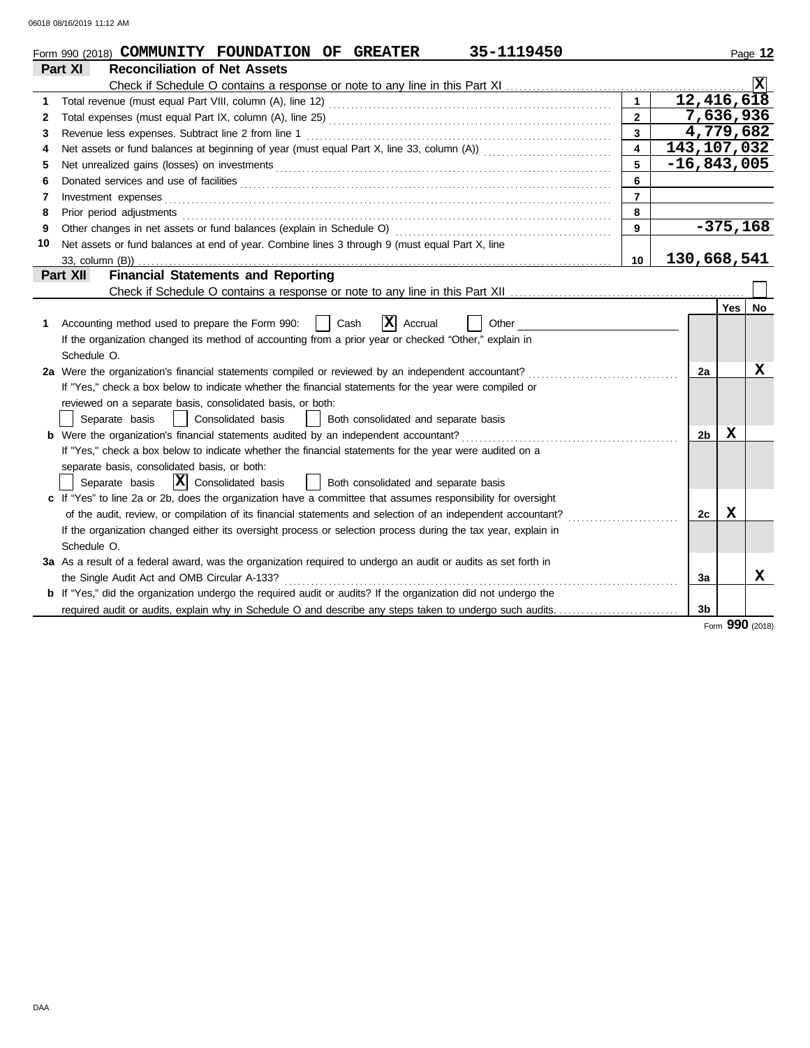Form 990 (2018) **COMMUNITY FOUNDATION OF GREATER 35-1119450** Page 12

## Part XI Reconciliation of Net Assets

Check if Schedule O contains a response or note to any line in this Part XI .......... [X]

| | | | |
|---|---|---|---|
| 1 | Total revenue (must equal Part VIII, column (A), line 12) | 1 | 12,416,618 |
| 2 | Total expenses (must equal Part IX, column (A), line 25) | 2 | 7,636,936 |
| 3 | Revenue less expenses. Subtract line 2 from line 1 | 3 | 4,779,682 |
| 4 | Net assets or fund balances at beginning of year (must equal Part X, line 33, column (A)) | 4 | 143,107,032 |
| 5 | Net unrealized gains (losses) on investments | 5 | -16,843,005 |
| 6 | Donated services and use of facilities | 6 | |
| 7 | Investment expenses | 7 | |
| 8 | Prior period adjustments | 8 | |
| 9 | Other changes in net assets or fund balances (explain in Schedule O) | 9 | -375,168 |
| 10 | Net assets or fund balances at end of year. Combine lines 3 through 9 (must equal Part X, line 33, column (B)) | 10 | 130,668,541 |

## Part XII Financial Statements and Reporting

Check if Schedule O contains a response or note to any line in this Part XII .......... [ ]

| | | | Yes | No |
|---|---|---|---|---|
| 1 | Accounting method used to prepare the Form 990: [ ] Cash [X] Accrual [ ] Other<br>If the organization changed its method of accounting from a prior year or checked "Other," explain in Schedule O. | | | |
| 2a | Were the organization's financial statements compiled or reviewed by an independent accountant?<br>If "Yes," check a box below to indicate whether the financial statements for the year were compiled or reviewed on a separate basis, consolidated basis, or both:<br>[ ] Separate basis [ ] Consolidated basis [ ] Both consolidated and separate basis | 2a | | X |
| b | Were the organization's financial statements audited by an independent accountant?<br>If "Yes," check a box below to indicate whether the financial statements for the year were audited on a separate basis, consolidated basis, or both:<br>[ ] Separate basis [X] Consolidated basis [ ] Both consolidated and separate basis | 2b | X | |
| c | If "Yes" to line 2a or 2b, does the organization have a committee that assumes responsibility for oversight of the audit, review, or compilation of its financial statements and selection of an independent accountant?<br>If the organization changed either its oversight process or selection process during the tax year, explain in Schedule O. | 2c | X | |
| 3a | As a result of a federal award, was the organization required to undergo an audit or audits as set forth in the Single Audit Act and OMB Circular A-133? | 3a | | X |
| b | If "Yes," did the organization undergo the required audit or audits? If the organization did not undergo the required audit or audits, explain why in Schedule O and describe any steps taken to undergo such audits. | 3b | | |

Form **990** (2018)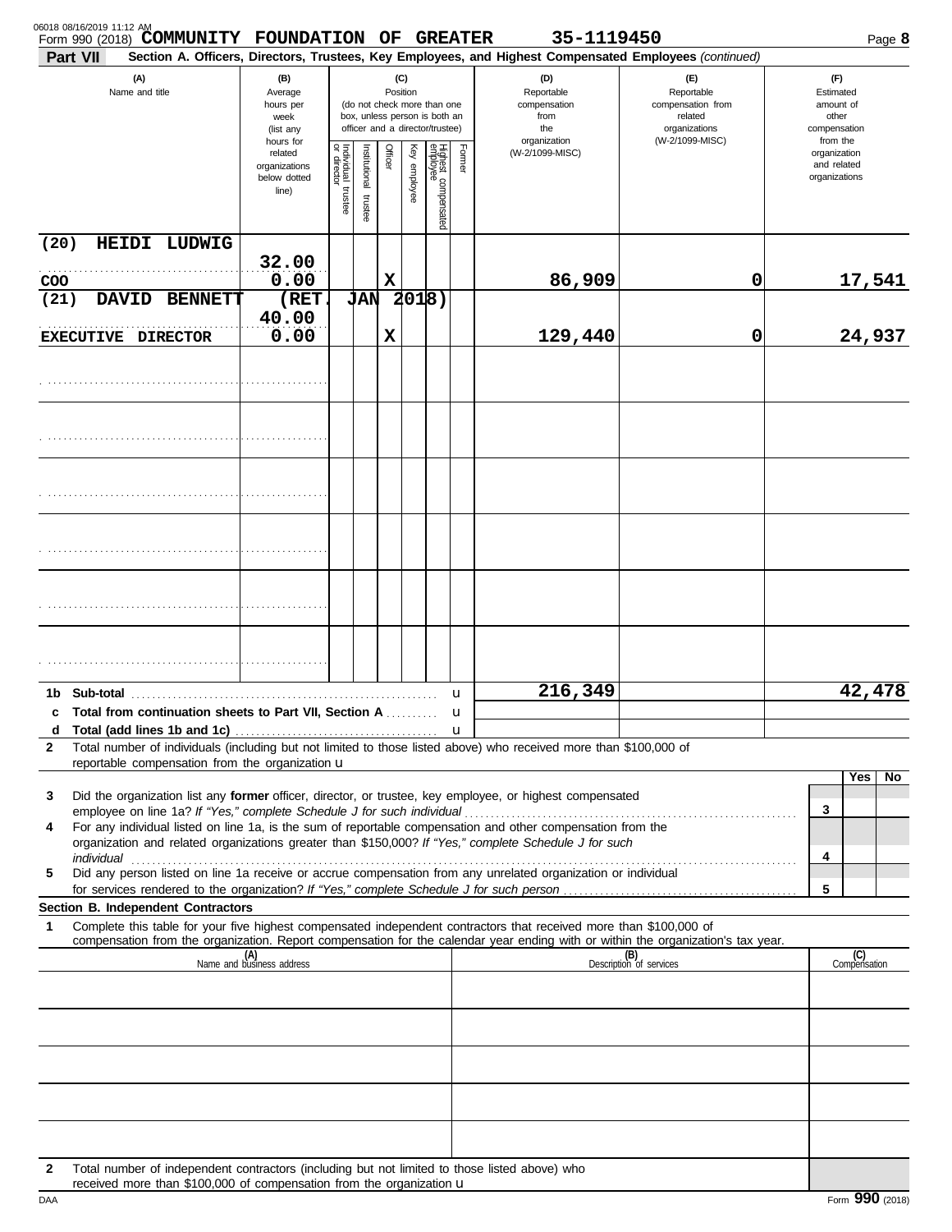Form 990 (2018) **COMMUNITY FOUNDATION OF GREATER** 35-1119450 Page **8**

**Part VII** **Section A. Officers, Directors, Trustees, Key Employees, and Highest Compensated Employees** *(continued)*

| (A) Name and title | (B) Average hours per week (list any hours for related organizations below dotted line) | (C) Position: Individual trustee or director | Institutional trustee | Officer | Key employee | Highest compensated employee | Former | (D) Reportable compensation from the organization (W-2/1099-MISC) | (E) Reportable compensation from related organizations (W-2/1099-MISC) | (F) Estimated amount of other compensation from the organization and related organizations |
|---|---|---|---|---|---|---|---|---|---|---|
| (20) HEIDI LUDWIG<br>COO | 32.00<br>0.00 | | | X | | | | 86,909 | 0 | 17,541 |
| (21) DAVID BENNETT (RET. JAN 2018)<br>EXECUTIVE DIRECTOR | 40.00<br>0.00 | | | X | | | | 129,440 | 0 | 24,937 |
| | | | | | | | | | | |
| | | | | | | | | | | |
| | | | | | | | | | | |
| | | | | | | | | | | |
| | | | | | | | | | | |
| | | | | | | | | | | |

| | | (D) | (E) | (F) |
|---|---|---|---|---|
| **1b** | **Sub-total** | 216,349 | | 42,478 |
| **c** | **Total from continuation sheets to Part VII, Section A** | | | |
| **d** | **Total (add lines 1b and 1c)** | | | |

**2** Total number of individuals (including but not limited to those listed above) who received more than $100,000 of reportable compensation from the organization u

| | | | Yes | No |
|---|---|---|---|---|
| **3** | Did the organization list any **former** officer, director, or trustee, key employee, or highest compensated employee on line 1a? *If "Yes," complete Schedule J for such individual* | 3 | | |
| **4** | For any individual listed on line 1a, is the sum of reportable compensation and other compensation from the organization and related organizations greater than $150,000? *If "Yes," complete Schedule J for such individual* | 4 | | |
| **5** | Did any person listed on line 1a receive or accrue compensation from any unrelated organization or individual for services rendered to the organization? *If "Yes," complete Schedule J for such person* | 5 | | |

**Section B. Independent Contractors**

**1** Complete this table for your five highest compensated independent contractors that received more than $100,000 of compensation from the organization. Report compensation for the calendar year ending with or within the organization's tax year.

| (A) Name and business address | (B) Description of services | (C) Compensation |
|---|---|---|
| | | |
| | | |
| | | |
| | | |
| | | |

**2** Total number of independent contractors (including but not limited to those listed above) who received more than $100,000 of compensation from the organization u

DAA Form **990** (2018)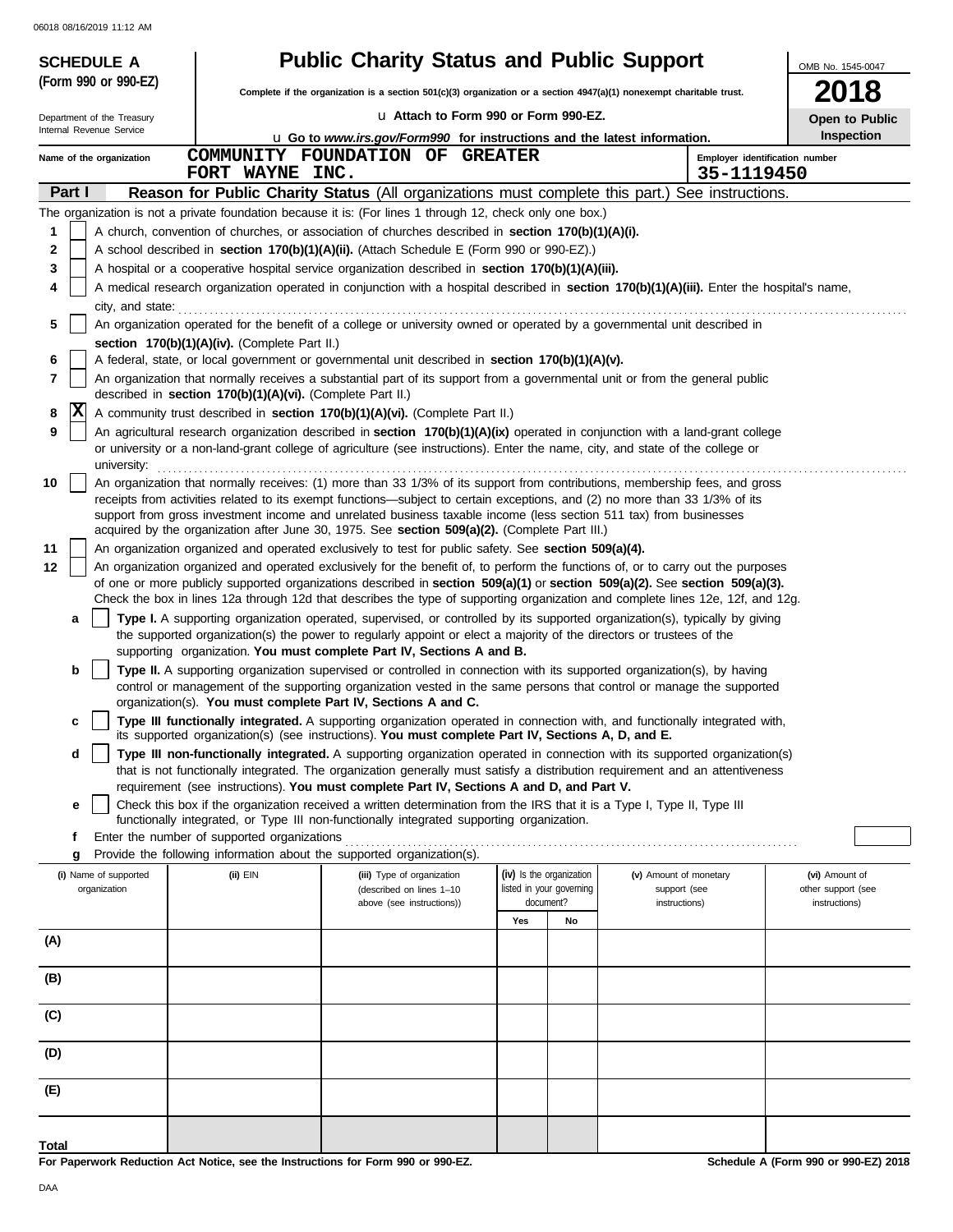06018 08/16/2019 11:12 AM

**SCHEDULE A (Form 990 or 990-EZ)**

Department of the Treasury
Internal Revenue Service

# Public Charity Status and Public Support

**Complete if the organization is a section 501(c)(3) organization or a section 4947(a)(1) nonexempt charitable trust.**

u **Attach to Form 990 or Form 990-EZ.**

u **Go to *www.irs.gov/Form990* for instructions and the latest information.**

OMB No. 1545-0047

**2018**

**Open to Public Inspection**

Name of the organization: COMMUNITY FOUNDATION OF GREATER FORT WAYNE INC.

Employer identification number: 35-1119450

**Part I** **Reason for Public Charity Status** (All organizations must complete this part.) See instructions.

The organization is not a private foundation because it is: (For lines 1 through 12, check only one box.)

1 [ ] A church, convention of churches, or association of churches described in **section 170(b)(1)(A)(i).**

2 [ ] A school described in **section 170(b)(1)(A)(ii).** (Attach Schedule E (Form 990 or 990-EZ).)

3 [ ] A hospital or a cooperative hospital service organization described in **section 170(b)(1)(A)(iii).**

4 [ ] A medical research organization operated in conjunction with a hospital described in **section 170(b)(1)(A)(iii).** Enter the hospital's name, city, and state:

5 [ ] An organization operated for the benefit of a college or university owned or operated by a governmental unit described in **section 170(b)(1)(A)(iv).** (Complete Part II.)

6 [ ] A federal, state, or local government or governmental unit described in **section 170(b)(1)(A)(v).**

7 [ ] An organization that normally receives a substantial part of its support from a governmental unit or from the general public described in **section 170(b)(1)(A)(vi).** (Complete Part II.)

8 [X] A community trust described in **section 170(b)(1)(A)(vi).** (Complete Part II.)

9 [ ] An agricultural research organization described in **section 170(b)(1)(A)(ix)** operated in conjunction with a land-grant college or university or a non-land-grant college of agriculture (see instructions). Enter the name, city, and state of the college or university:

10 [ ] An organization that normally receives: (1) more than 33 1/3% of its support from contributions, membership fees, and gross receipts from activities related to its exempt functions—subject to certain exceptions, and (2) no more than 33 1/3% of its support from gross investment income and unrelated business taxable income (less section 511 tax) from businesses acquired by the organization after June 30, 1975. See **section 509(a)(2).** (Complete Part III.)

11 [ ] An organization organized and operated exclusively to test for public safety. See **section 509(a)(4).**

12 [ ] An organization organized and operated exclusively for the benefit of, to perform the functions of, or to carry out the purposes of one or more publicly supported organizations described in **section 509(a)(1)** or **section 509(a)(2).** See **section 509(a)(3).** Check the box in lines 12a through 12d that describes the type of supporting organization and complete lines 12e, 12f, and 12g.

a [ ] **Type I.** A supporting organization operated, supervised, or controlled by its supported organization(s), typically by giving the supported organization(s) the power to regularly appoint or elect a majority of the directors or trustees of the supporting organization. **You must complete Part IV, Sections A and B.**

b [ ] **Type II.** A supporting organization supervised or controlled in connection with its supported organization(s), by having control or management of the supporting organization vested in the same persons that control or manage the supported organization(s). **You must complete Part IV, Sections A and C.**

c [ ] **Type III functionally integrated.** A supporting organization operated in connection with, and functionally integrated with, its supported organization(s) (see instructions). **You must complete Part IV, Sections A, D, and E.**

d [ ] **Type III non-functionally integrated.** A supporting organization operated in connection with its supported organization(s) that is not functionally integrated. The organization generally must satisfy a distribution requirement and an attentiveness requirement (see instructions). **You must complete Part IV, Sections A and D, and Part V.**

e [ ] Check this box if the organization received a written determination from the IRS that it is a Type I, Type II, Type III functionally integrated, or Type III non-functionally integrated supporting organization.

f Enter the number of supported organizations

g Provide the following information about the supported organization(s).

| (i) Name of supported organization | (ii) EIN | (iii) Type of organization (described on lines 1–10 above (see instructions)) | (iv) Is the organization listed in your governing document? Yes | No | (v) Amount of monetary support (see instructions) | (vi) Amount of other support (see instructions) |
|---|---|---|---|---|---|---|
| (A) | | | | | | |
| (B) | | | | | | |
| (C) | | | | | | |
| (D) | | | | | | |
| (E) | | | | | | |
| Total | | | | | | |

**For Paperwork Reduction Act Notice, see the Instructions for Form 990 or 990-EZ.** **Schedule A (Form 990 or 990-EZ) 2018**

DAA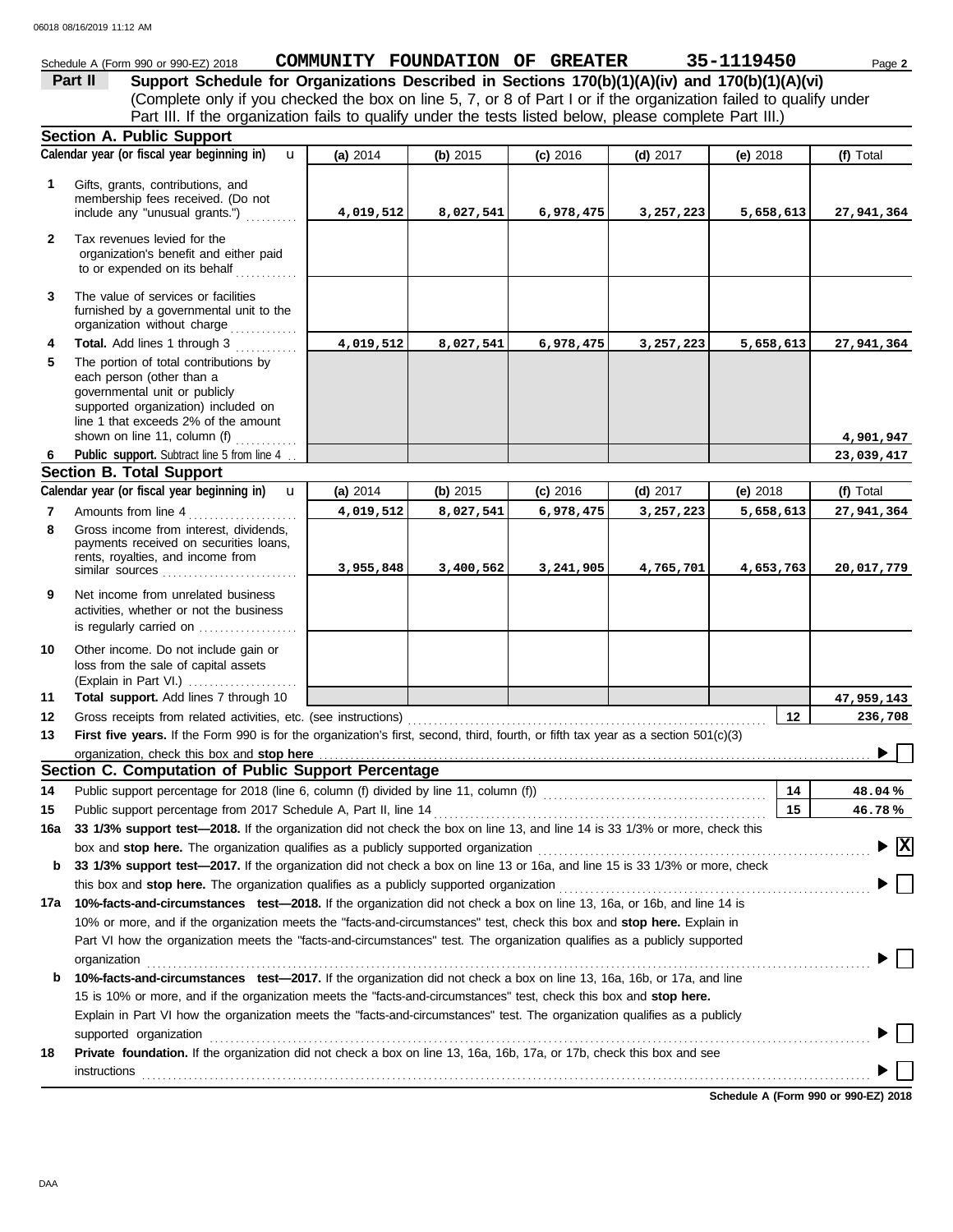Schedule A (Form 990 or 990-EZ) 2018 **COMMUNITY FOUNDATION OF GREATER** **35-1119450** Page **2**

## Part II Support Schedule for Organizations Described in Sections 170(b)(1)(A)(iv) and 170(b)(1)(A)(vi)

(Complete only if you checked the box on line 5, 7, or 8 of Part I or if the organization failed to qualify under Part III. If the organization fails to qualify under the tests listed below, please complete Part III.)

### Section A. Public Support

| Calendar year (or fiscal year beginning in) | (a) 2014 | (b) 2015 | (c) 2016 | (d) 2017 | (e) 2018 | (f) Total |
|---|---|---|---|---|---|---|
| **1** Gifts, grants, contributions, and membership fees received. (Do not include any "unusual grants.") | 4,019,512 | 8,027,541 | 6,978,475 | 3,257,223 | 5,658,613 | 27,941,364 |
| **2** Tax revenues levied for the organization's benefit and either paid to or expended on its behalf | | | | | | |
| **3** The value of services or facilities furnished by a governmental unit to the organization without charge | | | | | | |
| **4 Total.** Add lines 1 through 3 | 4,019,512 | 8,027,541 | 6,978,475 | 3,257,223 | 5,658,613 | 27,941,364 |
| **5** The portion of total contributions by each person (other than a governmental unit or publicly supported organization) included on line 1 that exceeds 2% of the amount shown on line 11, column (f) | | | | | | 4,901,947 |
| **6 Public support.** Subtract line 5 from line 4 | | | | | | 23,039,417 |

### Section B. Total Support

| Calendar year (or fiscal year beginning in) | (a) 2014 | (b) 2015 | (c) 2016 | (d) 2017 | (e) 2018 | (f) Total |
|---|---|---|---|---|---|---|
| **7** Amounts from line 4 | 4,019,512 | 8,027,541 | 6,978,475 | 3,257,223 | 5,658,613 | 27,941,364 |
| **8** Gross income from interest, dividends, payments received on securities loans, rents, royalties, and income from similar sources | 3,955,848 | 3,400,562 | 3,241,905 | 4,765,701 | 4,653,763 | 20,017,779 |
| **9** Net income from unrelated business activities, whether or not the business is regularly carried on | | | | | | |
| **10** Other income. Do not include gain or loss from the sale of capital assets (Explain in Part VI.) | | | | | | |
| **11 Total support.** Add lines 7 through 10 | | | | | | 47,959,143 |

**12** Gross receipts from related activities, etc. (see instructions) — **12** — 236,708

**13 First five years.** If the Form 990 is for the organization's first, second, third, fourth, or fifth tax year as a section 501(c)(3) organization, check this box and **stop here** ☐

### Section C. Computation of Public Support Percentage

**14** Public support percentage for 2018 (line 6, column (f) divided by line 11, column (f)) — **14** — 48.04 %

**15** Public support percentage from 2017 Schedule A, Part II, line 14 — **15** — 46.78 %

**16a 33 1/3% support test—2018.** If the organization did not check the box on line 13, and line 14 is 33 1/3% or more, check this box and **stop here.** The organization qualifies as a publicly supported organization ☒

**b 33 1/3% support test—2017.** If the organization did not check a box on line 13 or 16a, and line 15 is 33 1/3% or more, check this box and **stop here.** The organization qualifies as a publicly supported organization ☐

**17a 10%-facts-and-circumstances test—2018.** If the organization did not check a box on line 13, 16a, or 16b, and line 14 is 10% or more, and if the organization meets the "facts-and-circumstances" test, check this box and **stop here.** Explain in Part VI how the organization meets the "facts-and-circumstances" test. The organization qualifies as a publicly supported organization ☐

**b 10%-facts-and-circumstances test—2017.** If the organization did not check a box on line 13, 16a, 16b, or 17a, and line 15 is 10% or more, and if the organization meets the "facts-and-circumstances" test, check this box and **stop here.** Explain in Part VI how the organization meets the "facts-and-circumstances" test. The organization qualifies as a publicly supported organization ☐

**18 Private foundation.** If the organization did not check a box on line 13, 16a, 16b, 17a, or 17b, check this box and see instructions ☐

**Schedule A (Form 990 or 990-EZ) 2018**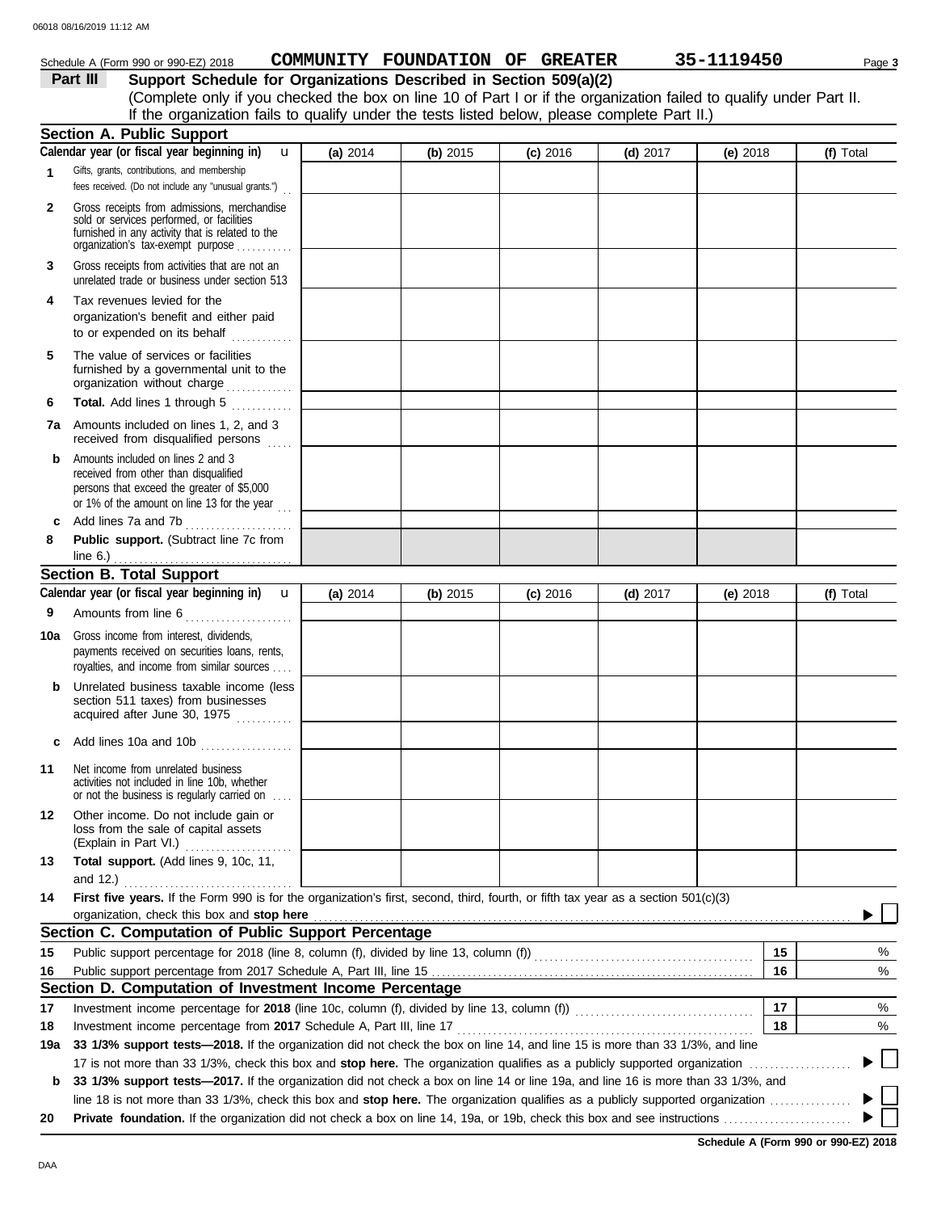Schedule A (Form 990 or 990-EZ) 2018 **COMMUNITY FOUNDATION OF GREATER** **35-1119450**

## Part III Support Schedule for Organizations Described in Section 509(a)(2)

(Complete only if you checked the box on line 10 of Part I or if the organization failed to qualify under Part II. If the organization fails to qualify under the tests listed below, please complete Part II.)

### Section A. Public Support

| Calendar year (or fiscal year beginning in) | (a) 2014 | (b) 2015 | (c) 2016 | (d) 2017 | (e) 2018 | (f) Total |
|---|---|---|---|---|---|---|
| **1** Gifts, grants, contributions, and membership fees received. (Do not include any "unusual grants.") | | | | | | |
| **2** Gross receipts from admissions, merchandise sold or services performed, or facilities furnished in any activity that is related to the organization's tax-exempt purpose | | | | | | |
| **3** Gross receipts from activities that are not an unrelated trade or business under section 513 | | | | | | |
| **4** Tax revenues levied for the organization's benefit and either paid to or expended on its behalf | | | | | | |
| **5** The value of services or facilities furnished by a governmental unit to the organization without charge | | | | | | |
| **6** **Total.** Add lines 1 through 5 | | | | | | |
| **7a** Amounts included on lines 1, 2, and 3 received from disqualified persons | | | | | | |
| **b** Amounts included on lines 2 and 3 received from other than disqualified persons that exceed the greater of $5,000 or 1% of the amount on line 13 for the year | | | | | | |
| **c** Add lines 7a and 7b | | | | | | |
| **8** **Public support.** (Subtract line 7c from line 6.) | | | | | | |

### Section B. Total Support

| Calendar year (or fiscal year beginning in) | (a) 2014 | (b) 2015 | (c) 2016 | (d) 2017 | (e) 2018 | (f) Total |
|---|---|---|---|---|---|---|
| **9** Amounts from line 6 | | | | | | |
| **10a** Gross income from interest, dividends, payments received on securities loans, rents, royalties, and income from similar sources | | | | | | |
| **b** Unrelated business taxable income (less section 511 taxes) from businesses acquired after June 30, 1975 | | | | | | |
| **c** Add lines 10a and 10b | | | | | | |
| **11** Net income from unrelated business activities not included in line 10b, whether or not the business is regularly carried on | | | | | | |
| **12** Other income. Do not include gain or loss from the sale of capital assets (Explain in Part VI.) | | | | | | |
| **13** **Total support.** (Add lines 9, 10c, 11, and 12.) | | | | | | |

**14** **First five years.** If the Form 990 is for the organization's first, second, third, fourth, or fifth tax year as a section 501(c)(3) organization, check this box and **stop here** ☐

### Section C. Computation of Public Support Percentage

**15** Public support percentage for 2018 (line 8, column (f), divided by line 13, column (f)) **15** %

**16** Public support percentage from 2017 Schedule A, Part III, line 15 **16** %

### Section D. Computation of Investment Income Percentage

**17** Investment income percentage for **2018** (line 10c, column (f), divided by line 13, column (f)) **17** %

**18** Investment income percentage from **2017** Schedule A, Part III, line 17 **18** %

**19a** **33 1/3% support tests—2018.** If the organization did not check the box on line 14, and line 15 is more than 33 1/3%, and line 17 is not more than 33 1/3%, check this box and **stop here.** The organization qualifies as a publicly supported organization ☐

**b** **33 1/3% support tests—2017.** If the organization did not check a box on line 14 or line 19a, and line 16 is more than 33 1/3%, and line 18 is not more than 33 1/3%, check this box and **stop here.** The organization qualifies as a publicly supported organization ☐

**20** **Private foundation.** If the organization did not check a box on line 14, 19a, or 19b, check this box and see instructions ☐

**Schedule A (Form 990 or 990-EZ) 2018**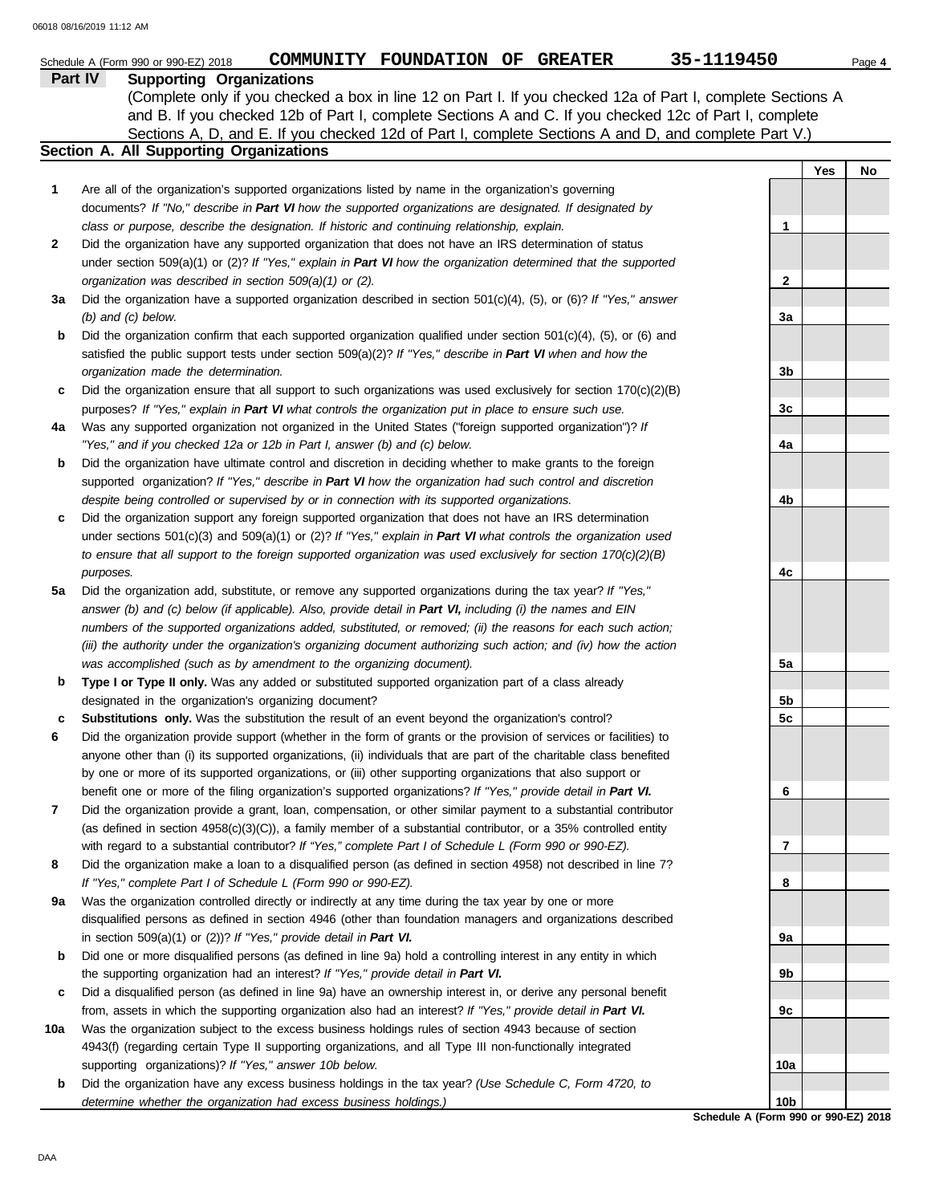Schedule A (Form 990 or 990-EZ) 2018 COMMUNITY FOUNDATION OF GREATER 35-1119450

**Part IV Supporting Organizations**

(Complete only if you checked a box in line 12 on Part I. If you checked 12a of Part I, complete Sections A and B. If you checked 12b of Part I, complete Sections A and C. If you checked 12c of Part I, complete Sections A, D, and E. If you checked 12d of Part I, complete Sections A and D, and complete Part V.)

**Section A. All Supporting Organizations**

| | | | Yes | No |
|---|---|---|---|---|
| 1 | Are all of the organization's supported organizations listed by name in the organization's governing documents? *If "No," describe in **Part VI** how the supported organizations are designated. If designated by class or purpose, describe the designation. If historic and continuing relationship, explain.* | 1 | | |
| 2 | Did the organization have any supported organization that does not have an IRS determination of status under section 509(a)(1) or (2)? *If "Yes," explain in **Part VI** how the organization determined that the supported organization was described in section 509(a)(1) or (2).* | 2 | | |
| 3a | Did the organization have a supported organization described in section 501(c)(4), (5), or (6)? *If "Yes," answer (b) and (c) below.* | 3a | | |
| b | Did the organization confirm that each supported organization qualified under section 501(c)(4), (5), or (6) and satisfied the public support tests under section 509(a)(2)? *If "Yes," describe in **Part VI** when and how the organization made the determination.* | 3b | | |
| c | Did the organization ensure that all support to such organizations was used exclusively for section 170(c)(2)(B) purposes? *If "Yes," explain in **Part VI** what controls the organization put in place to ensure such use.* | 3c | | |
| 4a | Was any supported organization not organized in the United States ("foreign supported organization")? *If "Yes," and if you checked 12a or 12b in Part I, answer (b) and (c) below.* | 4a | | |
| b | Did the organization have ultimate control and discretion in deciding whether to make grants to the foreign supported organization? *If "Yes," describe in **Part VI** how the organization had such control and discretion despite being controlled or supervised by or in connection with its supported organizations.* | 4b | | |
| c | Did the organization support any foreign supported organization that does not have an IRS determination under sections 501(c)(3) and 509(a)(1) or (2)? *If "Yes," explain in **Part VI** what controls the organization used to ensure that all support to the foreign supported organization was used exclusively for section 170(c)(2)(B) purposes.* | 4c | | |
| 5a | Did the organization add, substitute, or remove any supported organizations during the tax year? *If "Yes," answer (b) and (c) below (if applicable). Also, provide detail in **Part VI,** including (i) the names and EIN numbers of the supported organizations added, substituted, or removed; (ii) the reasons for each such action; (iii) the authority under the organization's organizing document authorizing such action; and (iv) how the action was accomplished (such as by amendment to the organizing document).* | 5a | | |
| b | **Type I or Type II only.** Was any added or substituted supported organization part of a class already designated in the organization's organizing document? | 5b | | |
| c | **Substitutions only.** Was the substitution the result of an event beyond the organization's control? | 5c | | |
| 6 | Did the organization provide support (whether in the form of grants or the provision of services or facilities) to anyone other than (i) its supported organizations, (ii) individuals that are part of the charitable class benefited by one or more of its supported organizations, or (iii) other supporting organizations that also support or benefit one or more of the filing organization's supported organizations? *If "Yes," provide detail in **Part VI.*** | 6 | | |
| 7 | Did the organization provide a grant, loan, compensation, or other similar payment to a substantial contributor (as defined in section 4958(c)(3)(C)), a family member of a substantial contributor, or a 35% controlled entity with regard to a substantial contributor? *If "Yes," complete Part I of Schedule L (Form 990 or 990-EZ).* | 7 | | |
| 8 | Did the organization make a loan to a disqualified person (as defined in section 4958) not described in line 7? *If "Yes," complete Part I of Schedule L (Form 990 or 990-EZ).* | 8 | | |
| 9a | Was the organization controlled directly or indirectly at any time during the tax year by one or more disqualified persons as defined in section 4946 (other than foundation managers and organizations described in section 509(a)(1) or (2))? *If "Yes," provide detail in **Part VI.*** | 9a | | |
| b | Did one or more disqualified persons (as defined in line 9a) hold a controlling interest in any entity in which the supporting organization had an interest? *If "Yes," provide detail in **Part VI.*** | 9b | | |
| c | Did a disqualified person (as defined in line 9a) have an ownership interest in, or derive any personal benefit from, assets in which the supporting organization also had an interest? *If "Yes," provide detail in **Part VI.*** | 9c | | |
| 10a | Was the organization subject to the excess business holdings rules of section 4943 because of section 4943(f) (regarding certain Type II supporting organizations, and all Type III non-functionally integrated supporting organizations)? *If "Yes," answer 10b below.* | 10a | | |
| b | Did the organization have any excess business holdings in the tax year? *(Use Schedule C, Form 4720, to determine whether the organization had excess business holdings.)* | 10b | | |

**Schedule A (Form 990 or 990-EZ) 2018**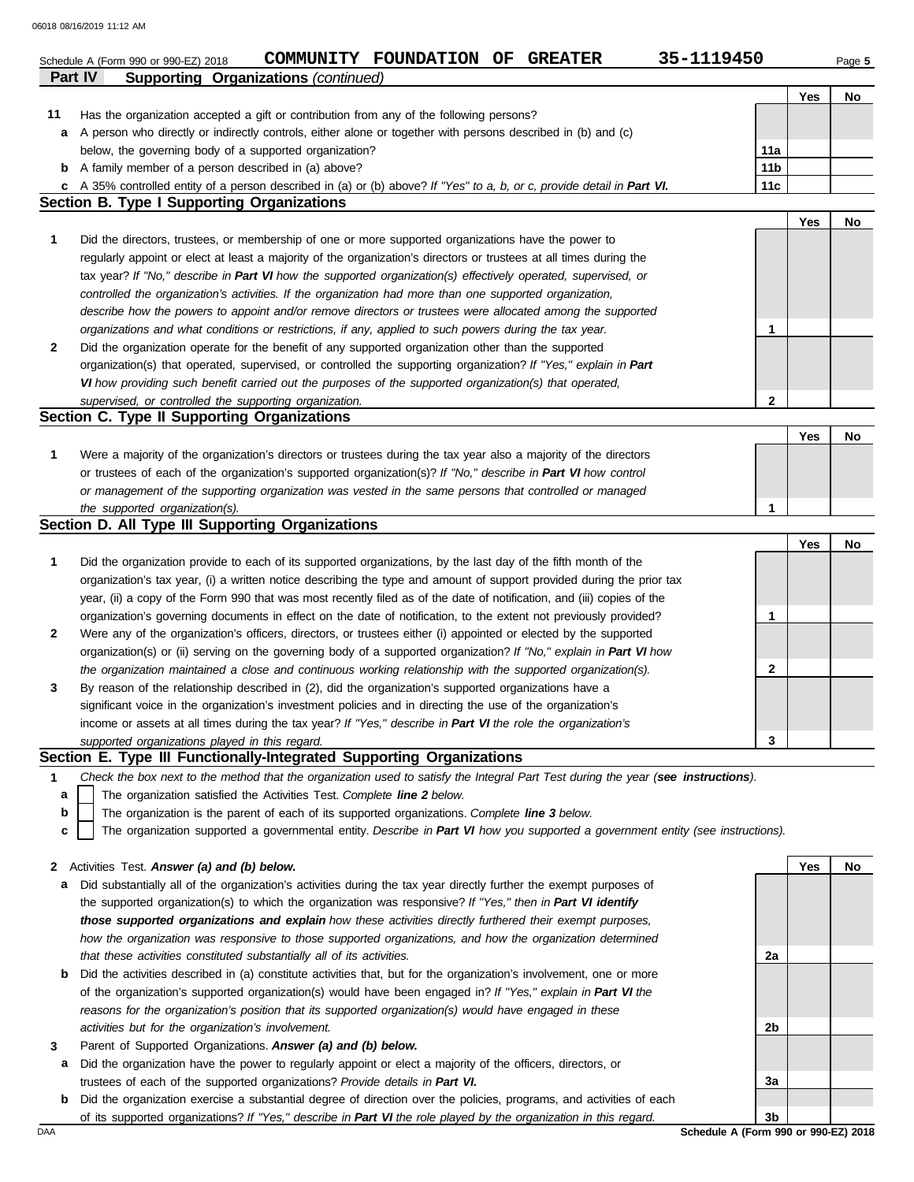Schedule A (Form 990 or 990-EZ) 2018 **COMMUNITY FOUNDATION OF GREATER** **35-1119450**

**Part IV Supporting Organizations** *(continued)*

| | | | Yes | No |
|---|---|---|---|---|
| **11** | Has the organization accepted a gift or contribution from any of the following persons? | | | |
| **a** | A person who directly or indirectly controls, either alone or together with persons described in (b) and (c) below, the governing body of a supported organization? | **11a** | | |
| **b** | A family member of a person described in (a) above? | **11b** | | |
| **c** | A 35% controlled entity of a person described in (a) or (b) above? *If "Yes" to a, b, or c, provide detail in **Part VI.*** | **11c** | | |

## Section B. Type I Supporting Organizations

| | | | Yes | No |
|---|---|---|---|---|
| **1** | Did the directors, trustees, or membership of one or more supported organizations have the power to regularly appoint or elect at least a majority of the organization's directors or trustees at all times during the tax year? *If "No," describe in **Part VI** how the supported organization(s) effectively operated, supervised, or controlled the organization's activities. If the organization had more than one supported organization, describe how the powers to appoint and/or remove directors or trustees were allocated among the supported organizations and what conditions or restrictions, if any, applied to such powers during the tax year.* | **1** | | |
| **2** | Did the organization operate for the benefit of any supported organization other than the supported organization(s) that operated, supervised, or controlled the supporting organization? *If "Yes," explain in **Part VI** how providing such benefit carried out the purposes of the supported organization(s) that operated, supervised, or controlled the supporting organization.* | **2** | | |

## Section C. Type II Supporting Organizations

| | | | Yes | No |
|---|---|---|---|---|
| **1** | Were a majority of the organization's directors or trustees during the tax year also a majority of the directors or trustees of each of the organization's supported organization(s)? *If "No," describe in **Part VI** how control or management of the supporting organization was vested in the same persons that controlled or managed the supported organization(s).* | **1** | | |

## Section D. All Type III Supporting Organizations

| | | | Yes | No |
|---|---|---|---|---|
| **1** | Did the organization provide to each of its supported organizations, by the last day of the fifth month of the organization's tax year, (i) a written notice describing the type and amount of support provided during the prior tax year, (ii) a copy of the Form 990 that was most recently filed as of the date of notification, and (iii) copies of the organization's governing documents in effect on the date of notification, to the extent not previously provided? | **1** | | |
| **2** | Were any of the organization's officers, directors, or trustees either (i) appointed or elected by the supported organization(s) or (ii) serving on the governing body of a supported organization? *If "No," explain in **Part VI** how the organization maintained a close and continuous working relationship with the supported organization(s).* | **2** | | |
| **3** | By reason of the relationship described in (2), did the organization's supported organizations have a significant voice in the organization's investment policies and in directing the use of the organization's income or assets at all times during the tax year? *If "Yes," describe in **Part VI** the role the organization's supported organizations played in this regard.* | **3** | | |

## Section E. Type III Functionally-Integrated Supporting Organizations

**1** *Check the box next to the method that the organization used to satisfy the Integral Part Test during the year (**see instructions**).*

- **a** ☐ The organization satisfied the Activities Test. *Complete **line 2** below.*
- **b** ☐ The organization is the parent of each of its supported organizations. *Complete **line 3** below.*
- **c** ☐ The organization supported a governmental entity. *Describe in **Part VI** how you supported a government entity (see instructions).*

| | | | Yes | No |
|---|---|---|---|---|
| **2** | Activities Test. ***Answer (a) and (b) below.*** | | | |
| **a** | Did substantially all of the organization's activities during the tax year directly further the exempt purposes of the supported organization(s) to which the organization was responsive? *If "Yes," then in **Part VI identify those supported organizations and explain** how these activities directly furthered their exempt purposes, how the organization was responsive to those supported organizations, and how the organization determined that these activities constituted substantially all of its activities.* | **2a** | | |
| **b** | Did the activities described in (a) constitute activities that, but for the organization's involvement, one or more of the organization's supported organization(s) would have been engaged in? *If "Yes," explain in **Part VI** the reasons for the organization's position that its supported organization(s) would have engaged in these activities but for the organization's involvement.* | **2b** | | |
| **3** | Parent of Supported Organizations. ***Answer (a) and (b) below.*** | | | |
| **a** | Did the organization have the power to regularly appoint or elect a majority of the officers, directors, or trustees of each of the supported organizations? *Provide details in **Part VI.*** | **3a** | | |
| **b** | Did the organization exercise a substantial degree of direction over the policies, programs, and activities of each of its supported organizations? *If "Yes," describe in **Part VI** the role played by the organization in this regard.* | **3b** | | |

**Schedule A (Form 990 or 990-EZ) 2018**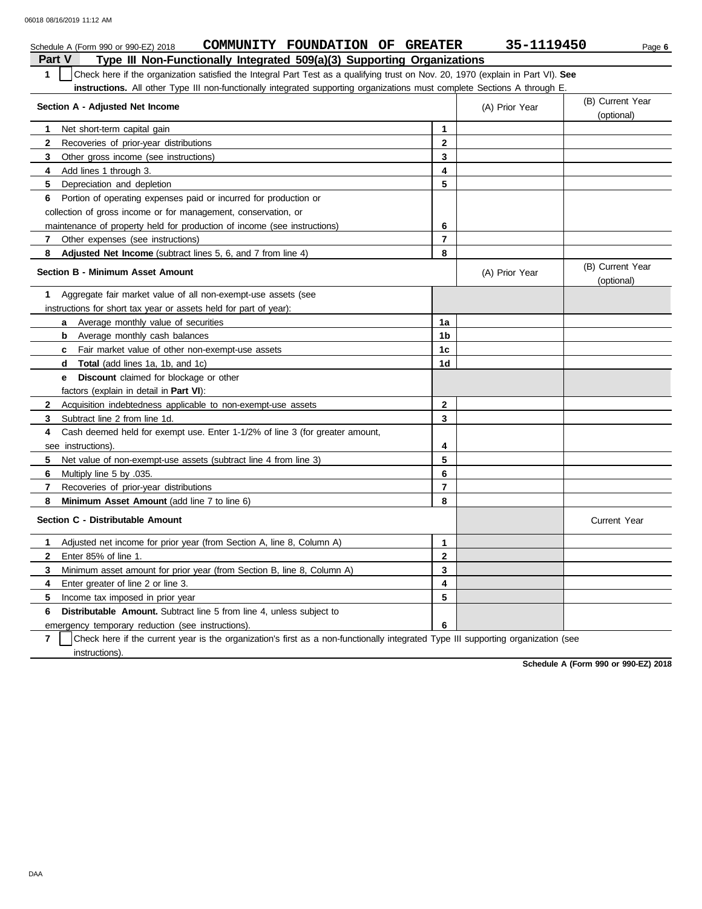Schedule A (Form 990 or 990-EZ) 2018 COMMUNITY FOUNDATION OF GREATER 35-1119450 Page **6**

## Part V Type III Non-Functionally Integrated 509(a)(3) Supporting Organizations

**1** ☐ Check here if the organization satisfied the Integral Part Test as a qualifying trust on Nov. 20, 1970 (explain in Part VI). **See instructions.** All other Type III non-functionally integrated supporting organizations must complete Sections A through E.

| **Section A - Adjusted Net Income** | | (A) Prior Year | (B) Current Year (optional) |
|---|---|---|---|
| **1** Net short-term capital gain | **1** | | |
| **2** Recoveries of prior-year distributions | **2** | | |
| **3** Other gross income (see instructions) | **3** | | |
| **4** Add lines 1 through 3. | **4** | | |
| **5** Depreciation and depletion | **5** | | |
| **6** Portion of operating expenses paid or incurred for production or collection of gross income or for management, conservation, or maintenance of property held for production of income (see instructions) | **6** | | |
| **7** Other expenses (see instructions) | **7** | | |
| **8** **Adjusted Net Income** (subtract lines 5, 6, and 7 from line 4) | **8** | | |

| **Section B - Minimum Asset Amount** | | (A) Prior Year | (B) Current Year (optional) |
|---|---|---|---|
| **1** Aggregate fair market value of all non-exempt-use assets (see instructions for short tax year or assets held for part of year): | | | |
| **a** Average monthly value of securities | **1a** | | |
| **b** Average monthly cash balances | **1b** | | |
| **c** Fair market value of other non-exempt-use assets | **1c** | | |
| **d** **Total** (add lines 1a, 1b, and 1c) | **1d** | | |
| **e** **Discount** claimed for blockage or other factors (explain in detail in **Part VI**): | | | |
| **2** Acquisition indebtedness applicable to non-exempt-use assets | **2** | | |
| **3** Subtract line 2 from line 1d. | **3** | | |
| **4** Cash deemed held for exempt use. Enter 1-1/2% of line 3 (for greater amount, see instructions). | **4** | | |
| **5** Net value of non-exempt-use assets (subtract line 4 from line 3) | **5** | | |
| **6** Multiply line 5 by .035. | **6** | | |
| **7** Recoveries of prior-year distributions | **7** | | |
| **8** **Minimum Asset Amount** (add line 7 to line 6) | **8** | | |

| **Section C - Distributable Amount** | | | Current Year |
|---|---|---|---|
| **1** Adjusted net income for prior year (from Section A, line 8, Column A) | **1** | | |
| **2** Enter 85% of line 1. | **2** | | |
| **3** Minimum asset amount for prior year (from Section B, line 8, Column A) | **3** | | |
| **4** Enter greater of line 2 or line 3. | **4** | | |
| **5** Income tax imposed in prior year | **5** | | |
| **6** **Distributable Amount.** Subtract line 5 from line 4, unless subject to emergency temporary reduction (see instructions). | **6** | | |

**7** ☐ Check here if the current year is the organization's first as a non-functionally integrated Type III supporting organization (see instructions).

**Schedule A (Form 990 or 990-EZ) 2018**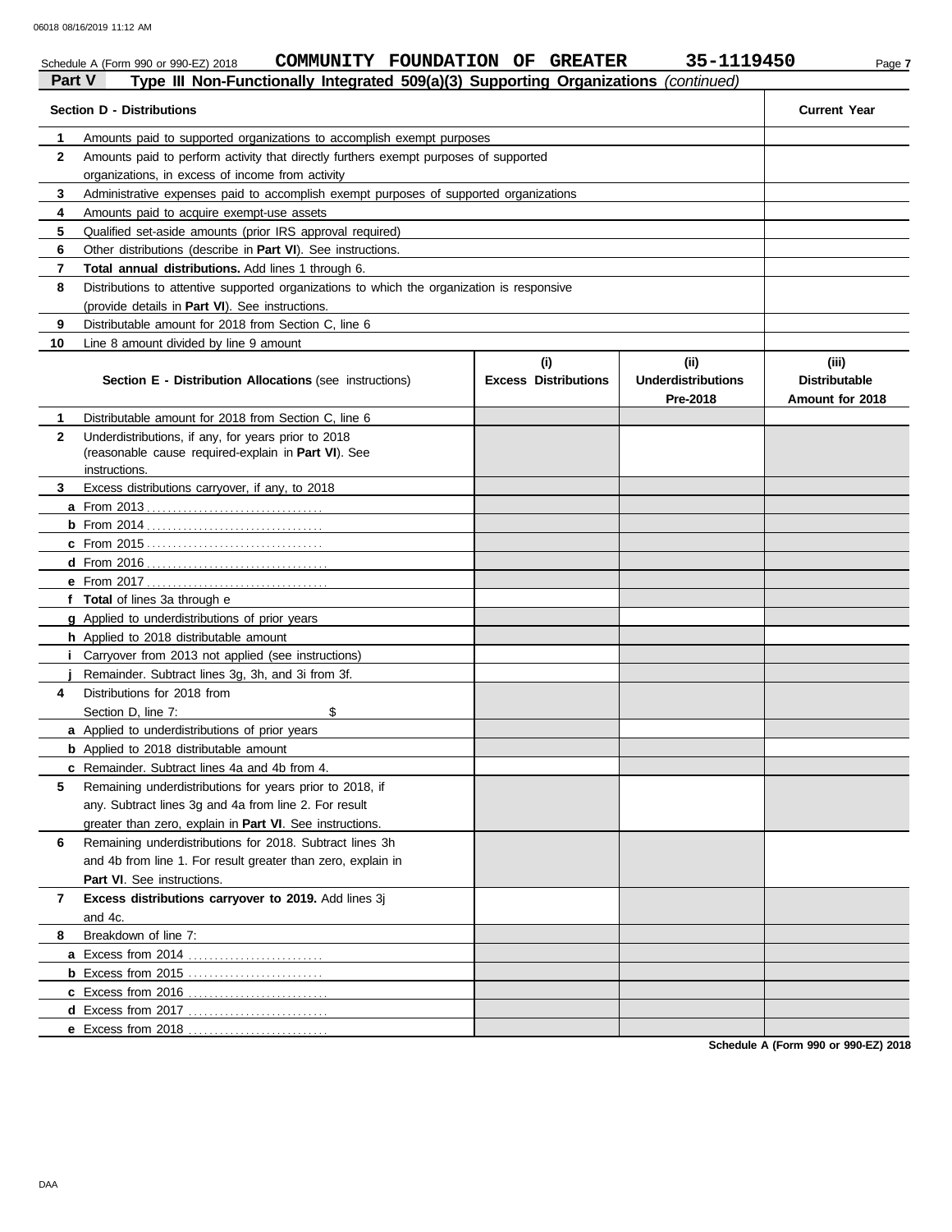Schedule A (Form 990 or 990-EZ) 2018 **COMMUNITY FOUNDATION OF GREATER** 35-1119450

## Part V Type III Non-Functionally Integrated 509(a)(3) Supporting Organizations *(continued)*

| Section D - Distributions | | Current Year |
|---|---|---|
| 1 | Amounts paid to supported organizations to accomplish exempt purposes | |
| 2 | Amounts paid to perform activity that directly furthers exempt purposes of supported organizations, in excess of income from activity | |
| 3 | Administrative expenses paid to accomplish exempt purposes of supported organizations | |
| 4 | Amounts paid to acquire exempt-use assets | |
| 5 | Qualified set-aside amounts (prior IRS approval required) | |
| 6 | Other distributions (describe in **Part VI**). See instructions. | |
| 7 | **Total annual distributions.** Add lines 1 through 6. | |
| 8 | Distributions to attentive supported organizations to which the organization is responsive (provide details in **Part VI**). See instructions. | |
| 9 | Distributable amount for 2018 from Section C, line 6 | |
| 10 | Line 8 amount divided by line 9 amount | |

| | Section E - Distribution Allocations (see instructions) | (i) Excess Distributions | (ii) Underdistributions Pre-2018 | (iii) Distributable Amount for 2018 |
|---|---|---|---|---|
| 1 | Distributable amount for 2018 from Section C, line 6 | | | |
| 2 | Underdistributions, if any, for years prior to 2018 (reasonable cause required-explain in **Part VI**). See instructions. | | | |
| 3 | Excess distributions carryover, if any, to 2018 | | | |
| a | From 2013 | | | |
| b | From 2014 | | | |
| c | From 2015 | | | |
| d | From 2016 | | | |
| e | From 2017 | | | |
| f | **Total** of lines 3a through e | | | |
| g | Applied to underdistributions of prior years | | | |
| h | Applied to 2018 distributable amount | | | |
| i | Carryover from 2013 not applied (see instructions) | | | |
| j | Remainder. Subtract lines 3g, 3h, and 3i from 3f. | | | |
| 4 | Distributions for 2018 from Section D, line 7: $ | | | |
| a | Applied to underdistributions of prior years | | | |
| b | Applied to 2018 distributable amount | | | |
| c | Remainder. Subtract lines 4a and 4b from 4. | | | |
| 5 | Remaining underdistributions for years prior to 2018, if any. Subtract lines 3g and 4a from line 2. For result greater than zero, explain in **Part VI**. See instructions. | | | |
| 6 | Remaining underdistributions for 2018. Subtract lines 3h and 4b from line 1. For result greater than zero, explain in **Part VI**. See instructions. | | | |
| 7 | **Excess distributions carryover to 2019.** Add lines 3j and 4c. | | | |
| 8 | Breakdown of line 7: | | | |
| a | Excess from 2014 | | | |
| b | Excess from 2015 | | | |
| c | Excess from 2016 | | | |
| d | Excess from 2017 | | | |
| e | Excess from 2018 | | | |

**Schedule A (Form 990 or 990-EZ) 2018**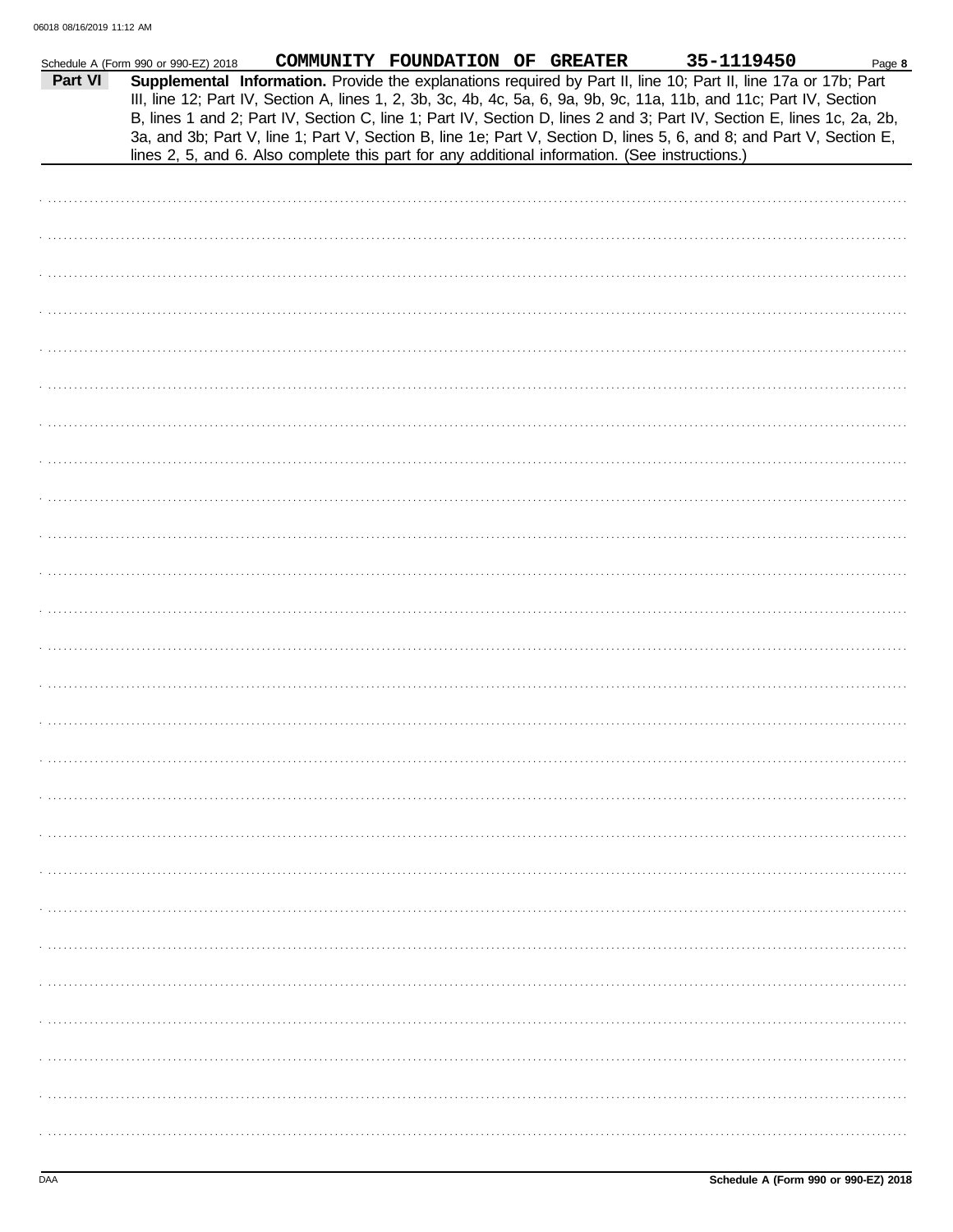Schedule A (Form 990 or 990-EZ) 2018 COMMUNITY FOUNDATION OF GREATER 35-1119450

**Part VI** **Supplemental Information.** Provide the explanations required by Part II, line 10; Part II, line 17a or 17b; Part III, line 12; Part IV, Section A, lines 1, 2, 3b, 3c, 4b, 4c, 5a, 6, 9a, 9b, 9c, 11a, 11b, and 11c; Part IV, Section B, lines 1 and 2; Part IV, Section C, line 1; Part IV, Section D, lines 2 and 3; Part IV, Section E, lines 1c, 2a, 2b, 3a, and 3b; Part V, line 1; Part V, Section B, line 1e; Part V, Section D, lines 5, 6, and 8; and Part V, Section E, lines 2, 5, and 6. Also complete this part for any additional information. (See instructions.)

Schedule A (Form 990 or 990-EZ) 2018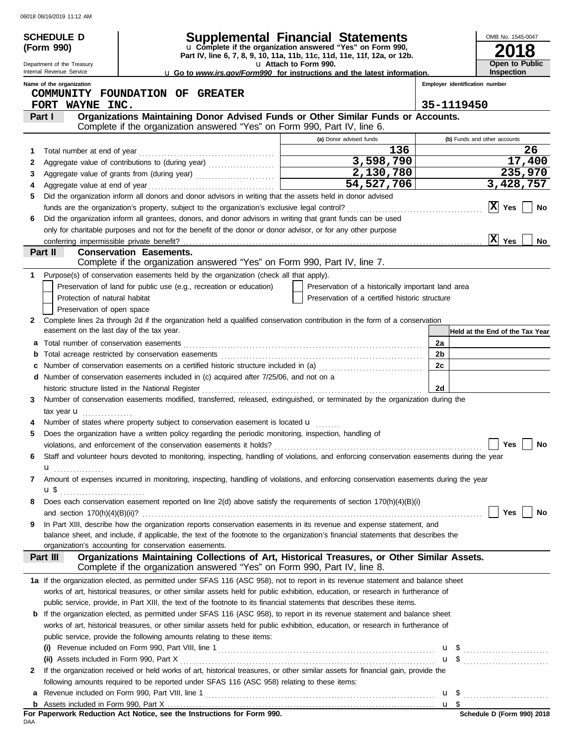06018 08/16/2019 11:12 AM

**SCHEDULE D (Form 990)**

Department of the Treasury
Internal Revenue Service

# Supplemental Financial Statements

u Complete if the organization answered "Yes" on Form 990, Part IV, line 6, 7, 8, 9, 10, 11a, 11b, 11c, 11d, 11e, 11f, 12a, or 12b.
u Attach to Form 990.
u Go to *www.irs.gov/Form990* for instructions and the latest information.

OMB No. 1545-0047
**2018**
**Open to Public Inspection**

Name of the organization: COMMUNITY FOUNDATION OF GREATER FORT WAYNE INC.
Employer identification number: 35-1119450

## Part I — Organizations Maintaining Donor Advised Funds or Other Similar Funds or Accounts.
Complete if the organization answered "Yes" on Form 990, Part IV, line 6.

| | | (a) Donor advised funds | (b) Funds and other accounts |
|---|---|---|---|
| 1 | Total number at end of year | 136 | 26 |
| 2 | Aggregate value of contributions to (during year) | 3,598,790 | 17,400 |
| 3 | Aggregate value of grants from (during year) | 2,130,780 | 235,970 |
| 4 | Aggregate value at end of year | 54,527,706 | 3,428,757 |

5 Did the organization inform all donors and donor advisors in writing that the assets held in donor advised funds are the organization's property, subject to the organization's exclusive legal control? [X] Yes [ ] No

6 Did the organization inform all grantees, donors, and donor advisors in writing that grant funds can be used only for charitable purposes and not for the benefit of the donor or donor advisor, or for any other purpose conferring impermissible private benefit? [X] Yes [ ] No

## Part II — Conservation Easements.
Complete if the organization answered "Yes" on Form 990, Part IV, line 7.

1 Purpose(s) of conservation easements held by the organization (check all that apply).
- [ ] Preservation of land for public use (e.g., recreation or education)
- [ ] Protection of natural habitat
- [ ] Preservation of open space
- [ ] Preservation of a historically important land area
- [ ] Preservation of a certified historic structure

2 Complete lines 2a through 2d if the organization held a qualified conservation contribution in the form of a conservation easement on the last day of the tax year.

| | | | Held at the End of the Tax Year |
|---|---|---|---|
| a | Total number of conservation easements | 2a | |
| b | Total acreage restricted by conservation easements | 2b | |
| c | Number of conservation easements on a certified historic structure included in (a) | 2c | |
| d | Number of conservation easements included in (c) acquired after 7/25/06, and not on a historic structure listed in the National Register | 2d | |

3 Number of conservation easements modified, transferred, released, extinguished, or terminated by the organization during the tax year u

4 Number of states where property subject to conservation easement is located u

5 Does the organization have a written policy regarding the periodic monitoring, inspection, handling of violations, and enforcement of the conservation easements it holds? [ ] Yes [ ] No

6 Staff and volunteer hours devoted to monitoring, inspecting, handling of violations, and enforcing conservation easements during the year u

7 Amount of expenses incurred in monitoring, inspecting, handling of violations, and enforcing conservation easements during the year u $

8 Does each conservation easement reported on line 2(d) above satisfy the requirements of section 170(h)(4)(B)(i) and section 170(h)(4)(B)(ii)? [ ] Yes [ ] No

9 In Part XIII, describe how the organization reports conservation easements in its revenue and expense statement, and balance sheet, and include, if applicable, the text of the footnote to the organization's financial statements that describes the organization's accounting for conservation easements.

## Part III — Organizations Maintaining Collections of Art, Historical Treasures, or Other Similar Assets.
Complete if the organization answered "Yes" on Form 990, Part IV, line 8.

1a If the organization elected, as permitted under SFAS 116 (ASC 958), not to report in its revenue statement and balance sheet works of art, historical treasures, or other similar assets held for public exhibition, education, or research in furtherance of public service, provide, in Part XIII, the text of the footnote to its financial statements that describes these items.

b If the organization elected, as permitted under SFAS 116 (ASC 958), to report in its revenue statement and balance sheet works of art, historical treasures, or other similar assets held for public exhibition, education, or research in furtherance of public service, provide the following amounts relating to these items:

(i) Revenue included on Form 990, Part VIII, line 1 u $

(ii) Assets included in Form 990, Part X u $

2 If the organization received or held works of art, historical treasures, or other similar assets for financial gain, provide the following amounts required to be reported under SFAS 116 (ASC 958) relating to these items:

a Revenue included on Form 990, Part VIII, line 1 u $

b Assets included in Form 990, Part X u $

**For Paperwork Reduction Act Notice, see the Instructions for Form 990.**
DAA
**Schedule D (Form 990) 2018**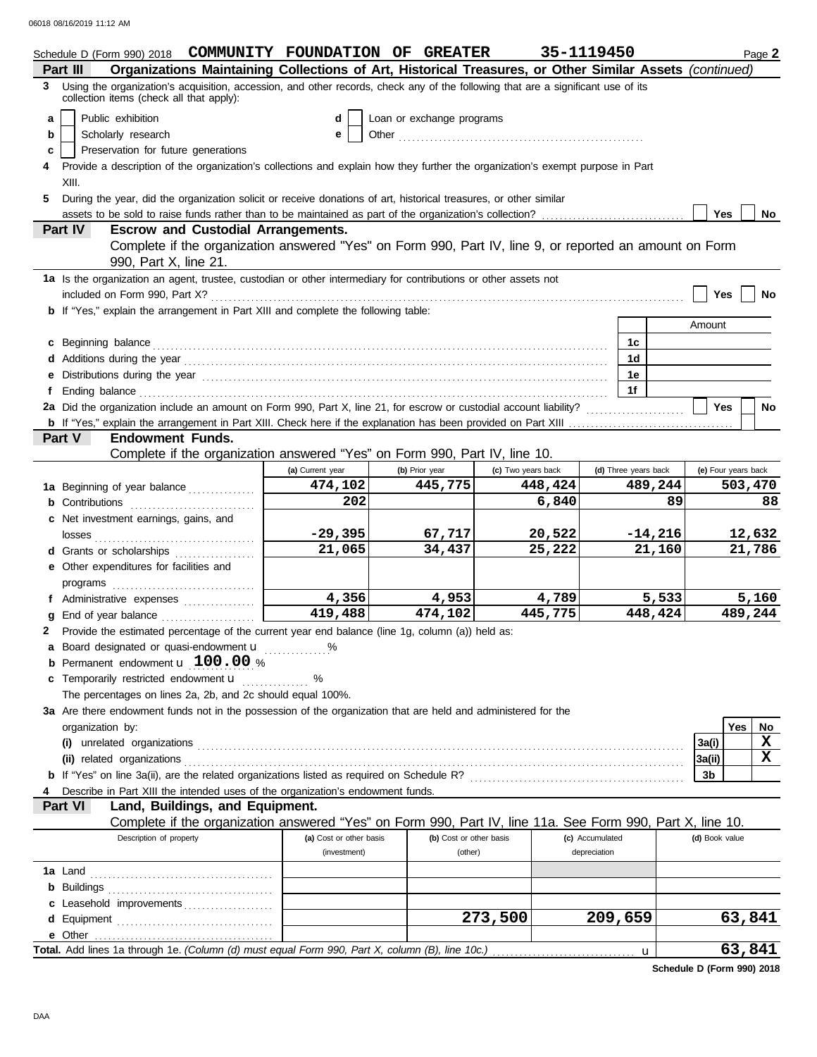Schedule D (Form 990) 2018 **COMMUNITY FOUNDATION OF GREATER** **35-1119450** Page **2**

## Part III Organizations Maintaining Collections of Art, Historical Treasures, or Other Similar Assets *(continued)*

**3** Using the organization's acquisition, accession, and other records, check any of the following that are a significant use of its collection items (check all that apply):

- **a** [ ] Public exhibition
- **b** [ ] Scholarly research
- **c** [ ] Preservation for future generations
- **d** [ ] Loan or exchange programs
- **e** [ ] Other

**4** Provide a description of the organization's collections and explain how they further the organization's exempt purpose in Part XIII.

**5** During the year, did the organization solicit or receive donations of art, historical treasures, or other similar assets to be sold to raise funds rather than to be maintained as part of the organization's collection? [ ] Yes [ ] No

## Part IV Escrow and Custodial Arrangements.

Complete if the organization answered "Yes" on Form 990, Part IV, line 9, or reported an amount on Form 990, Part X, line 21.

**1a** Is the organization an agent, trustee, custodian or other intermediary for contributions or other assets not included on Form 990, Part X? [ ] Yes [ ] No

**b** If "Yes," explain the arrangement in Part XIII and complete the following table:

| | | Amount |
|---|---|---|
| **c** Beginning balance | 1c | |
| **d** Additions during the year | 1d | |
| **e** Distributions during the year | 1e | |
| **f** Ending balance | 1f | |

**2a** Did the organization include an amount on Form 990, Part X, line 21, for escrow or custodial account liability? [ ] Yes [ ] No

**b** If "Yes," explain the arrangement in Part XIII. Check here if the explanation has been provided on Part XIII [ ]

## Part V Endowment Funds.

Complete if the organization answered "Yes" on Form 990, Part IV, line 10.

| | (a) Current year | (b) Prior year | (c) Two years back | (d) Three years back | (e) Four years back |
|---|---|---|---|---|---|
| **1a** Beginning of year balance | 474,102 | 445,775 | 448,424 | 489,244 | 503,470 |
| **b** Contributions | 202 | | 6,840 | 89 | 88 |
| **c** Net investment earnings, gains, and losses | -29,395 | 67,717 | 20,522 | -14,216 | 12,632 |
| **d** Grants or scholarships | 21,065 | 34,437 | 25,222 | 21,160 | 21,786 |
| **e** Other expenditures for facilities and programs | | | | | |
| **f** Administrative expenses | 4,356 | 4,953 | 4,789 | 5,533 | 5,160 |
| **g** End of year balance | 419,488 | 474,102 | 445,775 | 448,424 | 489,244 |

**2** Provide the estimated percentage of the current year end balance (line 1g, column (a)) held as:

- **a** Board designated or quasi-endowment ______ %
- **b** Permanent endowment **100.00** %
- **c** Temporarily restricted endowment ______ %

The percentages on lines 2a, 2b, and 2c should equal 100%.

**3a** Are there endowment funds not in the possession of the organization that are held and administered for the organization by:

| | | Yes | No |
|---|---|---|---|
| **(i)** unrelated organizations | 3a(i) | | X |
| **(ii)** related organizations | 3a(ii) | | X |
| **b** If "Yes" on line 3a(ii), are the related organizations listed as required on Schedule R? | 3b | | |

**4** Describe in Part XIII the intended uses of the organization's endowment funds.

## Part VI Land, Buildings, and Equipment.

Complete if the organization answered "Yes" on Form 990, Part IV, line 11a. See Form 990, Part X, line 10.

| Description of property | (a) Cost or other basis (investment) | (b) Cost or other basis (other) | (c) Accumulated depreciation | (d) Book value |
|---|---|---|---|---|
| **1a** Land | | | | |
| **b** Buildings | | | | |
| **c** Leasehold improvements | | | | |
| **d** Equipment | | 273,500 | 209,659 | 63,841 |
| **e** Other | | | | |
| **Total.** Add lines 1a through 1e. *(Column (d) must equal Form 990, Part X, column (B), line 10c.)* | | | | 63,841 |

**Schedule D (Form 990) 2018**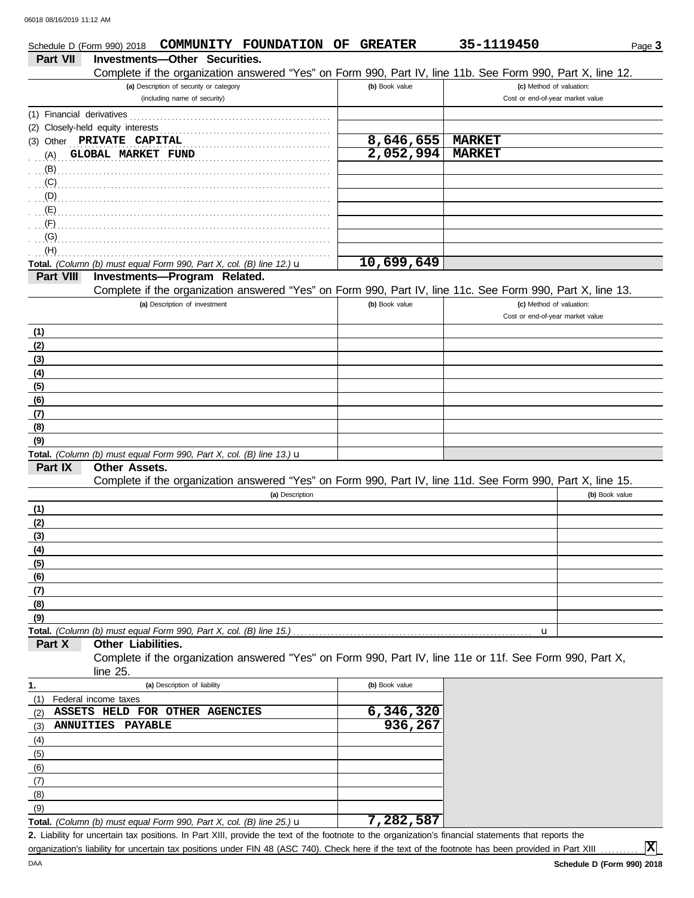Schedule D (Form 990) 2018 **COMMUNITY FOUNDATION OF GREATER** **35-1119450** Page **3**

## Part VII Investments—Other Securities.

Complete if the organization answered "Yes" on Form 990, Part IV, line 11b. See Form 990, Part X, line 12.

| (a) Description of security or category (including name of security) | (b) Book value | (c) Method of valuation: Cost or end-of-year market value |
|---|---|---|
| (1) Financial derivatives | | |
| (2) Closely-held equity interests | | |
| (3) Other **PRIVATE CAPITAL** | **8,646,655** | **MARKET** |
| (A) **GLOBAL MARKET FUND** | **2,052,994** | **MARKET** |
| (B) | | |
| (C) | | |
| (D) | | |
| (E) | | |
| (F) | | |
| (G) | | |
| (H) | | |
| **Total.** *(Column (b) must equal Form 990, Part X, col. (B) line 12.)* u | **10,699,649** | |

## Part VIII Investments—Program Related.

Complete if the organization answered "Yes" on Form 990, Part IV, line 11c. See Form 990, Part X, line 13.

| (a) Description of investment | (b) Book value | (c) Method of valuation: Cost or end-of-year market value |
|---|---|---|
| (1) | | |
| (2) | | |
| (3) | | |
| (4) | | |
| (5) | | |
| (6) | | |
| (7) | | |
| (8) | | |
| (9) | | |
| **Total.** *(Column (b) must equal Form 990, Part X, col. (B) line 13.)* u | | |

## Part IX Other Assets.

Complete if the organization answered "Yes" on Form 990, Part IV, line 11d. See Form 990, Part X, line 15.

| (a) Description | (b) Book value |
|---|---|
| (1) | |
| (2) | |
| (3) | |
| (4) | |
| (5) | |
| (6) | |
| (7) | |
| (8) | |
| (9) | |
| **Total.** *(Column (b) must equal Form 990, Part X, col. (B) line 15.)* u | |

## Part X Other Liabilities.

Complete if the organization answered "Yes" on Form 990, Part IV, line 11e or 11f. See Form 990, Part X, line 25.

| 1. (a) Description of liability | (b) Book value |
|---|---|
| (1) Federal income taxes | |
| (2) **ASSETS HELD FOR OTHER AGENCIES** | **6,346,320** |
| (3) **ANNUITIES PAYABLE** | **936,267** |
| (4) | |
| (5) | |
| (6) | |
| (7) | |
| (8) | |
| (9) | |
| **Total.** *(Column (b) must equal Form 990, Part X, col. (B) line 25.)* u | **7,282,587** |

**2.** Liability for uncertain tax positions. In Part XIII, provide the text of the footnote to the organization's financial statements that reports the organization's liability for uncertain tax positions under FIN 48 (ASC 740). Check here if the text of the footnote has been provided in Part XIII .......... **X**

Schedule D (Form 990) 2018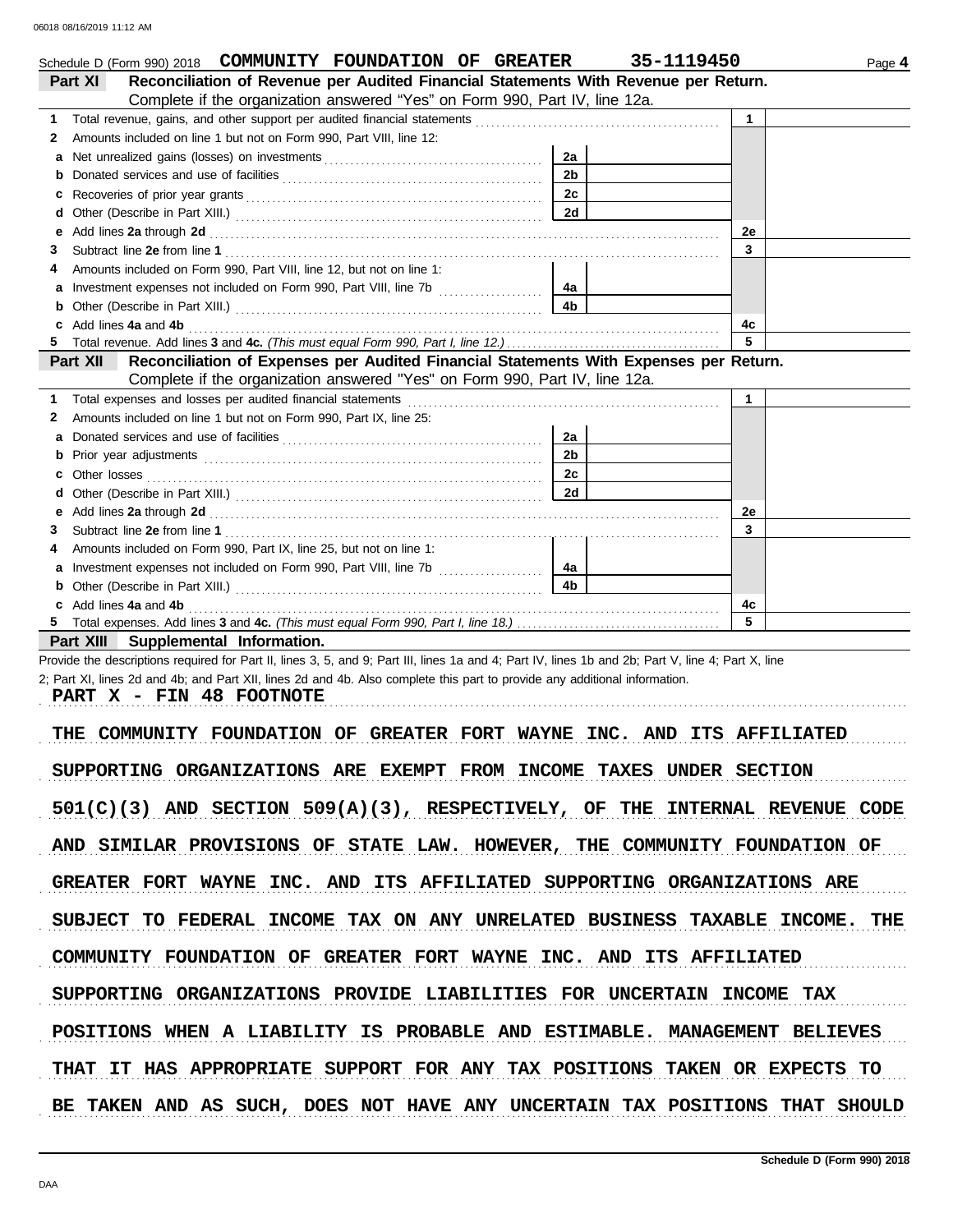Schedule D (Form 990) 2018 COMMUNITY FOUNDATION OF GREATER 35-1119450

## Part XI Reconciliation of Revenue per Audited Financial Statements With Revenue per Return.

Complete if the organization answered "Yes" on Form 990, Part IV, line 12a.

| | | | | | |
|---|---|---|---|---|---|
| 1 | Total revenue, gains, and other support per audited financial statements | | | 1 | |
| 2 | Amounts included on line 1 but not on Form 990, Part VIII, line 12: | | | | |
| a | Net unrealized gains (losses) on investments | 2a | | | |
| b | Donated services and use of facilities | 2b | | | |
| c | Recoveries of prior year grants | 2c | | | |
| d | Other (Describe in Part XIII.) | 2d | | | |
| e | Add lines 2a through 2d | | | 2e | |
| 3 | Subtract line 2e from line 1 | | | 3 | |
| 4 | Amounts included on Form 990, Part VIII, line 12, but not on line 1: | | | | |
| a | Investment expenses not included on Form 990, Part VIII, line 7b | 4a | | | |
| b | Other (Describe in Part XIII.) | 4b | | | |
| c | Add lines 4a and 4b | | | 4c | |
| 5 | Total revenue. Add lines 3 and 4c. *(This must equal Form 990, Part I, line 12.)* | | | 5 | |

## Part XII Reconciliation of Expenses per Audited Financial Statements With Expenses per Return.

Complete if the organization answered "Yes" on Form 990, Part IV, line 12a.

| | | | | | |
|---|---|---|---|---|---|
| 1 | Total expenses and losses per audited financial statements | | | 1 | |
| 2 | Amounts included on line 1 but not on Form 990, Part IX, line 25: | | | | |
| a | Donated services and use of facilities | 2a | | | |
| b | Prior year adjustments | 2b | | | |
| c | Other losses | 2c | | | |
| d | Other (Describe in Part XIII.) | 2d | | | |
| e | Add lines 2a through 2d | | | 2e | |
| 3 | Subtract line 2e from line 1 | | | 3 | |
| 4 | Amounts included on Form 990, Part IX, line 25, but not on line 1: | | | | |
| a | Investment expenses not included on Form 990, Part VIII, line 7b | 4a | | | |
| b | Other (Describe in Part XIII.) | 4b | | | |
| c | Add lines 4a and 4b | | | 4c | |
| 5 | Total expenses. Add lines 3 and 4c. *(This must equal Form 990, Part I, line 18.)* | | | 5 | |

## Part XIII Supplemental Information.

Provide the descriptions required for Part II, lines 3, 5, and 9; Part III, lines 1a and 4; Part IV, lines 1b and 2b; Part V, line 4; Part X, line 2; Part XI, lines 2d and 4b; and Part XII, lines 2d and 4b. Also complete this part to provide any additional information.

PART X - FIN 48 FOOTNOTE

THE COMMUNITY FOUNDATION OF GREATER FORT WAYNE INC. AND ITS AFFILIATED SUPPORTING ORGANIZATIONS ARE EXEMPT FROM INCOME TAXES UNDER SECTION 501(C)(3) AND SECTION 509(A)(3), RESPECTIVELY, OF THE INTERNAL REVENUE CODE AND SIMILAR PROVISIONS OF STATE LAW. HOWEVER, THE COMMUNITY FOUNDATION OF GREATER FORT WAYNE INC. AND ITS AFFILIATED SUPPORTING ORGANIZATIONS ARE SUBJECT TO FEDERAL INCOME TAX ON ANY UNRELATED BUSINESS TAXABLE INCOME. THE COMMUNITY FOUNDATION OF GREATER FORT WAYNE INC. AND ITS AFFILIATED SUPPORTING ORGANIZATIONS PROVIDE LIABILITIES FOR UNCERTAIN INCOME TAX POSITIONS WHEN A LIABILITY IS PROBABLE AND ESTIMABLE. MANAGEMENT BELIEVES THAT IT HAS APPROPRIATE SUPPORT FOR ANY TAX POSITIONS TAKEN OR EXPECTS TO BE TAKEN AND AS SUCH, DOES NOT HAVE ANY UNCERTAIN TAX POSITIONS THAT SHOULD

Schedule D (Form 990) 2018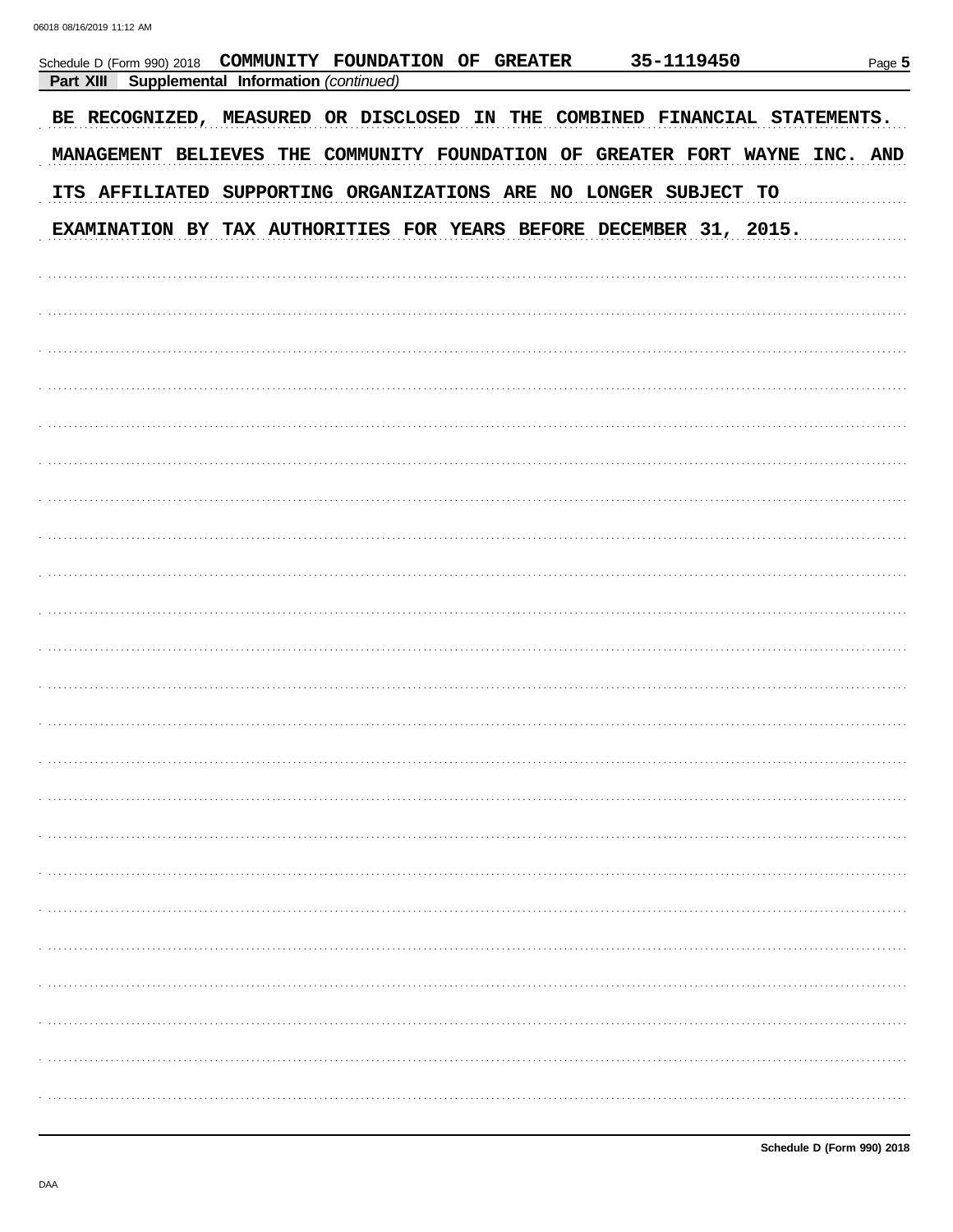Schedule D (Form 990) 2018 COMMUNITY FOUNDATION OF GREATER 35-1119450

**Part XIII Supplemental Information** *(continued)*

BE RECOGNIZED, MEASURED OR DISCLOSED IN THE COMBINED FINANCIAL STATEMENTS. MANAGEMENT BELIEVES THE COMMUNITY FOUNDATION OF GREATER FORT WAYNE INC. AND ITS AFFILIATED SUPPORTING ORGANIZATIONS ARE NO LONGER SUBJECT TO EXAMINATION BY TAX AUTHORITIES FOR YEARS BEFORE DECEMBER 31, 2015.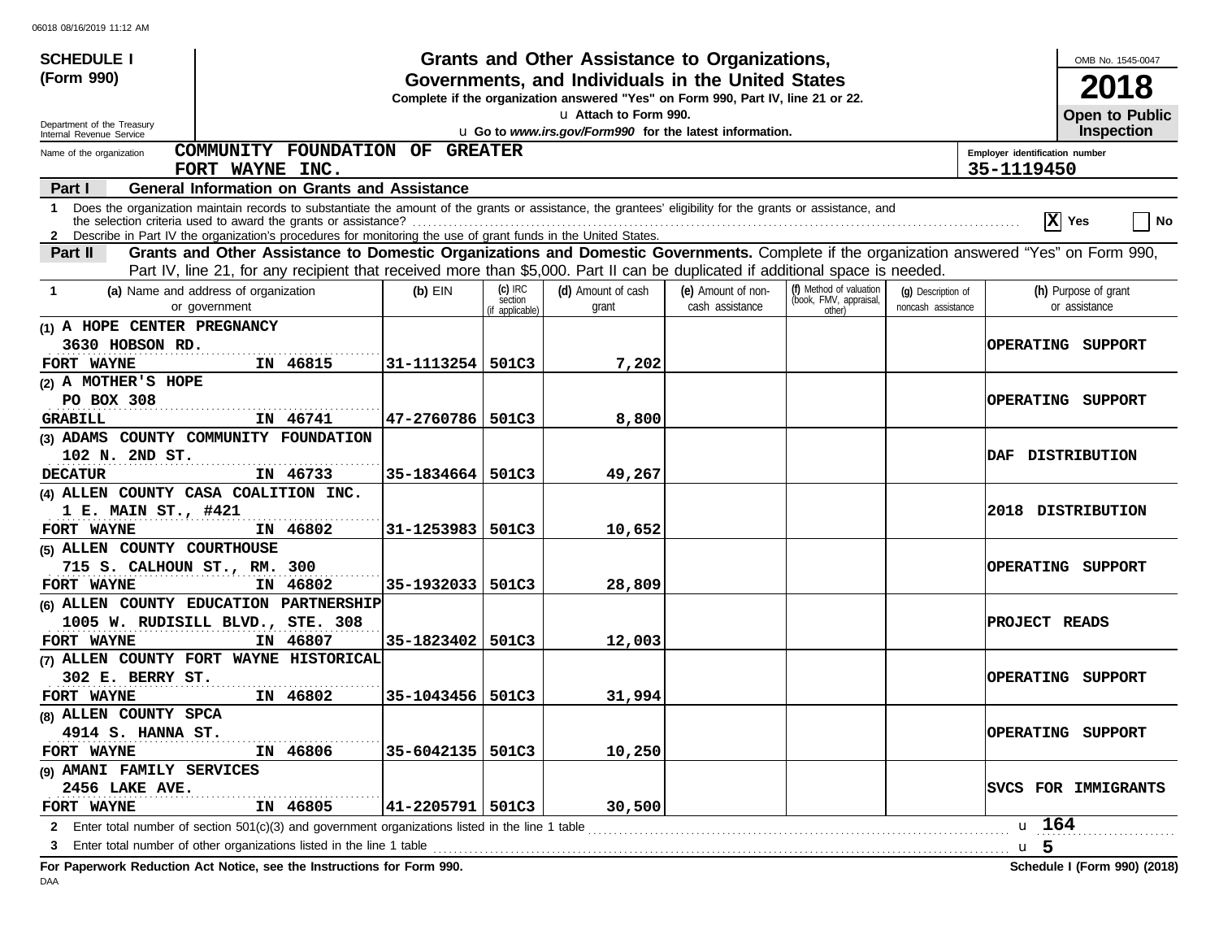**SCHEDULE I (Form 990)**

Department of the Treasury
Internal Revenue Service

# Grants and Other Assistance to Organizations, Governments, and Individuals in the United States

**Complete if the organization answered "Yes" on Form 990, Part IV, line 21 or 22.**

u Attach to Form 990.

u Go to *www.irs.gov/Form990* for the latest information.

OMB No. 1545-0047

**2018**

**Open to Public Inspection**

Name of the organization: **COMMUNITY FOUNDATION OF GREATER FORT WAYNE INC.**

Employer identification number: **35-1119450**

## Part I General Information on Grants and Assistance

1 Does the organization maintain records to substantiate the amount of the grants or assistance, the grantees' eligibility for the grants or assistance, and the selection criteria used to award the grants or assistance? .......... [X] Yes [ ] No

2 Describe in Part IV the organization's procedures for monitoring the use of grant funds in the United States.

## Part II Grants and Other Assistance to Domestic Organizations and Domestic Governments.

Complete if the organization answered "Yes" on Form 990, Part IV, line 21, for any recipient that received more than $5,000. Part II can be duplicated if additional space is needed.

| 1 (a) Name and address of organization or government | (b) EIN | (c) IRC section (if applicable) | (d) Amount of cash grant | (e) Amount of non-cash assistance | (f) Method of valuation (book, FMV, appraisal, other) | (g) Description of noncash assistance | (h) Purpose of grant or assistance |
|---|---|---|---|---|---|---|---|
| (1) A HOPE CENTER PREGNANCY<br>3630 HOBSON RD.<br>FORT WAYNE IN 46815 | 31-1113254 | 501C3 | 7,202 | | | | OPERATING SUPPORT |
| (2) A MOTHER'S HOPE<br>PO BOX 308<br>GRABILL IN 46741 | 47-2760786 | 501C3 | 8,800 | | | | OPERATING SUPPORT |
| (3) ADAMS COUNTY COMMUNITY FOUNDATION<br>102 N. 2ND ST.<br>DECATUR IN 46733 | 35-1834664 | 501C3 | 49,267 | | | | DAF DISTRIBUTION |
| (4) ALLEN COUNTY CASA COALITION INC.<br>1 E. MAIN ST., #421<br>FORT WAYNE IN 46802 | 31-1253983 | 501C3 | 10,652 | | | | 2018 DISTRIBUTION |
| (5) ALLEN COUNTY COURTHOUSE<br>715 S. CALHOUN ST., RM. 300<br>FORT WAYNE IN 46802 | 35-1932033 | 501C3 | 28,809 | | | | OPERATING SUPPORT |
| (6) ALLEN COUNTY EDUCATION PARTNERSHIP<br>1005 W. RUDISILL BLVD., STE. 308<br>FORT WAYNE IN 46807 | 35-1823402 | 501C3 | 12,003 | | | | PROJECT READS |
| (7) ALLEN COUNTY FORT WAYNE HISTORICAL<br>302 E. BERRY ST.<br>FORT WAYNE IN 46802 | 35-1043456 | 501C3 | 31,994 | | | | OPERATING SUPPORT |
| (8) ALLEN COUNTY SPCA<br>4914 S. HANNA ST.<br>FORT WAYNE IN 46806 | 35-6042135 | 501C3 | 10,250 | | | | OPERATING SUPPORT |
| (9) AMANI FAMILY SERVICES<br>2456 LAKE AVE.<br>FORT WAYNE IN 46805 | 41-2205791 | 501C3 | 30,500 | | | | SVCS FOR IMMIGRANTS |

2 Enter total number of section 501(c)(3) and government organizations listed in the line 1 table .......... u 164

3 Enter total number of other organizations listed in the line 1 table .......... u 5

**For Paperwork Reduction Act Notice, see the Instructions for Form 990.** **Schedule I (Form 990) (2018)**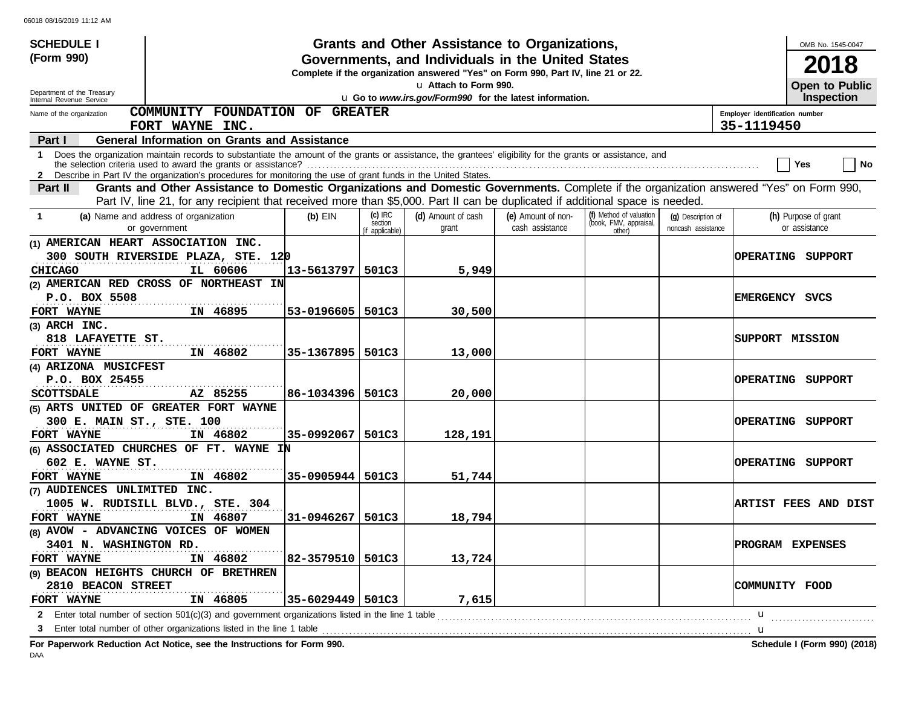06018 08/16/2019 11:12 AM

**SCHEDULE I (Form 990)**

Department of the Treasury
Internal Revenue Service

# Grants and Other Assistance to Organizations, Governments, and Individuals in the United States

**Complete if the organization answered "Yes" on Form 990, Part IV, line 21 or 22.**

u Attach to Form 990.

u Go to *www.irs.gov/Form990* for the latest information.

OMB No. 1545-0047

**2018**

**Open to Public Inspection**

Name of the organization: **COMMUNITY FOUNDATION OF GREATER FORT WAYNE INC.**

Employer identification number: **35-1119450**

## Part I General Information on Grants and Assistance

1 Does the organization maintain records to substantiate the amount of the grants or assistance, the grantees' eligibility for the grants or assistance, and the selection criteria used to award the grants or assistance? Yes No

2 Describe in Part IV the organization's procedures for monitoring the use of grant funds in the United States.

## Part II Grants and Other Assistance to Domestic Organizations and Domestic Governments.

Complete if the organization answered "Yes" on Form 990, Part IV, line 21, for any recipient that received more than $5,000. Part II can be duplicated if additional space is needed.

| 1 (a) Name and address of organization or government | (b) EIN | (c) IRC section (if applicable) | (d) Amount of cash grant | (e) Amount of non-cash assistance | (f) Method of valuation (book, FMV, appraisal, other) | (g) Description of noncash assistance | (h) Purpose of grant or assistance |
|---|---|---|---|---|---|---|---|
| (1) AMERICAN HEART ASSOCIATION INC.<br>300 SOUTH RIVERSIDE PLAZA, STE. 120<br>CHICAGO IL 60606 | 13-5613797 | 501C3 | 5,949 | | | | OPERATING SUPPORT |
| (2) AMERICAN RED CROSS OF NORTHEAST IN<br>P.O. BOX 5508<br>FORT WAYNE IN 46895 | 53-0196605 | 501C3 | 30,500 | | | | EMERGENCY SVCS |
| (3) ARCH INC.<br>818 LAFAYETTE ST.<br>FORT WAYNE IN 46802 | 35-1367895 | 501C3 | 13,000 | | | | SUPPORT MISSION |
| (4) ARIZONA MUSICFEST<br>P.O. BOX 25455<br>SCOTTSDALE AZ 85255 | 86-1034396 | 501C3 | 20,000 | | | | OPERATING SUPPORT |
| (5) ARTS UNITED OF GREATER FORT WAYNE<br>300 E. MAIN ST., STE. 100<br>FORT WAYNE IN 46802 | 35-0992067 | 501C3 | 128,191 | | | | OPERATING SUPPORT |
| (6) ASSOCIATED CHURCHES OF FT. WAYNE IN<br>602 E. WAYNE ST.<br>FORT WAYNE IN 46802 | 35-0905944 | 501C3 | 51,744 | | | | OPERATING SUPPORT |
| (7) AUDIENCES UNLIMITED INC.<br>1005 W. RUDISILL BLVD., STE. 304<br>FORT WAYNE IN 46807 | 31-0946267 | 501C3 | 18,794 | | | | ARTIST FEES AND DIST |
| (8) AVOW - ADVANCING VOICES OF WOMEN<br>3401 N. WASHINGTON RD.<br>FORT WAYNE IN 46802 | 82-3579510 | 501C3 | 13,724 | | | | PROGRAM EXPENSES |
| (9) BEACON HEIGHTS CHURCH OF BRETHREN<br>2810 BEACON STREET<br>FORT WAYNE IN 46805 | 35-6029449 | 501C3 | 7,615 | | | | COMMUNITY FOOD |

2 Enter total number of section 501(c)(3) and government organizations listed in the line 1 table u

3 Enter total number of other organizations listed in the line 1 table u

**For Paperwork Reduction Act Notice, see the Instructions for Form 990.** **Schedule I (Form 990) (2018)**

DAA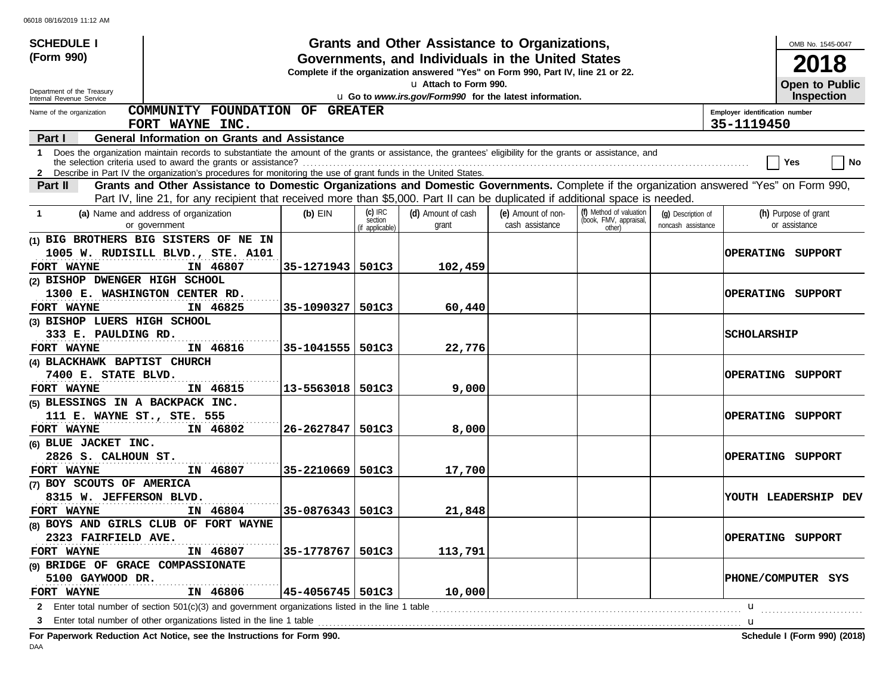**SCHEDULE I (Form 990)**

Department of the Treasury
Internal Revenue Service

# Grants and Other Assistance to Organizations, Governments, and Individuals in the United States

**Complete if the organization answered "Yes" on Form 990, Part IV, line 21 or 22.**

u Attach to Form 990.

u Go to *www.irs.gov/Form990* for the latest information.

OMB No. 1545-0047

**2018**

**Open to Public Inspection**

Name of the organization: **COMMUNITY FOUNDATION OF GREATER FORT WAYNE INC.**

Employer identification number: **35-1119450**

## Part I General Information on Grants and Assistance

1 Does the organization maintain records to substantiate the amount of the grants or assistance, the grantees' eligibility for the grants or assistance, and the selection criteria used to award the grants or assistance? ☐ Yes ☐ No

2 Describe in Part IV the organization's procedures for monitoring the use of grant funds in the United States.

## Part II Grants and Other Assistance to Domestic Organizations and Domestic Governments.

Complete if the organization answered "Yes" on Form 990, Part IV, line 21, for any recipient that received more than $5,000. Part II can be duplicated if additional space is needed.

| 1 (a) Name and address of organization or government | (b) EIN | (c) IRC section (if applicable) | (d) Amount of cash grant | (e) Amount of non-cash assistance | (f) Method of valuation (book, FMV, appraisal, other) | (g) Description of noncash assistance | (h) Purpose of grant or assistance |
|---|---|---|---|---|---|---|---|
| (1) BIG BROTHERS BIG SISTERS OF NE IN<br>1005 W. RUDISILL BLVD., STE. A101<br>FORT WAYNE IN 46807 | 35-1271943 | 501C3 | 102,459 | | | | OPERATING SUPPORT |
| (2) BISHOP DWENGER HIGH SCHOOL<br>1300 E. WASHINGTON CENTER RD.<br>FORT WAYNE IN 46825 | 35-1090327 | 501C3 | 60,440 | | | | OPERATING SUPPORT |
| (3) BISHOP LUERS HIGH SCHOOL<br>333 E. PAULDING RD.<br>FORT WAYNE IN 46816 | 35-1041555 | 501C3 | 22,776 | | | | SCHOLARSHIP |
| (4) BLACKHAWK BAPTIST CHURCH<br>7400 E. STATE BLVD.<br>FORT WAYNE IN 46815 | 13-5563018 | 501C3 | 9,000 | | | | OPERATING SUPPORT |
| (5) BLESSINGS IN A BACKPACK INC.<br>111 E. WAYNE ST., STE. 555<br>FORT WAYNE IN 46802 | 26-2627847 | 501C3 | 8,000 | | | | OPERATING SUPPORT |
| (6) BLUE JACKET INC.<br>2826 S. CALHOUN ST.<br>FORT WAYNE IN 46807 | 35-2210669 | 501C3 | 17,700 | | | | OPERATING SUPPORT |
| (7) BOY SCOUTS OF AMERICA<br>8315 W. JEFFERSON BLVD.<br>FORT WAYNE IN 46804 | 35-0876343 | 501C3 | 21,848 | | | | YOUTH LEADERSHIP DEV |
| (8) BOYS AND GIRLS CLUB OF FORT WAYNE<br>2323 FAIRFIELD AVE.<br>FORT WAYNE IN 46807 | 35-1778767 | 501C3 | 113,791 | | | | OPERATING SUPPORT |
| (9) BRIDGE OF GRACE COMPASSIONATE<br>5100 GAYWOOD DR.<br>FORT WAYNE IN 46806 | 45-4056745 | 501C3 | 10,000 | | | | PHONE/COMPUTER SYS |

2 Enter total number of section 501(c)(3) and government organizations listed in the line 1 table u

3 Enter total number of other organizations listed in the line 1 table u

**For Paperwork Reduction Act Notice, see the Instructions for Form 990.** **Schedule I (Form 990) (2018)**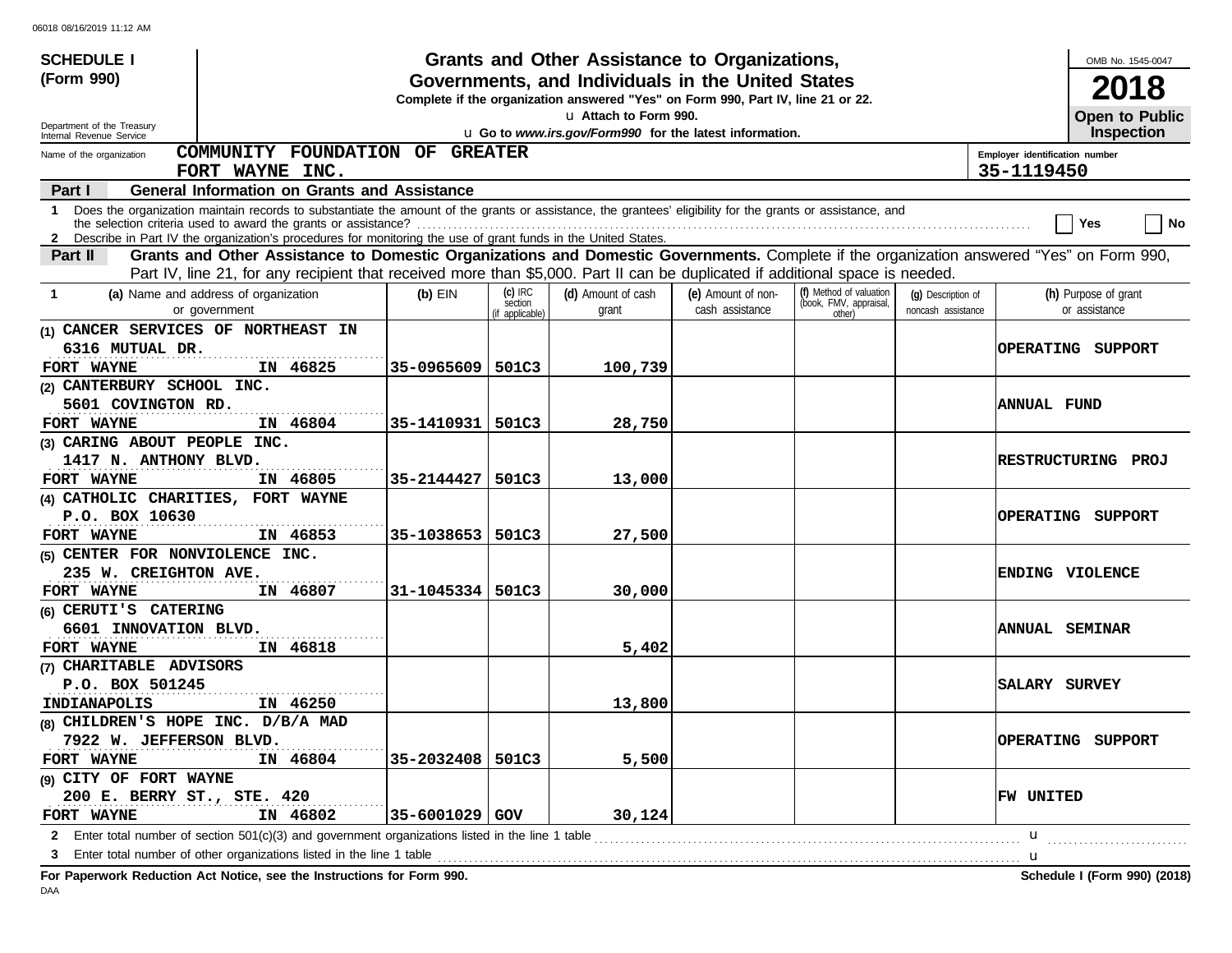06018 08/16/2019 11:12 AM

**SCHEDULE I (Form 990)**

Department of the Treasury
Internal Revenue Service

# Grants and Other Assistance to Organizations, Governments, and Individuals in the United States

**Complete if the organization answered "Yes" on Form 990, Part IV, line 21 or 22.**

u Attach to Form 990.

u Go to *www.irs.gov/Form990* for the latest information.

OMB No. 1545-0047

**2018**

**Open to Public Inspection**

Name of the organization: **COMMUNITY FOUNDATION OF GREATER FORT WAYNE INC.**

Employer identification number: **35-1119450**

**Part I — General Information on Grants and Assistance**

1 Does the organization maintain records to substantiate the amount of the grants or assistance, the grantees' eligibility for the grants or assistance, and the selection criteria used to award the grants or assistance? ☐ Yes ☐ No

2 Describe in Part IV the organization's procedures for monitoring the use of grant funds in the United States.

**Part II — Grants and Other Assistance to Domestic Organizations and Domestic Governments.** Complete if the organization answered "Yes" on Form 990, Part IV, line 21, for any recipient that received more than $5,000. Part II can be duplicated if additional space is needed.

| 1 (a) Name and address of organization or government | (b) EIN | (c) IRC section (if applicable) | (d) Amount of cash grant | (e) Amount of non-cash assistance | (f) Method of valuation (book, FMV, appraisal, other) | (g) Description of noncash assistance | (h) Purpose of grant or assistance |
|---|---|---|---|---|---|---|---|
| (1) CANCER SERVICES OF NORTHEAST IN<br>6316 MUTUAL DR.<br>FORT WAYNE IN 46825 | 35-0965609 | 501C3 | 100,739 | | | | OPERATING SUPPORT |
| (2) CANTERBURY SCHOOL INC.<br>5601 COVINGTON RD.<br>FORT WAYNE IN 46804 | 35-1410931 | 501C3 | 28,750 | | | | ANNUAL FUND |
| (3) CARING ABOUT PEOPLE INC.<br>1417 N. ANTHONY BLVD.<br>FORT WAYNE IN 46805 | 35-2144427 | 501C3 | 13,000 | | | | RESTRUCTURING PROJ |
| (4) CATHOLIC CHARITIES, FORT WAYNE<br>P.O. BOX 10630<br>FORT WAYNE IN 46853 | 35-1038653 | 501C3 | 27,500 | | | | OPERATING SUPPORT |
| (5) CENTER FOR NONVIOLENCE INC.<br>235 W. CREIGHTON AVE.<br>FORT WAYNE IN 46807 | 31-1045334 | 501C3 | 30,000 | | | | ENDING VIOLENCE |
| (6) CERUTI'S CATERING<br>6601 INNOVATION BLVD.<br>FORT WAYNE IN 46818 | | | 5,402 | | | | ANNUAL SEMINAR |
| (7) CHARITABLE ADVISORS<br>P.O. BOX 501245<br>INDIANAPOLIS IN 46250 | | | 13,800 | | | | SALARY SURVEY |
| (8) CHILDREN'S HOPE INC. D/B/A MAD<br>7922 W. JEFFERSON BLVD.<br>FORT WAYNE IN 46804 | 35-2032408 | 501C3 | 5,500 | | | | OPERATING SUPPORT |
| (9) CITY OF FORT WAYNE<br>200 E. BERRY ST., STE. 420<br>FORT WAYNE IN 46802 | 35-6001029 | GOV | 30,124 | | | | FW UNITED |

2 Enter total number of section 501(c)(3) and government organizations listed in the line 1 table u

3 Enter total number of other organizations listed in the line 1 table u

**For Paperwork Reduction Act Notice, see the Instructions for Form 990.** **Schedule I (Form 990) (2018)**

DAA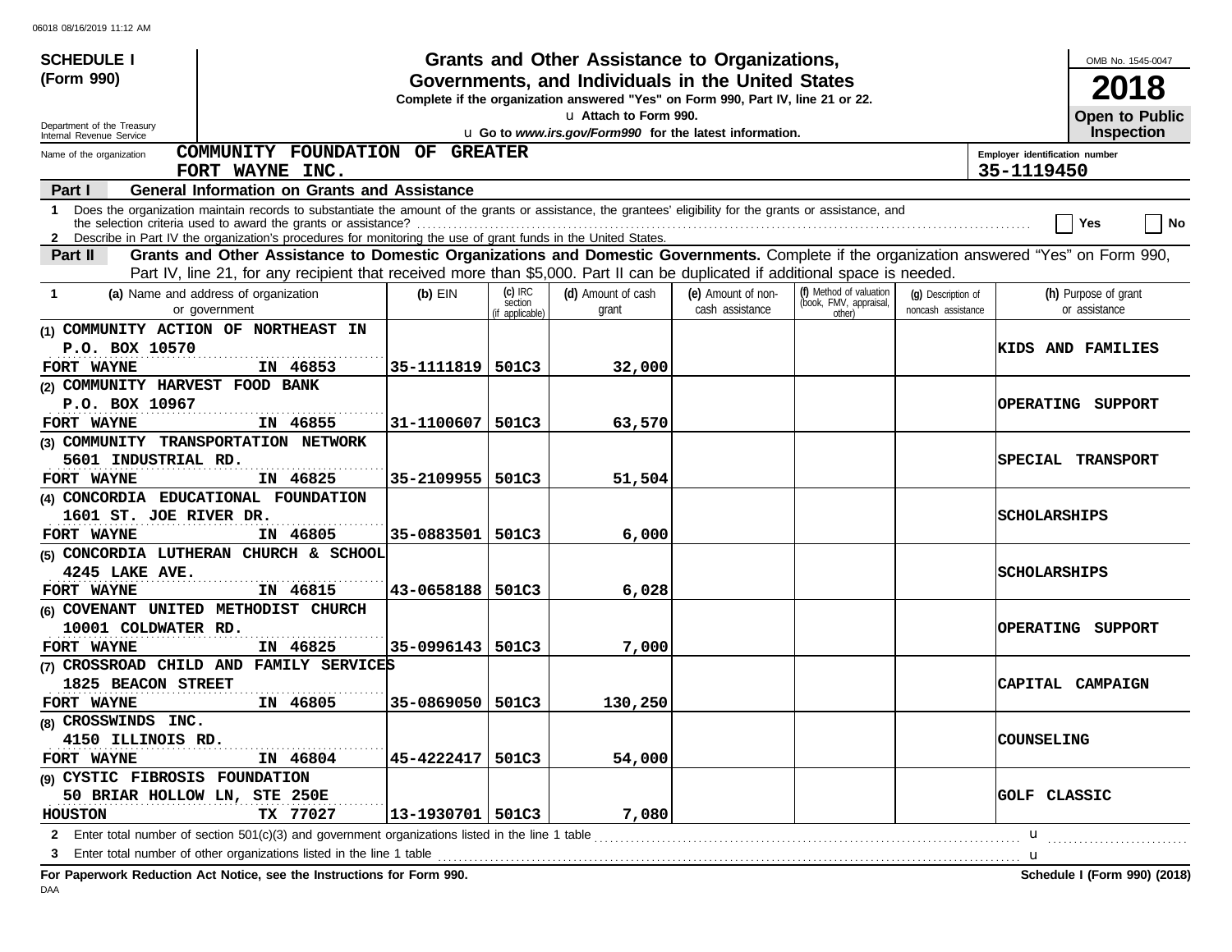**SCHEDULE I (Form 990)**

# Grants and Other Assistance to Organizations, Governments, and Individuals in the United States

**Complete if the organization answered "Yes" on Form 990, Part IV, line 21 or 22.**

u Attach to Form 990.

u Go to *www.irs.gov/Form990* for the latest information.

OMB No. 1545-0047

**2018**

**Open to Public Inspection**

Department of the Treasury
Internal Revenue Service

Name of the organization: **COMMUNITY FOUNDATION OF GREATER FORT WAYNE INC.**

Employer identification number: **35-1119450**

## Part I General Information on Grants and Assistance

1 Does the organization maintain records to substantiate the amount of the grants or assistance, the grantees' eligibility for the grants or assistance, and the selection criteria used to award the grants or assistance? ☐ Yes ☐ No

2 Describe in Part IV the organization's procedures for monitoring the use of grant funds in the United States.

## Part II Grants and Other Assistance to Domestic Organizations and Domestic Governments.

Complete if the organization answered "Yes" on Form 990, Part IV, line 21, for any recipient that received more than $5,000. Part II can be duplicated if additional space is needed.

| 1 (a) Name and address of organization or government | (b) EIN | (c) IRC section (if applicable) | (d) Amount of cash grant | (e) Amount of non-cash assistance | (f) Method of valuation (book, FMV, appraisal, other) | (g) Description of noncash assistance | (h) Purpose of grant or assistance |
|---|---|---|---|---|---|---|---|
| (1) COMMUNITY ACTION OF NORTHEAST IN<br>P.O. BOX 10570<br>FORT WAYNE IN 46853 | 35-1111819 | 501C3 | 32,000 | | | | KIDS AND FAMILIES |
| (2) COMMUNITY HARVEST FOOD BANK<br>P.O. BOX 10967<br>FORT WAYNE IN 46855 | 31-1100607 | 501C3 | 63,570 | | | | OPERATING SUPPORT |
| (3) COMMUNITY TRANSPORTATION NETWORK<br>5601 INDUSTRIAL RD.<br>FORT WAYNE IN 46825 | 35-2109955 | 501C3 | 51,504 | | | | SPECIAL TRANSPORT |
| (4) CONCORDIA EDUCATIONAL FOUNDATION<br>1601 ST. JOE RIVER DR.<br>FORT WAYNE IN 46805 | 35-0883501 | 501C3 | 6,000 | | | | SCHOLARSHIPS |
| (5) CONCORDIA LUTHERAN CHURCH & SCHOOL<br>4245 LAKE AVE.<br>FORT WAYNE IN 46815 | 43-0658188 | 501C3 | 6,028 | | | | SCHOLARSHIPS |
| (6) COVENANT UNITED METHODIST CHURCH<br>10001 COLDWATER RD.<br>FORT WAYNE IN 46825 | 35-0996143 | 501C3 | 7,000 | | | | OPERATING SUPPORT |
| (7) CROSSROAD CHILD AND FAMILY SERVICES<br>1825 BEACON STREET<br>FORT WAYNE IN 46805 | 35-0869050 | 501C3 | 130,250 | | | | CAPITAL CAMPAIGN |
| (8) CROSSWINDS INC.<br>4150 ILLINOIS RD.<br>FORT WAYNE IN 46804 | 45-4222417 | 501C3 | 54,000 | | | | COUNSELING |
| (9) CYSTIC FIBROSIS FOUNDATION<br>50 BRIAR HOLLOW LN, STE 250E<br>HOUSTON TX 77027 | 13-1930701 | 501C3 | 7,080 | | | | GOLF CLASSIC |

2 Enter total number of section 501(c)(3) and government organizations listed in the line 1 table u

3 Enter total number of other organizations listed in the line 1 table u

**For Paperwork Reduction Act Notice, see the Instructions for Form 990.** **Schedule I (Form 990) (2018)**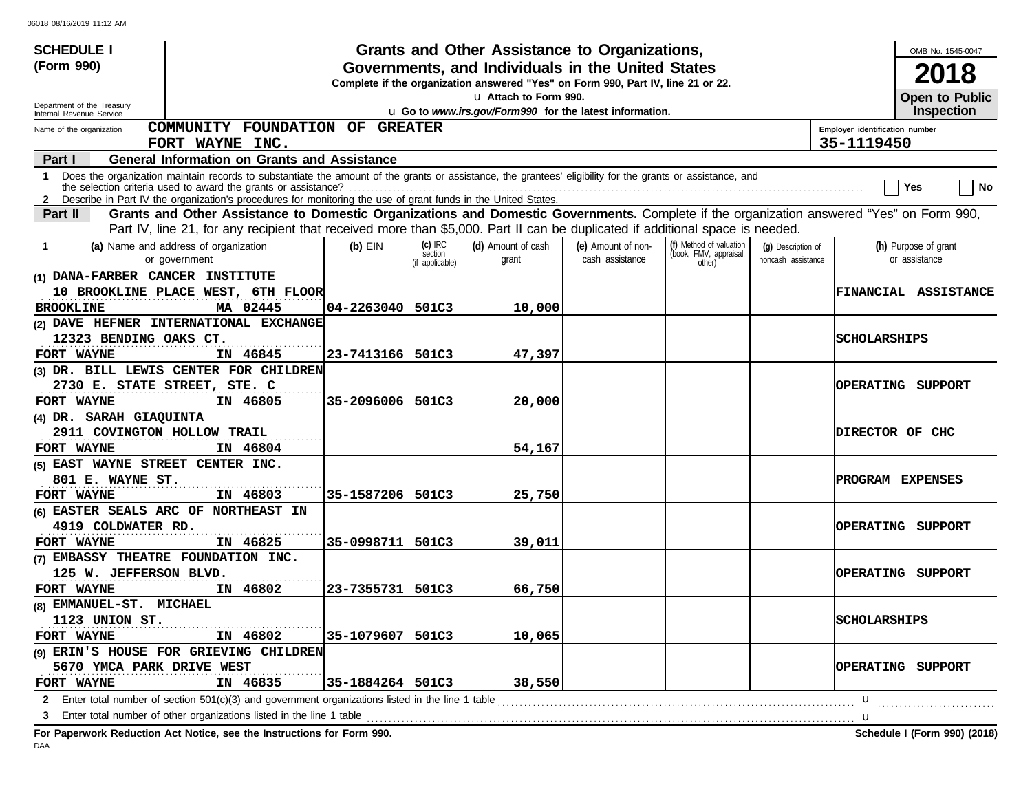**SCHEDULE I**
**(Form 990)**

Department of the Treasury
Internal Revenue Service

# Grants and Other Assistance to Organizations, Governments, and Individuals in the United States

**Complete if the organization answered "Yes" on Form 990, Part IV, line 21 or 22.**
u Attach to Form 990.
u Go to *www.irs.gov/Form990* for the latest information.

OMB No. 1545-0047
**2018**
**Open to Public Inspection**

Name of the organization: **COMMUNITY FOUNDATION OF GREATER FORT WAYNE INC.**
Employer identification number: **35-1119450**

**Part I — General Information on Grants and Assistance**

1 Does the organization maintain records to substantiate the amount of the grants or assistance, the grantees' eligibility for the grants or assistance, and the selection criteria used to award the grants or assistance? ☐ Yes ☐ No

2 Describe in Part IV the organization's procedures for monitoring the use of grant funds in the United States.

**Part II — Grants and Other Assistance to Domestic Organizations and Domestic Governments.** Complete if the organization answered "Yes" on Form 990, Part IV, line 21, for any recipient that received more than $5,000. Part II can be duplicated if additional space is needed.

| 1 (a) Name and address of organization or government | (b) EIN | (c) IRC section (if applicable) | (d) Amount of cash grant | (e) Amount of non-cash assistance | (f) Method of valuation (book, FMV, appraisal, other) | (g) Description of noncash assistance | (h) Purpose of grant or assistance |
|---|---|---|---|---|---|---|---|
| (1) DANA-FARBER CANCER INSTITUTE<br>10 BROOKLINE PLACE WEST, 6TH FLOOR<br>BROOKLINE MA 02445 | 04-2263040 | 501C3 | 10,000 | | | | FINANCIAL ASSISTANCE |
| (2) DAVE HEFNER INTERNATIONAL EXCHANGE<br>12323 BENDING OAKS CT.<br>FORT WAYNE IN 46845 | 23-7413166 | 501C3 | 47,397 | | | | SCHOLARSHIPS |
| (3) DR. BILL LEWIS CENTER FOR CHILDREN<br>2730 E. STATE STREET, STE. C<br>FORT WAYNE IN 46805 | 35-2096006 | 501C3 | 20,000 | | | | OPERATING SUPPORT |
| (4) DR. SARAH GIAQUINTA<br>2911 COVINGTON HOLLOW TRAIL<br>FORT WAYNE IN 46804 | | | 54,167 | | | | DIRECTOR OF CHC |
| (5) EAST WAYNE STREET CENTER INC.<br>801 E. WAYNE ST.<br>FORT WAYNE IN 46803 | 35-1587206 | 501C3 | 25,750 | | | | PROGRAM EXPENSES |
| (6) EASTER SEALS ARC OF NORTHEAST IN<br>4919 COLDWATER RD.<br>FORT WAYNE IN 46825 | 35-0998711 | 501C3 | 39,011 | | | | OPERATING SUPPORT |
| (7) EMBASSY THEATRE FOUNDATION INC.<br>125 W. JEFFERSON BLVD.<br>FORT WAYNE IN 46802 | 23-7355731 | 501C3 | 66,750 | | | | OPERATING SUPPORT |
| (8) EMMANUEL-ST. MICHAEL<br>1123 UNION ST.<br>FORT WAYNE IN 46802 | 35-1079607 | 501C3 | 10,065 | | | | SCHOLARSHIPS |
| (9) ERIN'S HOUSE FOR GRIEVING CHILDREN<br>5670 YMCA PARK DRIVE WEST<br>FORT WAYNE IN 46835 | 35-1884264 | 501C3 | 38,550 | | | | OPERATING SUPPORT |

2 Enter total number of section 501(c)(3) and government organizations listed in the line 1 table u

3 Enter total number of other organizations listed in the line 1 table u

**For Paperwork Reduction Act Notice, see the Instructions for Form 990.** **Schedule I (Form 990) (2018)**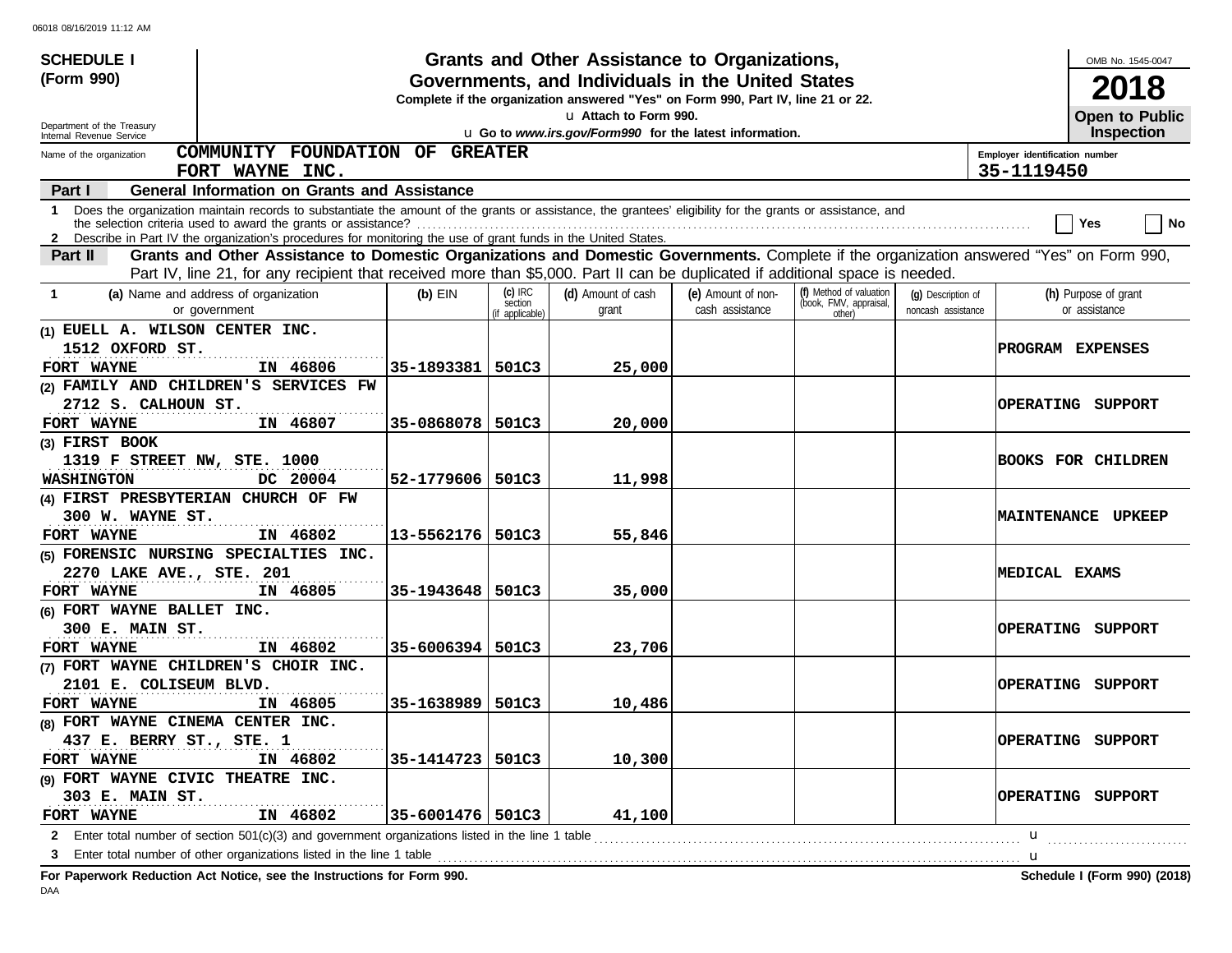**SCHEDULE I**
**(Form 990)**

Department of the Treasury
Internal Revenue Service

# Grants and Other Assistance to Organizations, Governments, and Individuals in the United States

**Complete if the organization answered "Yes" on Form 990, Part IV, line 21 or 22.**
u Attach to Form 990.
u Go to *www.irs.gov/Form990* for the latest information.

OMB No. 1545-0047
**2018**
**Open to Public Inspection**

Name of the organization: **COMMUNITY FOUNDATION OF GREATER FORT WAYNE INC.**

Employer identification number: **35-1119450**

## Part I General Information on Grants and Assistance

1 Does the organization maintain records to substantiate the amount of the grants or assistance, the grantees' eligibility for the grants or assistance, and the selection criteria used to award the grants or assistance? ☐ Yes ☐ No

2 Describe in Part IV the organization's procedures for monitoring the use of grant funds in the United States.

## Part II Grants and Other Assistance to Domestic Organizations and Domestic Governments.

Complete if the organization answered "Yes" on Form 990, Part IV, line 21, for any recipient that received more than $5,000. Part II can be duplicated if additional space is needed.

| 1 (a) Name and address of organization or government | (b) EIN | (c) IRC section (if applicable) | (d) Amount of cash grant | (e) Amount of non-cash assistance | (f) Method of valuation (book, FMV, appraisal, other) | (g) Description of noncash assistance | (h) Purpose of grant or assistance |
|---|---|---|---|---|---|---|---|
| (1) EUELL A. WILSON CENTER INC. 1512 OXFORD ST. FORT WAYNE IN 46806 | 35-1893381 | 501C3 | 25,000 | | | | PROGRAM EXPENSES |
| (2) FAMILY AND CHILDREN'S SERVICES FW 2712 S. CALHOUN ST. FORT WAYNE IN 46807 | 35-0868078 | 501C3 | 20,000 | | | | OPERATING SUPPORT |
| (3) FIRST BOOK 1319 F STREET NW, STE. 1000 WASHINGTON DC 20004 | 52-1779606 | 501C3 | 11,998 | | | | BOOKS FOR CHILDREN |
| (4) FIRST PRESBYTERIAN CHURCH OF FW 300 W. WAYNE ST. FORT WAYNE IN 46802 | 13-5562176 | 501C3 | 55,846 | | | | MAINTENANCE UPKEEP |
| (5) FORENSIC NURSING SPECIALTIES INC. 2270 LAKE AVE., STE. 201 FORT WAYNE IN 46805 | 35-1943648 | 501C3 | 35,000 | | | | MEDICAL EXAMS |
| (6) FORT WAYNE BALLET INC. 300 E. MAIN ST. FORT WAYNE IN 46802 | 35-6006394 | 501C3 | 23,706 | | | | OPERATING SUPPORT |
| (7) FORT WAYNE CHILDREN'S CHOIR INC. 2101 E. COLISEUM BLVD. FORT WAYNE IN 46805 | 35-1638989 | 501C3 | 10,486 | | | | OPERATING SUPPORT |
| (8) FORT WAYNE CINEMA CENTER INC. 437 E. BERRY ST., STE. 1 FORT WAYNE IN 46802 | 35-1414723 | 501C3 | 10,300 | | | | OPERATING SUPPORT |
| (9) FORT WAYNE CIVIC THEATRE INC. 303 E. MAIN ST. FORT WAYNE IN 46802 | 35-6001476 | 501C3 | 41,100 | | | | OPERATING SUPPORT |

2 Enter total number of section 501(c)(3) and government organizations listed in the line 1 table u

3 Enter total number of other organizations listed in the line 1 table u

**For Paperwork Reduction Act Notice, see the Instructions for Form 990.** **Schedule I (Form 990) (2018)**

DAA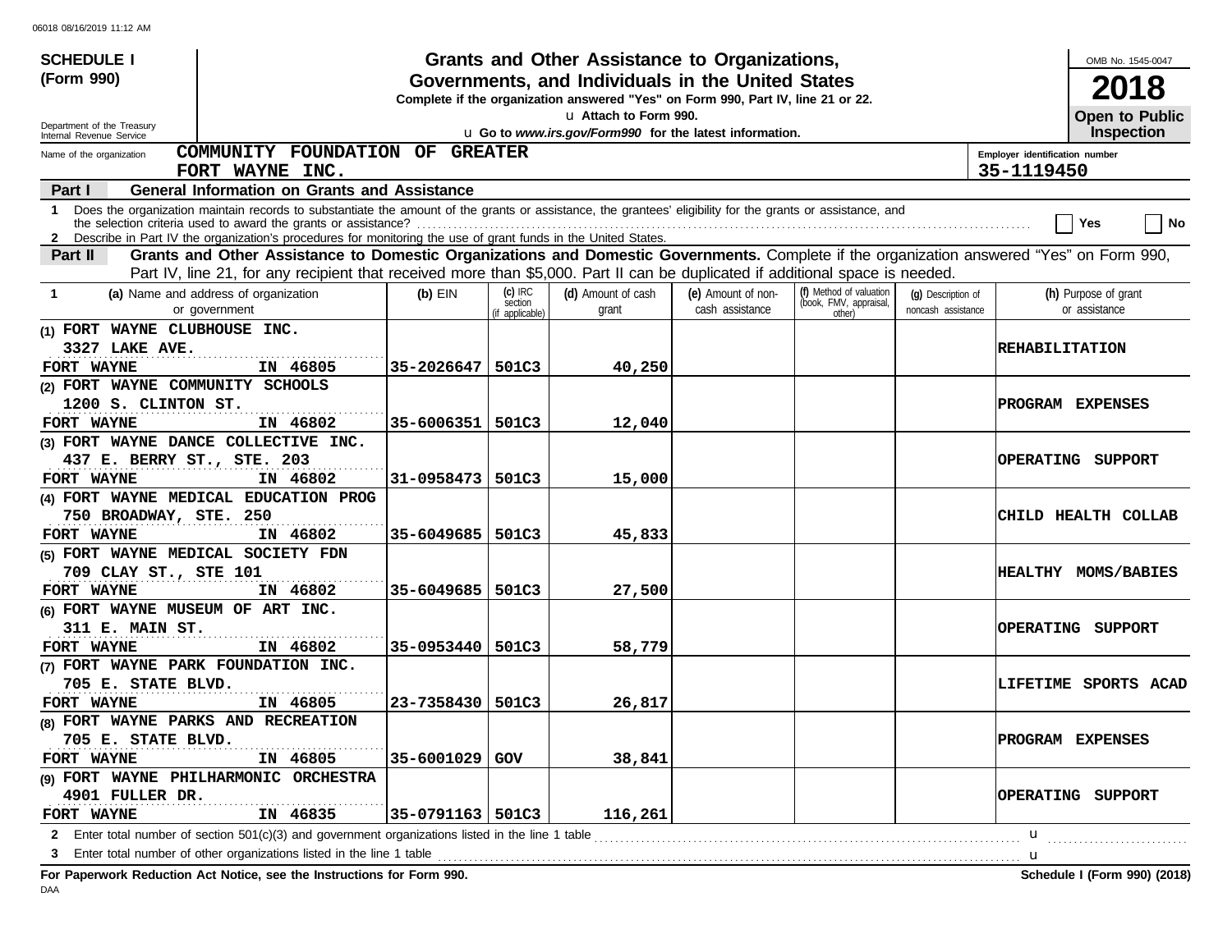**SCHEDULE I (Form 990)**

Department of the Treasury
Internal Revenue Service

# Grants and Other Assistance to Organizations, Governments, and Individuals in the United States

**Complete if the organization answered "Yes" on Form 990, Part IV, line 21 or 22.**

u Attach to Form 990.

u Go to *www.irs.gov/Form990* for the latest information.

OMB No. 1545-0047

**2018**

**Open to Public Inspection**

Name of the organization: **COMMUNITY FOUNDATION OF GREATER FORT WAYNE INC.**

Employer identification number: **35-1119450**

## Part I — General Information on Grants and Assistance

1 Does the organization maintain records to substantiate the amount of the grants or assistance, the grantees' eligibility for the grants or assistance, and the selection criteria used to award the grants or assistance? ☐ Yes ☐ No

2 Describe in Part IV the organization's procedures for monitoring the use of grant funds in the United States.

## Part II — Grants and Other Assistance to Domestic Organizations and Domestic Governments.

Complete if the organization answered "Yes" on Form 990, Part IV, line 21, for any recipient that received more than $5,000. Part II can be duplicated if additional space is needed.

| 1 (a) Name and address of organization or government | (b) EIN | (c) IRC section (if applicable) | (d) Amount of cash grant | (e) Amount of non-cash assistance | (f) Method of valuation (book, FMV, appraisal, other) | (g) Description of noncash assistance | (h) Purpose of grant or assistance |
|---|---|---|---|---|---|---|---|
| (1) FORT WAYNE CLUBHOUSE INC. 3327 LAKE AVE. FORT WAYNE IN 46805 | 35-2026647 | 501C3 | 40,250 | | | | REHABILITATION |
| (2) FORT WAYNE COMMUNITY SCHOOLS 1200 S. CLINTON ST. FORT WAYNE IN 46802 | 35-6006351 | 501C3 | 12,040 | | | | PROGRAM EXPENSES |
| (3) FORT WAYNE DANCE COLLECTIVE INC. 437 E. BERRY ST., STE. 203 FORT WAYNE IN 46802 | 31-0958473 | 501C3 | 15,000 | | | | OPERATING SUPPORT |
| (4) FORT WAYNE MEDICAL EDUCATION PROG 750 BROADWAY, STE. 250 FORT WAYNE IN 46802 | 35-6049685 | 501C3 | 45,833 | | | | CHILD HEALTH COLLAB |
| (5) FORT WAYNE MEDICAL SOCIETY FDN 709 CLAY ST., STE 101 FORT WAYNE IN 46802 | 35-6049685 | 501C3 | 27,500 | | | | HEALTHY MOMS/BABIES |
| (6) FORT WAYNE MUSEUM OF ART INC. 311 E. MAIN ST. FORT WAYNE IN 46802 | 35-0953440 | 501C3 | 58,779 | | | | OPERATING SUPPORT |
| (7) FORT WAYNE PARK FOUNDATION INC. 705 E. STATE BLVD. FORT WAYNE IN 46805 | 23-7358430 | 501C3 | 26,817 | | | | LIFETIME SPORTS ACAD |
| (8) FORT WAYNE PARKS AND RECREATION 705 E. STATE BLVD. FORT WAYNE IN 46805 | 35-6001029 | GOV | 38,841 | | | | PROGRAM EXPENSES |
| (9) FORT WAYNE PHILHARMONIC ORCHESTRA 4901 FULLER DR. FORT WAYNE IN 46835 | 35-0791163 | 501C3 | 116,261 | | | | OPERATING SUPPORT |

2 Enter total number of section 501(c)(3) and government organizations listed in the line 1 table u

3 Enter total number of other organizations listed in the line 1 table u

**For Paperwork Reduction Act Notice, see the Instructions for Form 990.** **Schedule I (Form 990) (2018)**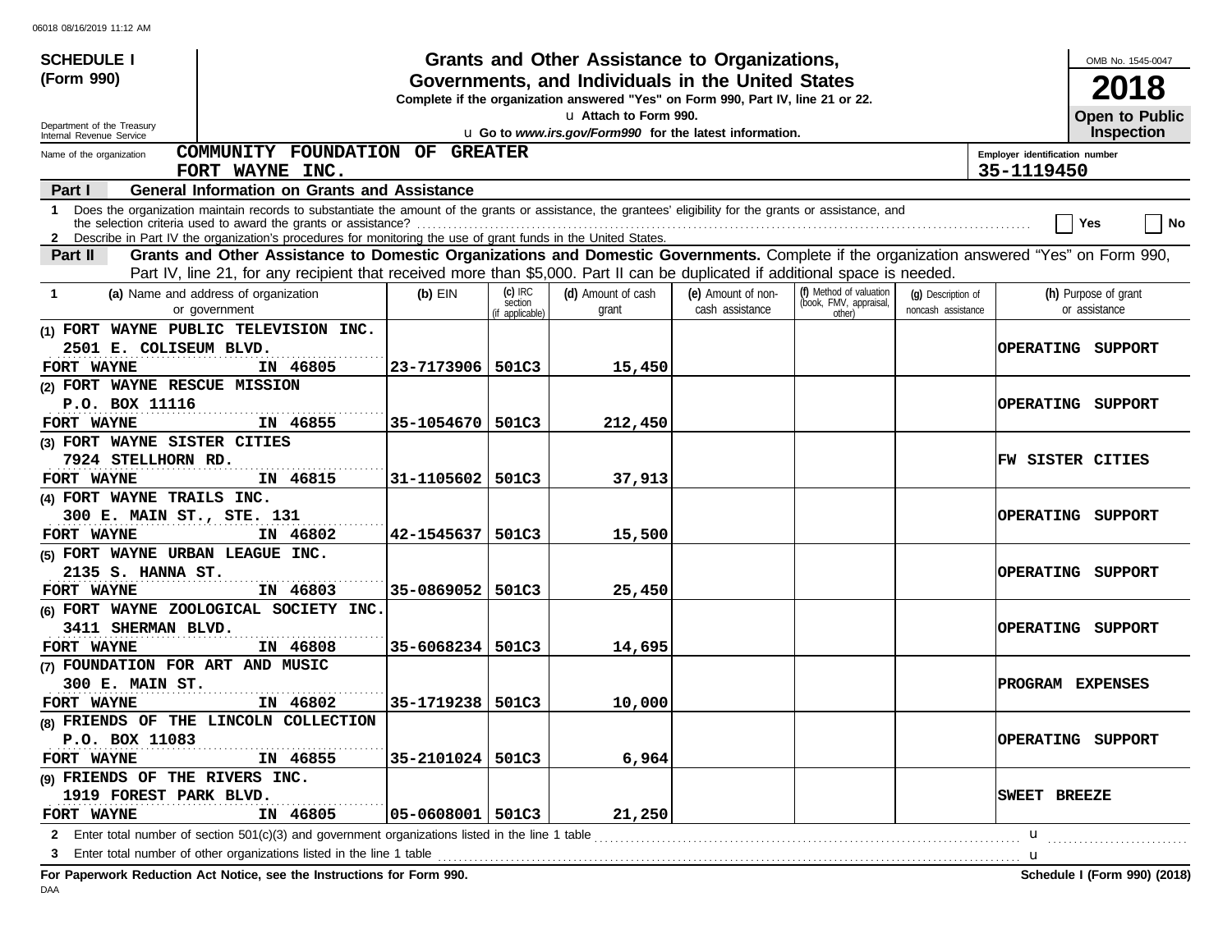**SCHEDULE I (Form 990)**

Department of the Treasury
Internal Revenue Service

# Grants and Other Assistance to Organizations, Governments, and Individuals in the United States

**Complete if the organization answered "Yes" on Form 990, Part IV, line 21 or 22.**

u **Attach to Form 990.**

u **Go to *www.irs.gov/Form990* for the latest information.**

OMB No. 1545-0047

**2018**

**Open to Public Inspection**

Name of the organization: **COMMUNITY FOUNDATION OF GREATER FORT WAYNE INC.**

Employer identification number: **35-1119450**

**Part I — General Information on Grants and Assistance**

1 Does the organization maintain records to substantiate the amount of the grants or assistance, the grantees' eligibility for the grants or assistance, and the selection criteria used to award the grants or assistance? ☐ Yes ☐ No

2 Describe in Part IV the organization's procedures for monitoring the use of grant funds in the United States.

**Part II — Grants and Other Assistance to Domestic Organizations and Domestic Governments.** Complete if the organization answered "Yes" on Form 990, Part IV, line 21, for any recipient that received more than $5,000. Part II can be duplicated if additional space is needed.

| 1 (a) Name and address of organization or government | (b) EIN | (c) IRC section (if applicable) | (d) Amount of cash grant | (e) Amount of non-cash assistance | (f) Method of valuation (book, FMV, appraisal, other) | (g) Description of noncash assistance | (h) Purpose of grant or assistance |
|---|---|---|---|---|---|---|---|
| (1) FORT WAYNE PUBLIC TELEVISION INC. 2501 E. COLISEUM BLVD. FORT WAYNE IN 46805 | 23-7173906 | 501C3 | 15,450 | | | | OPERATING SUPPORT |
| (2) FORT WAYNE RESCUE MISSION P.O. BOX 11116 FORT WAYNE IN 46855 | 35-1054670 | 501C3 | 212,450 | | | | OPERATING SUPPORT |
| (3) FORT WAYNE SISTER CITIES 7924 STELLHORN RD. FORT WAYNE IN 46815 | 31-1105602 | 501C3 | 37,913 | | | | FW SISTER CITIES |
| (4) FORT WAYNE TRAILS INC. 300 E. MAIN ST., STE. 131 FORT WAYNE IN 46802 | 42-1545637 | 501C3 | 15,500 | | | | OPERATING SUPPORT |
| (5) FORT WAYNE URBAN LEAGUE INC. 2135 S. HANNA ST. FORT WAYNE IN 46803 | 35-0869052 | 501C3 | 25,450 | | | | OPERATING SUPPORT |
| (6) FORT WAYNE ZOOLOGICAL SOCIETY INC. 3411 SHERMAN BLVD. FORT WAYNE IN 46808 | 35-6068234 | 501C3 | 14,695 | | | | OPERATING SUPPORT |
| (7) FOUNDATION FOR ART AND MUSIC 300 E. MAIN ST. FORT WAYNE IN 46802 | 35-1719238 | 501C3 | 10,000 | | | | PROGRAM EXPENSES |
| (8) FRIENDS OF THE LINCOLN COLLECTION P.O. BOX 11083 FORT WAYNE IN 46855 | 35-2101024 | 501C3 | 6,964 | | | | OPERATING SUPPORT |
| (9) FRIENDS OF THE RIVERS INC. 1919 FOREST PARK BLVD. FORT WAYNE IN 46805 | 05-0608001 | 501C3 | 21,250 | | | | SWEET BREEZE |

2 Enter total number of section 501(c)(3) and government organizations listed in the line 1 table u

3 Enter total number of other organizations listed in the line 1 table u

**For Paperwork Reduction Act Notice, see the Instructions for Form 990.** **Schedule I (Form 990) (2018)**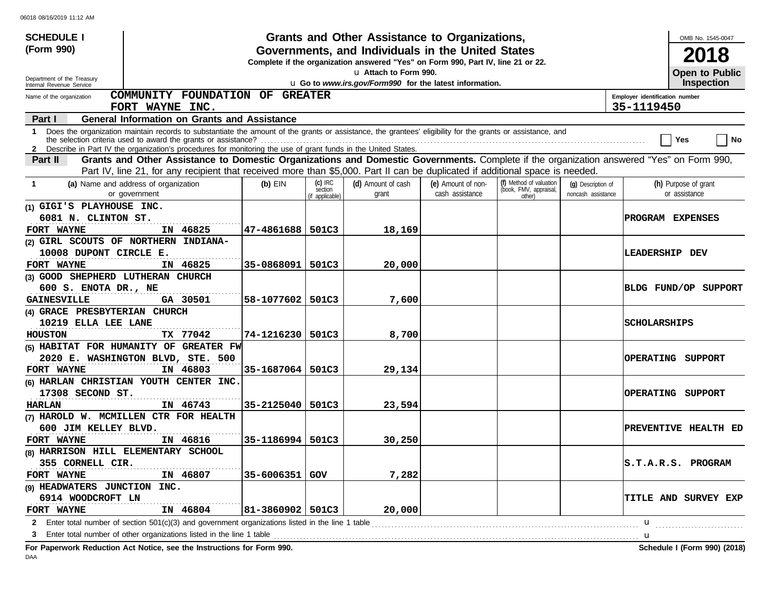**SCHEDULE I (Form 990)**

Department of the Treasury
Internal Revenue Service

# Grants and Other Assistance to Organizations, Governments, and Individuals in the United States

**Complete if the organization answered "Yes" on Form 990, Part IV, line 21 or 22.**

u Attach to Form 990.

u Go to *www.irs.gov/Form990* for the latest information.

OMB No. 1545-0047

**2018**

**Open to Public Inspection**

Name of the organization: **COMMUNITY FOUNDATION OF GREATER FORT WAYNE INC.**

Employer identification number: **35-1119450**

## Part I General Information on Grants and Assistance

1 Does the organization maintain records to substantiate the amount of the grants or assistance, the grantees' eligibility for the grants or assistance, and the selection criteria used to award the grants or assistance? ☐ Yes ☐ No

2 Describe in Part IV the organization's procedures for monitoring the use of grant funds in the United States.

## Part II Grants and Other Assistance to Domestic Organizations and Domestic Governments.

Complete if the organization answered "Yes" on Form 990, Part IV, line 21, for any recipient that received more than $5,000. Part II can be duplicated if additional space is needed.

| 1 (a) Name and address of organization or government | (b) EIN | (c) IRC section (if applicable) | (d) Amount of cash grant | (e) Amount of non-cash assistance | (f) Method of valuation (book, FMV, appraisal, other) | (g) Description of noncash assistance | (h) Purpose of grant or assistance |
|---|---|---|---|---|---|---|---|
| (1) GIGI'S PLAYHOUSE INC.<br>6081 N. CLINTON ST.<br>FORT WAYNE IN 46825 | 47-4861688 | 501C3 | 18,169 | | | | PROGRAM EXPENSES |
| (2) GIRL SCOUTS OF NORTHERN INDIANA-<br>10008 DUPONT CIRCLE E.<br>FORT WAYNE IN 46825 | 35-0868091 | 501C3 | 20,000 | | | | LEADERSHIP DEV |
| (3) GOOD SHEPHERD LUTHERAN CHURCH<br>600 S. ENOTA DR., NE<br>GAINESVILLE GA 30501 | 58-1077602 | 501C3 | 7,600 | | | | BLDG FUND/OP SUPPORT |
| (4) GRACE PRESBYTERIAN CHURCH<br>10219 ELLA LEE LANE<br>HOUSTON TX 77042 | 74-1216230 | 501C3 | 8,700 | | | | SCHOLARSHIPS |
| (5) HABITAT FOR HUMANITY OF GREATER FW<br>2020 E. WASHINGTON BLVD, STE. 500<br>FORT WAYNE IN 46803 | 35-1687064 | 501C3 | 29,134 | | | | OPERATING SUPPORT |
| (6) HARLAN CHRISTIAN YOUTH CENTER INC.<br>17308 SECOND ST.<br>HARLAN IN 46743 | 35-2125040 | 501C3 | 23,594 | | | | OPERATING SUPPORT |
| (7) HAROLD W. MCMILLEN CTR FOR HEALTH<br>600 JIM KELLEY BLVD.<br>FORT WAYNE IN 46816 | 35-1186994 | 501C3 | 30,250 | | | | PREVENTIVE HEALTH ED |
| (8) HARRISON HILL ELEMENTARY SCHOOL<br>355 CORNELL CIR.<br>FORT WAYNE IN 46807 | 35-6006351 | GOV | 7,282 | | | | S.T.A.R.S. PROGRAM |
| (9) HEADWATERS JUNCTION INC.<br>6914 WOODCROFT LN<br>FORT WAYNE IN 46804 | 81-3860902 | 501C3 | 20,000 | | | | TITLE AND SURVEY EXP |

2 Enter total number of section 501(c)(3) and government organizations listed in the line 1 table u

3 Enter total number of other organizations listed in the line 1 table u

**For Paperwork Reduction Act Notice, see the Instructions for Form 990.**

**Schedule I (Form 990) (2018)**

DAA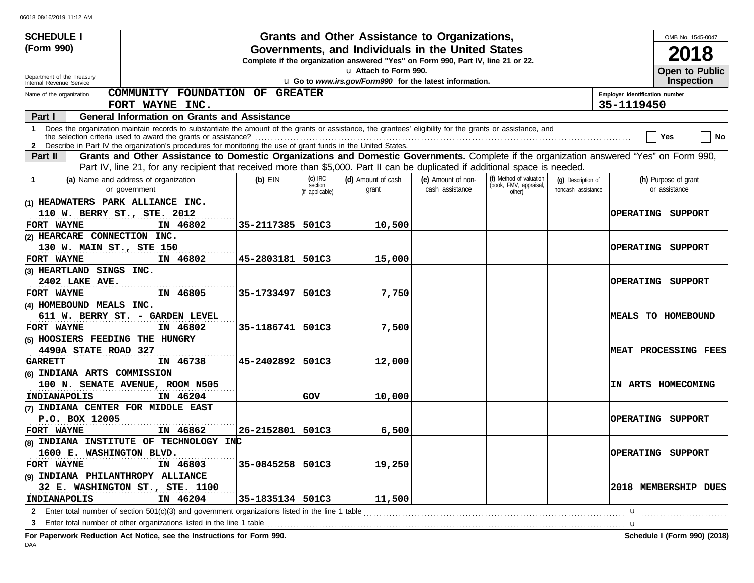**SCHEDULE I**
**(Form 990)**

Department of the Treasury
Internal Revenue Service

# Grants and Other Assistance to Organizations, Governments, and Individuals in the United States

**Complete if the organization answered "Yes" on Form 990, Part IV, line 21 or 22.**
u Attach to Form 990.
u Go to *www.irs.gov/Form990* for the latest information.

OMB No. 1545-0047
**2018**
**Open to Public Inspection**

Name of the organization: COMMUNITY FOUNDATION OF GREATER FORT WAYNE INC.

Employer identification number: 35-1119450

**Part I — General Information on Grants and Assistance**

1 Does the organization maintain records to substantiate the amount of the grants or assistance, the grantees' eligibility for the grants or assistance, and the selection criteria used to award the grants or assistance? .......... Yes No

2 Describe in Part IV the organization's procedures for monitoring the use of grant funds in the United States.

**Part II — Grants and Other Assistance to Domestic Organizations and Domestic Governments.** Complete if the organization answered "Yes" on Form 990, Part IV, line 21, for any recipient that received more than $5,000. Part II can be duplicated if additional space is needed.

| 1 (a) Name and address of organization or government | (b) EIN | (c) IRC section (if applicable) | (d) Amount of cash grant | (e) Amount of non-cash assistance | (f) Method of valuation (book, FMV, appraisal, other) | (g) Description of noncash assistance | (h) Purpose of grant or assistance |
|---|---|---|---|---|---|---|---|
| (1) HEADWATERS PARK ALLIANCE INC. 110 W. BERRY ST., STE. 2012 FORT WAYNE IN 46802 | 35-2117385 | 501C3 | 10,500 | | | | OPERATING SUPPORT |
| (2) HEARCARE CONNECTION INC. 130 W. MAIN ST., STE 150 FORT WAYNE IN 46802 | 45-2803181 | 501C3 | 15,000 | | | | OPERATING SUPPORT |
| (3) HEARTLAND SINGS INC. 2402 LAKE AVE. FORT WAYNE IN 46805 | 35-1733497 | 501C3 | 7,750 | | | | OPERATING SUPPORT |
| (4) HOMEBOUND MEALS INC. 611 W. BERRY ST. - GARDEN LEVEL FORT WAYNE IN 46802 | 35-1186741 | 501C3 | 7,500 | | | | MEALS TO HOMEBOUND |
| (5) HOOSIERS FEEDING THE HUNGRY 4490A STATE ROAD 327 GARRETT IN 46738 | 45-2402892 | 501C3 | 12,000 | | | | MEAT PROCESSING FEES |
| (6) INDIANA ARTS COMMISSION 100 N. SENATE AVENUE, ROOM N505 INDIANAPOLIS IN 46204 | | GOV | 10,000 | | | | IN ARTS HOMECOMING |
| (7) INDIANA CENTER FOR MIDDLE EAST P.O. BOX 12005 FORT WAYNE IN 46862 | 26-2152801 | 501C3 | 6,500 | | | | OPERATING SUPPORT |
| (8) INDIANA INSTITUTE OF TECHNOLOGY INC 1600 E. WASHINGTON BLVD. FORT WAYNE IN 46803 | 35-0845258 | 501C3 | 19,250 | | | | OPERATING SUPPORT |
| (9) INDIANA PHILANTHROPY ALLIANCE 32 E. WASHINGTON ST., STE. 1100 INDIANAPOLIS IN 46204 | 35-1835134 | 501C3 | 11,500 | | | | 2018 MEMBERSHIP DUES |

2 Enter total number of section 501(c)(3) and government organizations listed in the line 1 table .......... u

3 Enter total number of other organizations listed in the line 1 table .......... u

**For Paperwork Reduction Act Notice, see the Instructions for Form 990.** **Schedule I (Form 990) (2018)**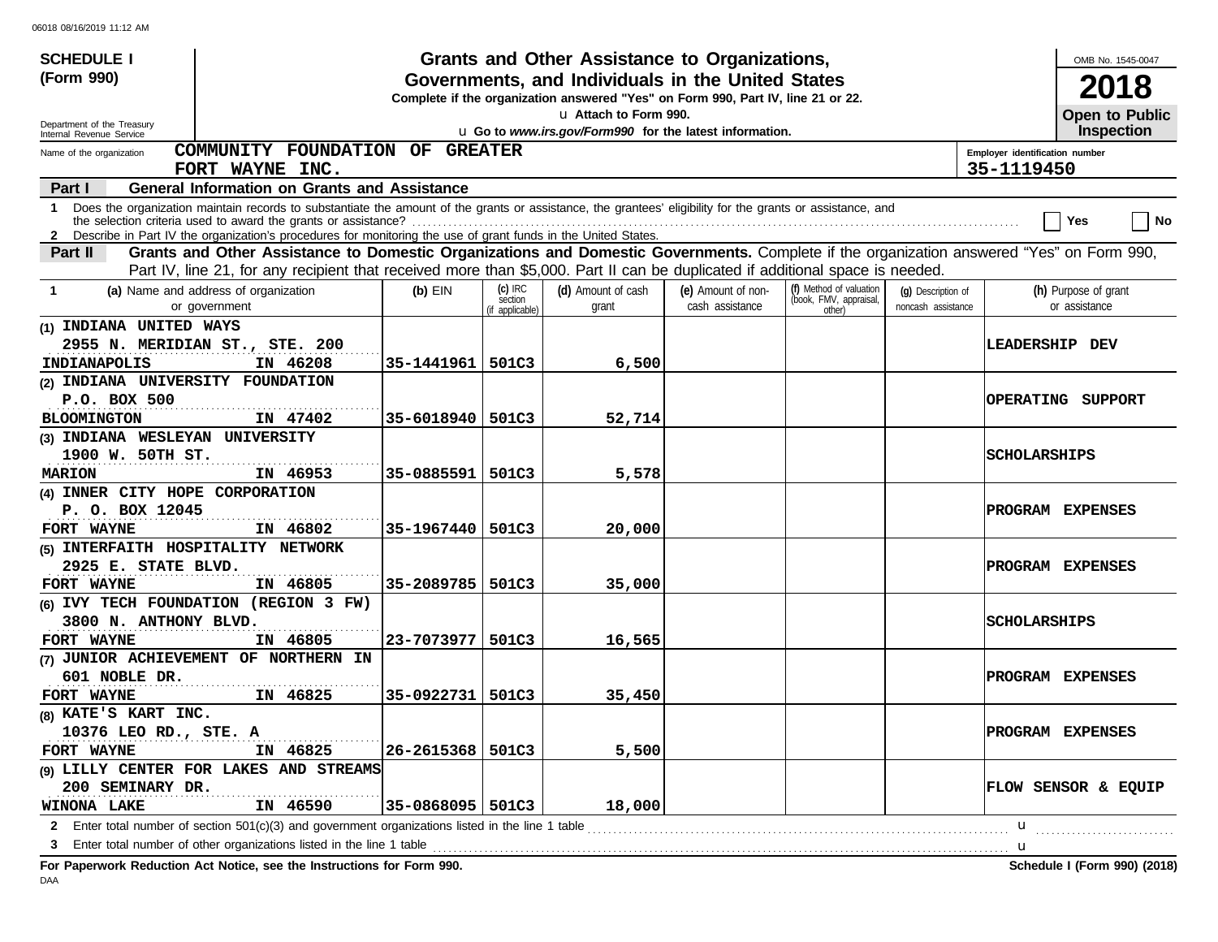**SCHEDULE I**
**(Form 990)**

Department of the Treasury
Internal Revenue Service

# Grants and Other Assistance to Organizations, Governments, and Individuals in the United States

**Complete if the organization answered "Yes" on Form 990, Part IV, line 21 or 22.**

u **Attach to Form 990.**

u **Go to *www.irs.gov/Form990* for the latest information.**

OMB No. 1545-0047

**2018**

**Open to Public Inspection**

Name of the organization: **COMMUNITY FOUNDATION OF GREATER FORT WAYNE INC.**

Employer identification number: **35-1119450**

## Part I General Information on Grants and Assistance

1 Does the organization maintain records to substantiate the amount of the grants or assistance, the grantees' eligibility for the grants or assistance, and the selection criteria used to award the grants or assistance? ☐ Yes ☐ No

2 Describe in Part IV the organization's procedures for monitoring the use of grant funds in the United States.

## Part II Grants and Other Assistance to Domestic Organizations and Domestic Governments.

Complete if the organization answered "Yes" on Form 990, Part IV, line 21, for any recipient that received more than $5,000. Part II can be duplicated if additional space is needed.

| 1 (a) Name and address of organization or government | (b) EIN | (c) IRC section (if applicable) | (d) Amount of cash grant | (e) Amount of non-cash assistance | (f) Method of valuation (book, FMV, appraisal, other) | (g) Description of noncash assistance | (h) Purpose of grant or assistance |
|---|---|---|---|---|---|---|---|
| (1) INDIANA UNITED WAYS<br>2955 N. MERIDIAN ST., STE. 200<br>INDIANAPOLIS IN 46208 | 35-1441961 | 501C3 | 6,500 | | | | LEADERSHIP DEV |
| (2) INDIANA UNIVERSITY FOUNDATION<br>P.O. BOX 500<br>BLOOMINGTON IN 47402 | 35-6018940 | 501C3 | 52,714 | | | | OPERATING SUPPORT |
| (3) INDIANA WESLEYAN UNIVERSITY<br>1900 W. 50TH ST.<br>MARION IN 46953 | 35-0885591 | 501C3 | 5,578 | | | | SCHOLARSHIPS |
| (4) INNER CITY HOPE CORPORATION<br>P. O. BOX 12045<br>FORT WAYNE IN 46802 | 35-1967440 | 501C3 | 20,000 | | | | PROGRAM EXPENSES |
| (5) INTERFAITH HOSPITALITY NETWORK<br>2925 E. STATE BLVD.<br>FORT WAYNE IN 46805 | 35-2089785 | 501C3 | 35,000 | | | | PROGRAM EXPENSES |
| (6) IVY TECH FOUNDATION (REGION 3 FW)<br>3800 N. ANTHONY BLVD.<br>FORT WAYNE IN 46805 | 23-7073977 | 501C3 | 16,565 | | | | SCHOLARSHIPS |
| (7) JUNIOR ACHIEVEMENT OF NORTHERN IN<br>601 NOBLE DR.<br>FORT WAYNE IN 46825 | 35-0922731 | 501C3 | 35,450 | | | | PROGRAM EXPENSES |
| (8) KATE'S KART INC.<br>10376 LEO RD., STE. A<br>FORT WAYNE IN 46825 | 26-2615368 | 501C3 | 5,500 | | | | PROGRAM EXPENSES |
| (9) LILLY CENTER FOR LAKES AND STREAMS<br>200 SEMINARY DR.<br>WINONA LAKE IN 46590 | 35-0868095 | 501C3 | 18,000 | | | | FLOW SENSOR & EQUIP |

2 Enter total number of section 501(c)(3) and government organizations listed in the line 1 table u

3 Enter total number of other organizations listed in the line 1 table u

**For Paperwork Reduction Act Notice, see the Instructions for Form 990.**

**Schedule I (Form 990) (2018)**

DAA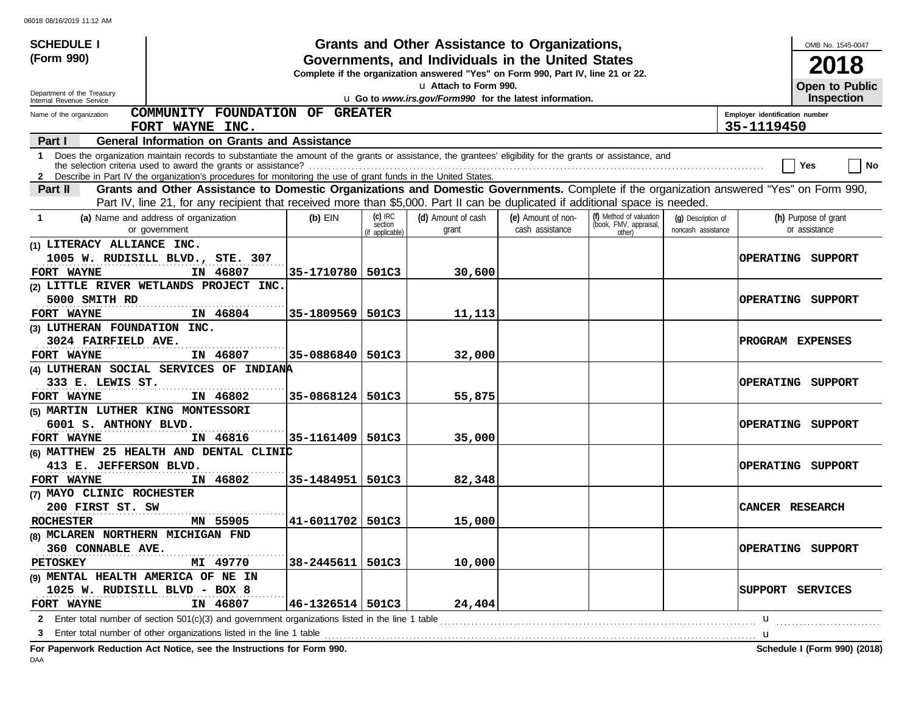**SCHEDULE I (Form 990)**

Department of the Treasury
Internal Revenue Service

# Grants and Other Assistance to Organizations, Governments, and Individuals in the United States

**Complete if the organization answered "Yes" on Form 990, Part IV, line 21 or 22.**

u Attach to Form 990.

u Go to *www.irs.gov/Form990* for the latest information.

OMB No. 1545-0047

**2018**

**Open to Public Inspection**

Name of the organization: **COMMUNITY FOUNDATION OF GREATER FORT WAYNE INC.**

Employer identification number: **35-1119450**

**Part I — General Information on Grants and Assistance**

1 Does the organization maintain records to substantiate the amount of the grants or assistance, the grantees' eligibility for the grants or assistance, and the selection criteria used to award the grants or assistance? ☐ Yes ☐ No

2 Describe in Part IV the organization's procedures for monitoring the use of grant funds in the United States.

**Part II — Grants and Other Assistance to Domestic Organizations and Domestic Governments.** Complete if the organization answered "Yes" on Form 990, Part IV, line 21, for any recipient that received more than $5,000. Part II can be duplicated if additional space is needed.

| 1 (a) Name and address of organization or government | (b) EIN | (c) IRC section (if applicable) | (d) Amount of cash grant | (e) Amount of non-cash assistance | (f) Method of valuation (book, FMV, appraisal, other) | (g) Description of noncash assistance | (h) Purpose of grant or assistance |
|---|---|---|---|---|---|---|---|
| (1) LITERACY ALLIANCE INC.<br>1005 W. RUDISILL BLVD., STE. 307<br>FORT WAYNE IN 46807 | 35-1710780 | 501C3 | 30,600 | | | | OPERATING SUPPORT |
| (2) LITTLE RIVER WETLANDS PROJECT INC.<br>5000 SMITH RD<br>FORT WAYNE IN 46804 | 35-1809569 | 501C3 | 11,113 | | | | OPERATING SUPPORT |
| (3) LUTHERAN FOUNDATION INC.<br>3024 FAIRFIELD AVE.<br>FORT WAYNE IN 46807 | 35-0886840 | 501C3 | 32,000 | | | | PROGRAM EXPENSES |
| (4) LUTHERAN SOCIAL SERVICES OF INDIANA<br>333 E. LEWIS ST.<br>FORT WAYNE IN 46802 | 35-0868124 | 501C3 | 55,875 | | | | OPERATING SUPPORT |
| (5) MARTIN LUTHER KING MONTESSORI<br>6001 S. ANTHONY BLVD.<br>FORT WAYNE IN 46816 | 35-1161409 | 501C3 | 35,000 | | | | OPERATING SUPPORT |
| (6) MATTHEW 25 HEALTH AND DENTAL CLINIC<br>413 E. JEFFERSON BLVD.<br>FORT WAYNE IN 46802 | 35-1484951 | 501C3 | 82,348 | | | | OPERATING SUPPORT |
| (7) MAYO CLINIC ROCHESTER<br>200 FIRST ST. SW<br>ROCHESTER MN 55905 | 41-6011702 | 501C3 | 15,000 | | | | CANCER RESEARCH |
| (8) MCLAREN NORTHERN MICHIGAN FND<br>360 CONNABLE AVE.<br>PETOSKEY MI 49770 | 38-2445611 | 501C3 | 10,000 | | | | OPERATING SUPPORT |
| (9) MENTAL HEALTH AMERICA OF NE IN<br>1025 W. RUDISILL BLVD - BOX 8<br>FORT WAYNE IN 46807 | 46-1326514 | 501C3 | 24,404 | | | | SUPPORT SERVICES |

2 Enter total number of section 501(c)(3) and government organizations listed in the line 1 table u

3 Enter total number of other organizations listed in the line 1 table u

**For Paperwork Reduction Act Notice, see the Instructions for Form 990.** **Schedule I (Form 990) (2018)**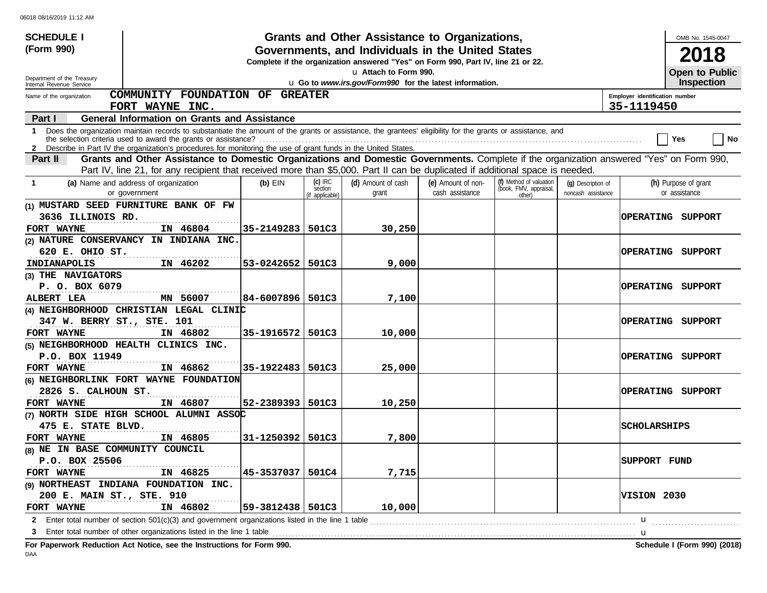06018 08/16/2019 11:12 AM

**SCHEDULE I (Form 990)**

Department of the Treasury
Internal Revenue Service

# Grants and Other Assistance to Organizations, Governments, and Individuals in the United States

**Complete if the organization answered "Yes" on Form 990, Part IV, line 21 or 22.**

u Attach to Form 990.

u Go to *www.irs.gov/Form990* for the latest information.

OMB No. 1545-0047

**2018**

**Open to Public Inspection**

Name of the organization: **COMMUNITY FOUNDATION OF GREATER FORT WAYNE INC.**

Employer identification number: **35-1119450**

**Part I — General Information on Grants and Assistance**

1 Does the organization maintain records to substantiate the amount of the grants or assistance, the grantees' eligibility for the grants or assistance, and the selection criteria used to award the grants or assistance? ☐ Yes ☐ No

2 Describe in Part IV the organization's procedures for monitoring the use of grant funds in the United States.

**Part II — Grants and Other Assistance to Domestic Organizations and Domestic Governments.** Complete if the organization answered "Yes" on Form 990, Part IV, line 21, for any recipient that received more than $5,000. Part II can be duplicated if additional space is needed.

| 1 (a) Name and address of organization or government | (b) EIN | (c) IRC section (if applicable) | (d) Amount of cash grant | (e) Amount of non-cash assistance | (f) Method of valuation (book, FMV, appraisal, other) | (g) Description of noncash assistance | (h) Purpose of grant or assistance |
|---|---|---|---|---|---|---|---|
| (1) MUSTARD SEED FURNITURE BANK OF FW<br>3636 ILLINOIS RD.<br>FORT WAYNE IN 46804 | 35-2149283 | 501C3 | 30,250 | | | | OPERATING SUPPORT |
| (2) NATURE CONSERVANCY IN INDIANA INC.<br>620 E. OHIO ST.<br>INDIANAPOLIS IN 46202 | 53-0242652 | 501C3 | 9,000 | | | | OPERATING SUPPORT |
| (3) THE NAVIGATORS<br>P. O. BOX 6079<br>ALBERT LEA MN 56007 | 84-6007896 | 501C3 | 7,100 | | | | OPERATING SUPPORT |
| (4) NEIGHBORHOOD CHRISTIAN LEGAL CLINIC<br>347 W. BERRY ST., STE. 101<br>FORT WAYNE IN 46802 | 35-1916572 | 501C3 | 10,000 | | | | OPERATING SUPPORT |
| (5) NEIGHBORHOOD HEALTH CLINICS INC.<br>P.O. BOX 11949<br>FORT WAYNE IN 46862 | 35-1922483 | 501C3 | 25,000 | | | | OPERATING SUPPORT |
| (6) NEIGHBORLINK FORT WAYNE FOUNDATION<br>2826 S. CALHOUN ST.<br>FORT WAYNE IN 46807 | 52-2389393 | 501C3 | 10,250 | | | | OPERATING SUPPORT |
| (7) NORTH SIDE HIGH SCHOOL ALUMNI ASSOC<br>475 E. STATE BLVD.<br>FORT WAYNE IN 46805 | 31-1250392 | 501C3 | 7,800 | | | | SCHOLARSHIPS |
| (8) NE IN BASE COMMUNITY COUNCIL<br>P.O. BOX 25506<br>FORT WAYNE IN 46825 | 45-3537037 | 501C4 | 7,715 | | | | SUPPORT FUND |
| (9) NORTHEAST INDIANA FOUNDATION INC.<br>200 E. MAIN ST., STE. 910<br>FORT WAYNE IN 46802 | 59-3812438 | 501C3 | 10,000 | | | | VISION 2030 |

2 Enter total number of section 501(c)(3) and government organizations listed in the line 1 table u

3 Enter total number of other organizations listed in the line 1 table u

**For Paperwork Reduction Act Notice, see the Instructions for Form 990.** **Schedule I (Form 990) (2018)**

DAA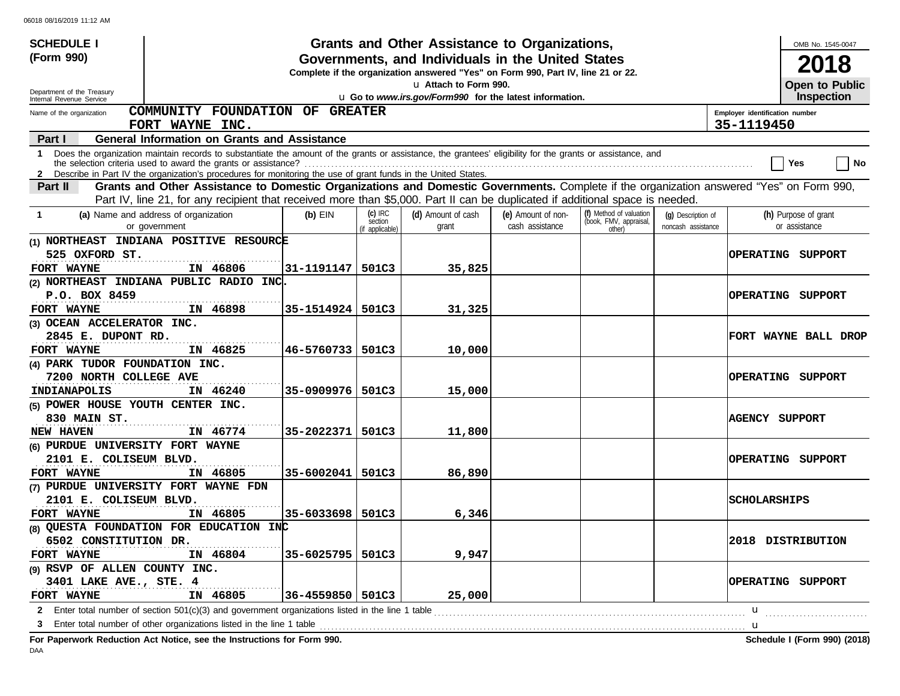**SCHEDULE I (Form 990)**

Department of the Treasury
Internal Revenue Service

# Grants and Other Assistance to Organizations, Governments, and Individuals in the United States

**Complete if the organization answered "Yes" on Form 990, Part IV, line 21 or 22.**

u Attach to Form 990.

u Go to *www.irs.gov/Form990* for the latest information.

OMB No. 1545-0047

**2018**

**Open to Public Inspection**

Name of the organization: **COMMUNITY FOUNDATION OF GREATER FORT WAYNE INC.**

Employer identification number: **35-1119450**

## Part I — General Information on Grants and Assistance

1 Does the organization maintain records to substantiate the amount of the grants or assistance, the grantees' eligibility for the grants or assistance, and the selection criteria used to award the grants or assistance? ☐ Yes ☐ No

2 Describe in Part IV the organization's procedures for monitoring the use of grant funds in the United States.

## Part II — Grants and Other Assistance to Domestic Organizations and Domestic Governments.

Complete if the organization answered "Yes" on Form 990, Part IV, line 21, for any recipient that received more than $5,000. Part II can be duplicated if additional space is needed.

| 1 (a) Name and address of organization or government | (b) EIN | (c) IRC section (if applicable) | (d) Amount of cash grant | (e) Amount of non-cash assistance | (f) Method of valuation (book, FMV, appraisal, other) | (g) Description of noncash assistance | (h) Purpose of grant or assistance |
|---|---|---|---|---|---|---|---|
| (1) NORTHEAST INDIANA POSITIVE RESOURCE, 525 OXFORD ST., FORT WAYNE IN 46806 | 31-1191147 | 501C3 | 35,825 | | | | OPERATING SUPPORT |
| (2) NORTHEAST INDIANA PUBLIC RADIO INC., P.O. BOX 8459, FORT WAYNE IN 46898 | 35-1514924 | 501C3 | 31,325 | | | | OPERATING SUPPORT |
| (3) OCEAN ACCELERATOR INC., 2845 E. DUPONT RD., FORT WAYNE IN 46825 | 46-5760733 | 501C3 | 10,000 | | | | FORT WAYNE BALL DROP |
| (4) PARK TUDOR FOUNDATION INC., 7200 NORTH COLLEGE AVE, INDIANAPOLIS IN 46240 | 35-0909976 | 501C3 | 15,000 | | | | OPERATING SUPPORT |
| (5) POWER HOUSE YOUTH CENTER INC., 830 MAIN ST., NEW HAVEN IN 46774 | 35-2022371 | 501C3 | 11,800 | | | | AGENCY SUPPORT |
| (6) PURDUE UNIVERSITY FORT WAYNE, 2101 E. COLISEUM BLVD., FORT WAYNE IN 46805 | 35-6002041 | 501C3 | 86,890 | | | | OPERATING SUPPORT |
| (7) PURDUE UNIVERSITY FORT WAYNE FDN, 2101 E. COLISEUM BLVD., FORT WAYNE IN 46805 | 35-6033698 | 501C3 | 6,346 | | | | SCHOLARSHIPS |
| (8) QUESTA FOUNDATION FOR EDUCATION INC, 6502 CONSTITUTION DR., FORT WAYNE IN 46804 | 35-6025795 | 501C3 | 9,947 | | | | 2018 DISTRIBUTION |
| (9) RSVP OF ALLEN COUNTY INC., 3401 LAKE AVE., STE. 4, FORT WAYNE IN 46805 | 36-4559850 | 501C3 | 25,000 | | | | OPERATING SUPPORT |

2 Enter total number of section 501(c)(3) and government organizations listed in the line 1 table u

3 Enter total number of other organizations listed in the line 1 table u

**For Paperwork Reduction Act Notice, see the Instructions for Form 990.** **Schedule I (Form 990) (2018)**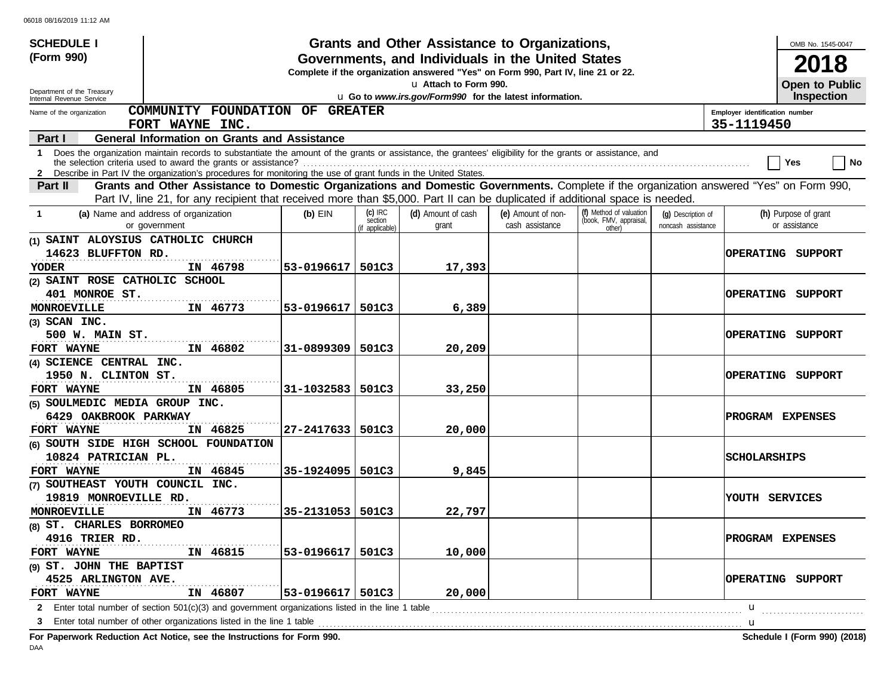**SCHEDULE I (Form 990)**

Department of the Treasury
Internal Revenue Service

# Grants and Other Assistance to Organizations, Governments, and Individuals in the United States

**Complete if the organization answered "Yes" on Form 990, Part IV, line 21 or 22.**

u Attach to Form 990.

u Go to *www.irs.gov/Form990* for the latest information.

OMB No. 1545-0047

**2018**

**Open to Public Inspection**

Name of the organization: COMMUNITY FOUNDATION OF GREATER FORT WAYNE INC.

Employer identification number: 35-1119450

## Part I General Information on Grants and Assistance

1 Does the organization maintain records to substantiate the amount of the grants or assistance, the grantees' eligibility for the grants or assistance, and the selection criteria used to award the grants or assistance? ☐ Yes ☐ No

2 Describe in Part IV the organization's procedures for monitoring the use of grant funds in the United States.

## Part II Grants and Other Assistance to Domestic Organizations and Domestic Governments.

Complete if the organization answered "Yes" on Form 990, Part IV, line 21, for any recipient that received more than $5,000. Part II can be duplicated if additional space is needed.

| 1 (a) Name and address of organization or government | (b) EIN | (c) IRC section (if applicable) | (d) Amount of cash grant | (e) Amount of non-cash assistance | (f) Method of valuation (book, FMV, appraisal, other) | (g) Description of noncash assistance | (h) Purpose of grant or assistance |
|---|---|---|---|---|---|---|---|
| (1) SAINT ALOYSIUS CATHOLIC CHURCH<br>14623 BLUFFTON RD.<br>YODER IN 46798 | 53-0196617 | 501C3 | 17,393 | | | | OPERATING SUPPORT |
| (2) SAINT ROSE CATHOLIC SCHOOL<br>401 MONROE ST.<br>MONROEVILLE IN 46773 | 53-0196617 | 501C3 | 6,389 | | | | OPERATING SUPPORT |
| (3) SCAN INC.<br>500 W. MAIN ST.<br>FORT WAYNE IN 46802 | 31-0899309 | 501C3 | 20,209 | | | | OPERATING SUPPORT |
| (4) SCIENCE CENTRAL INC.<br>1950 N. CLINTON ST.<br>FORT WAYNE IN 46805 | 31-1032583 | 501C3 | 33,250 | | | | OPERATING SUPPORT |
| (5) SOULMEDIC MEDIA GROUP INC.<br>6429 OAKBROOK PARKWAY<br>FORT WAYNE IN 46825 | 27-2417633 | 501C3 | 20,000 | | | | PROGRAM EXPENSES |
| (6) SOUTH SIDE HIGH SCHOOL FOUNDATION<br>10824 PATRICIAN PL.<br>FORT WAYNE IN 46845 | 35-1924095 | 501C3 | 9,845 | | | | SCHOLARSHIPS |
| (7) SOUTHEAST YOUTH COUNCIL INC.<br>19819 MONROEVILLE RD.<br>MONROEVILLE IN 46773 | 35-2131053 | 501C3 | 22,797 | | | | YOUTH SERVICES |
| (8) ST. CHARLES BORROMEO<br>4916 TRIER RD.<br>FORT WAYNE IN 46815 | 53-0196617 | 501C3 | 10,000 | | | | PROGRAM EXPENSES |
| (9) ST. JOHN THE BAPTIST<br>4525 ARLINGTON AVE.<br>FORT WAYNE IN 46807 | 53-0196617 | 501C3 | 20,000 | | | | OPERATING SUPPORT |

2 Enter total number of section 501(c)(3) and government organizations listed in the line 1 table u

3 Enter total number of other organizations listed in the line 1 table u

**For Paperwork Reduction Act Notice, see the Instructions for Form 990.** **Schedule I (Form 990) (2018)**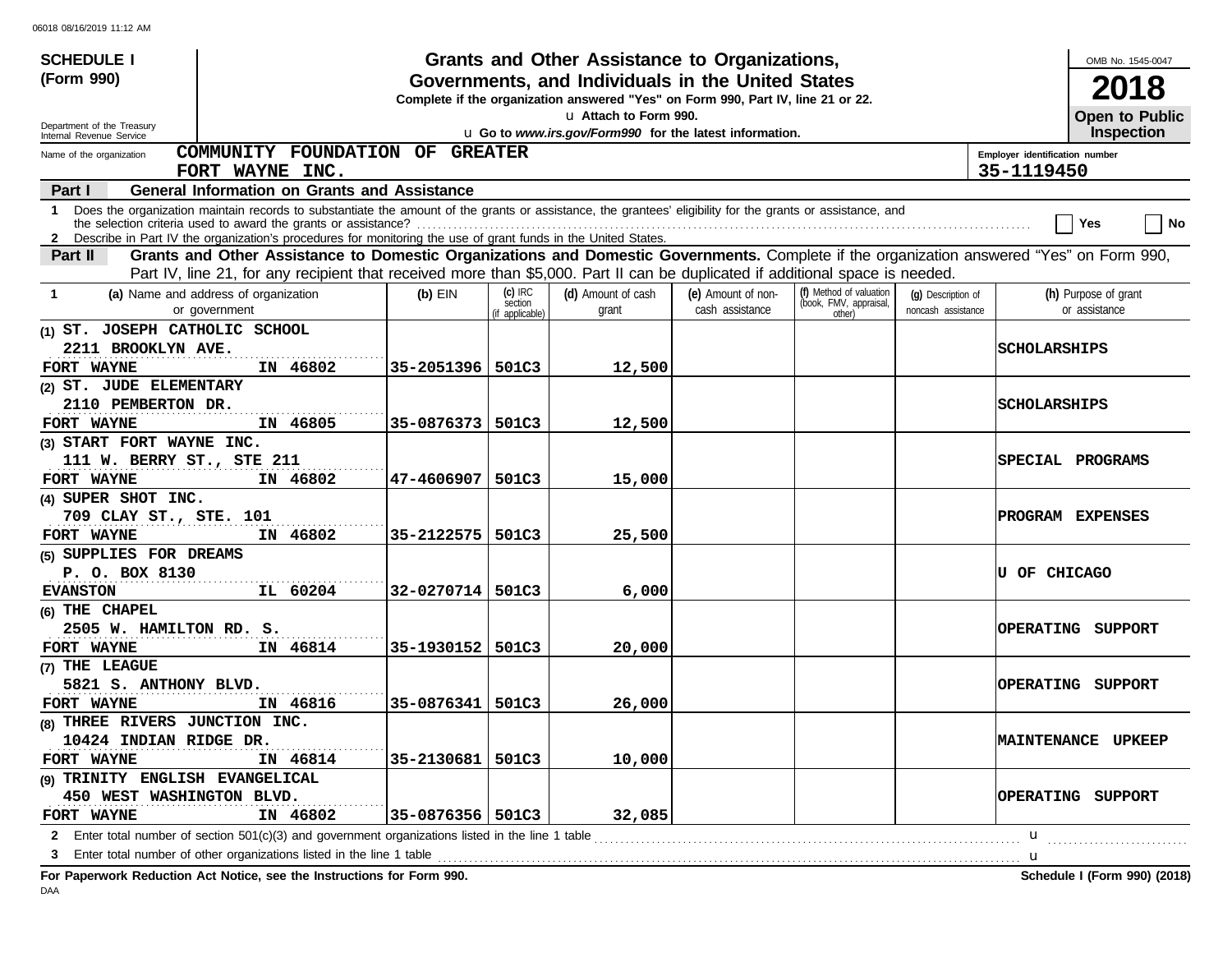06018 08/16/2019 11:12 AM

**SCHEDULE I (Form 990)**

Department of the Treasury
Internal Revenue Service

# Grants and Other Assistance to Organizations, Governments, and Individuals in the United States

**Complete if the organization answered "Yes" on Form 990, Part IV, line 21 or 22.**

u Attach to Form 990.

u Go to *www.irs.gov/Form990* for the latest information.

OMB No. 1545-0047

**2018**

**Open to Public Inspection**

Name of the organization: COMMUNITY FOUNDATION OF GREATER FORT WAYNE INC.

Employer identification number: 35-1119450

**Part I — General Information on Grants and Assistance**

1 Does the organization maintain records to substantiate the amount of the grants or assistance, the grantees' eligibility for the grants or assistance, and the selection criteria used to award the grants or assistance? ☐ Yes ☐ No

2 Describe in Part IV the organization's procedures for monitoring the use of grant funds in the United States.

**Part II — Grants and Other Assistance to Domestic Organizations and Domestic Governments.** Complete if the organization answered "Yes" on Form 990, Part IV, line 21, for any recipient that received more than $5,000. Part II can be duplicated if additional space is needed.

| 1 (a) Name and address of organization or government | (b) EIN | (c) IRC section (if applicable) | (d) Amount of cash grant | (e) Amount of non-cash assistance | (f) Method of valuation (book, FMV, appraisal, other) | (g) Description of noncash assistance | (h) Purpose of grant or assistance |
|---|---|---|---|---|---|---|---|
| (1) ST. JOSEPH CATHOLIC SCHOOL<br>2211 BROOKLYN AVE.<br>FORT WAYNE IN 46802 | 35-2051396 | 501C3 | 12,500 | | | | SCHOLARSHIPS |
| (2) ST. JUDE ELEMENTARY<br>2110 PEMBERTON DR.<br>FORT WAYNE IN 46805 | 35-0876373 | 501C3 | 12,500 | | | | SCHOLARSHIPS |
| (3) START FORT WAYNE INC.<br>111 W. BERRY ST., STE 211<br>FORT WAYNE IN 46802 | 47-4606907 | 501C3 | 15,000 | | | | SPECIAL PROGRAMS |
| (4) SUPER SHOT INC.<br>709 CLAY ST., STE. 101<br>FORT WAYNE IN 46802 | 35-2122575 | 501C3 | 25,500 | | | | PROGRAM EXPENSES |
| (5) SUPPLIES FOR DREAMS<br>P. O. BOX 8130<br>EVANSTON IL 60204 | 32-0270714 | 501C3 | 6,000 | | | | U OF CHICAGO |
| (6) THE CHAPEL<br>2505 W. HAMILTON RD. S.<br>FORT WAYNE IN 46814 | 35-1930152 | 501C3 | 20,000 | | | | OPERATING SUPPORT |
| (7) THE LEAGUE<br>5821 S. ANTHONY BLVD.<br>FORT WAYNE IN 46816 | 35-0876341 | 501C3 | 26,000 | | | | OPERATING SUPPORT |
| (8) THREE RIVERS JUNCTION INC.<br>10424 INDIAN RIDGE DR.<br>FORT WAYNE IN 46814 | 35-2130681 | 501C3 | 10,000 | | | | MAINTENANCE UPKEEP |
| (9) TRINITY ENGLISH EVANGELICAL<br>450 WEST WASHINGTON BLVD.<br>FORT WAYNE IN 46802 | 35-0876356 | 501C3 | 32,085 | | | | OPERATING SUPPORT |

2 Enter total number of section 501(c)(3) and government organizations listed in the line 1 table u

3 Enter total number of other organizations listed in the line 1 table u

**For Paperwork Reduction Act Notice, see the Instructions for Form 990.** **Schedule I (Form 990) (2018)**

DAA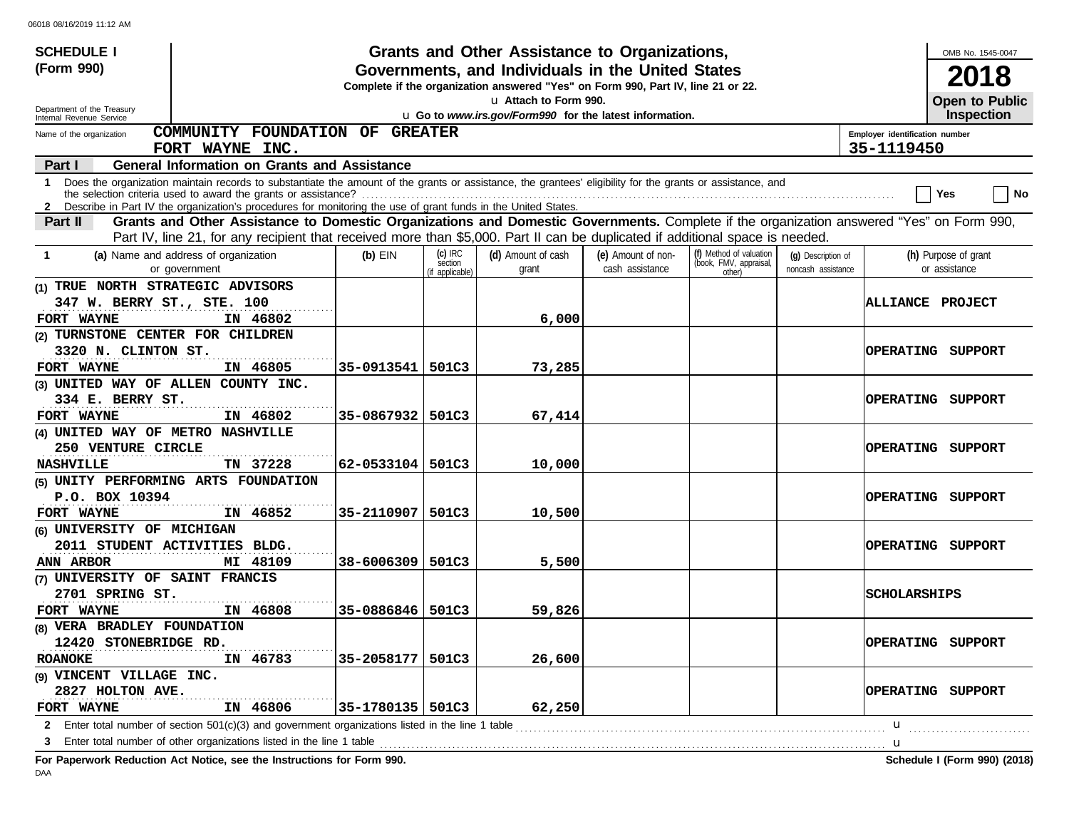**SCHEDULE I (Form 990)**

Department of the Treasury
Internal Revenue Service

# Grants and Other Assistance to Organizations, Governments, and Individuals in the United States

**Complete if the organization answered "Yes" on Form 990, Part IV, line 21 or 22.**

u **Attach to Form 990.**

u **Go to *www.irs.gov/Form990* for the latest information.**

OMB No. 1545-0047

**2018**

**Open to Public Inspection**

Name of the organization: **COMMUNITY FOUNDATION OF GREATER FORT WAYNE INC.**

Employer identification number: **35-1119450**

## Part I General Information on Grants and Assistance

1 Does the organization maintain records to substantiate the amount of the grants or assistance, the grantees' eligibility for the grants or assistance, and the selection criteria used to award the grants or assistance? ☐ Yes ☐ No

2 Describe in Part IV the organization's procedures for monitoring the use of grant funds in the United States.

## Part II Grants and Other Assistance to Domestic Organizations and Domestic Governments.

Complete if the organization answered "Yes" on Form 990, Part IV, line 21, for any recipient that received more than $5,000. Part II can be duplicated if additional space is needed.

| 1 (a) Name and address of organization or government | (b) EIN | (c) IRC section (if applicable) | (d) Amount of cash grant | (e) Amount of non-cash assistance | (f) Method of valuation (book, FMV, appraisal, other) | (g) Description of noncash assistance | (h) Purpose of grant or assistance |
|---|---|---|---|---|---|---|---|
| (1) TRUE NORTH STRATEGIC ADVISORS, 347 W. BERRY ST., STE. 100, FORT WAYNE IN 46802 | | | 6,000 | | | | ALLIANCE PROJECT |
| (2) TURNSTONE CENTER FOR CHILDREN, 3320 N. CLINTON ST., FORT WAYNE IN 46805 | 35-0913541 | 501C3 | 73,285 | | | | OPERATING SUPPORT |
| (3) UNITED WAY OF ALLEN COUNTY INC., 334 E. BERRY ST., FORT WAYNE IN 46802 | 35-0867932 | 501C3 | 67,414 | | | | OPERATING SUPPORT |
| (4) UNITED WAY OF METRO NASHVILLE, 250 VENTURE CIRCLE, NASHVILLE TN 37228 | 62-0533104 | 501C3 | 10,000 | | | | OPERATING SUPPORT |
| (5) UNITY PERFORMING ARTS FOUNDATION, P.O. BOX 10394, FORT WAYNE IN 46852 | 35-2110907 | 501C3 | 10,500 | | | | OPERATING SUPPORT |
| (6) UNIVERSITY OF MICHIGAN, 2011 STUDENT ACTIVITIES BLDG., ANN ARBOR MI 48109 | 38-6006309 | 501C3 | 5,500 | | | | OPERATING SUPPORT |
| (7) UNIVERSITY OF SAINT FRANCIS, 2701 SPRING ST., FORT WAYNE IN 46808 | 35-0886846 | 501C3 | 59,826 | | | | SCHOLARSHIPS |
| (8) VERA BRADLEY FOUNDATION, 12420 STONEBRIDGE RD., ROANOKE IN 46783 | 35-2058177 | 501C3 | 26,600 | | | | OPERATING SUPPORT |
| (9) VINCENT VILLAGE INC., 2827 HOLTON AVE., FORT WAYNE IN 46806 | 35-1780135 | 501C3 | 62,250 | | | | OPERATING SUPPORT |

2 Enter total number of section 501(c)(3) and government organizations listed in the line 1 table u

3 Enter total number of other organizations listed in the line 1 table u

**For Paperwork Reduction Act Notice, see the Instructions for Form 990.** **Schedule I (Form 990) (2018)**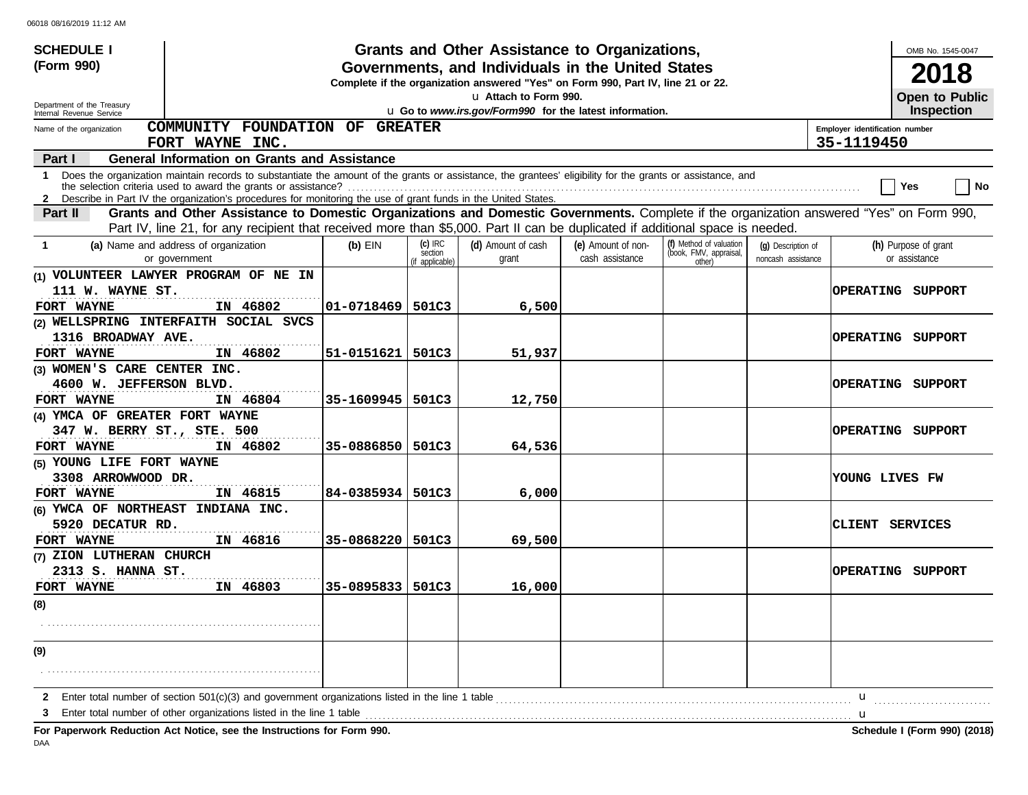**SCHEDULE I (Form 990)**

Department of the Treasury
Internal Revenue Service

# Grants and Other Assistance to Organizations, Governments, and Individuals in the United States

**Complete if the organization answered "Yes" on Form 990, Part IV, line 21 or 22.**

u Attach to Form 990.

u Go to *www.irs.gov/Form990* for the latest information.

OMB No. 1545-0047

**2018**

**Open to Public Inspection**

Name of the organization: **COMMUNITY FOUNDATION OF GREATER FORT WAYNE INC.**

Employer identification number: **35-1119450**

**Part I — General Information on Grants and Assistance**

1 Does the organization maintain records to substantiate the amount of the grants or assistance, the grantees' eligibility for the grants or assistance, and the selection criteria used to award the grants or assistance? .......... Yes No

2 Describe in Part IV the organization's procedures for monitoring the use of grant funds in the United States.

**Part II — Grants and Other Assistance to Domestic Organizations and Domestic Governments.** Complete if the organization answered "Yes" on Form 990, Part IV, line 21, for any recipient that received more than $5,000. Part II can be duplicated if additional space is needed.

| 1 (a) Name and address of organization or government | (b) EIN | (c) IRC section (if applicable) | (d) Amount of cash grant | (e) Amount of non-cash assistance | (f) Method of valuation (book, FMV, appraisal, other) | (g) Description of noncash assistance | (h) Purpose of grant or assistance |
|---|---|---|---|---|---|---|---|
| (1) VOLUNTEER LAWYER PROGRAM OF NE IN 111 W. WAYNE ST. FORT WAYNE IN 46802 | 01-0718469 | 501C3 | 6,500 | | | | OPERATING SUPPORT |
| (2) WELLSPRING INTERFAITH SOCIAL SVCS 1316 BROADWAY AVE. FORT WAYNE IN 46802 | 51-0151621 | 501C3 | 51,937 | | | | OPERATING SUPPORT |
| (3) WOMEN'S CARE CENTER INC. 4600 W. JEFFERSON BLVD. FORT WAYNE IN 46804 | 35-1609945 | 501C3 | 12,750 | | | | OPERATING SUPPORT |
| (4) YMCA OF GREATER FORT WAYNE 347 W. BERRY ST., STE. 500 FORT WAYNE IN 46802 | 35-0886850 | 501C3 | 64,536 | | | | OPERATING SUPPORT |
| (5) YOUNG LIFE FORT WAYNE 3308 ARROWWOOD DR. FORT WAYNE IN 46815 | 84-0385934 | 501C3 | 6,000 | | | | YOUNG LIVES FW |
| (6) YWCA OF NORTHEAST INDIANA INC. 5920 DECATUR RD. FORT WAYNE IN 46816 | 35-0868220 | 501C3 | 69,500 | | | | CLIENT SERVICES |
| (7) ZION LUTHERAN CHURCH 2313 S. HANNA ST. FORT WAYNE IN 46803 | 35-0895833 | 501C3 | 16,000 | | | | OPERATING SUPPORT |
| (8) | | | | | | | |
| (9) | | | | | | | |

2 Enter total number of section 501(c)(3) and government organizations listed in the line 1 table .......... u

3 Enter total number of other organizations listed in the line 1 table .......... u

**For Paperwork Reduction Act Notice, see the Instructions for Form 990.** **Schedule I (Form 990) (2018)**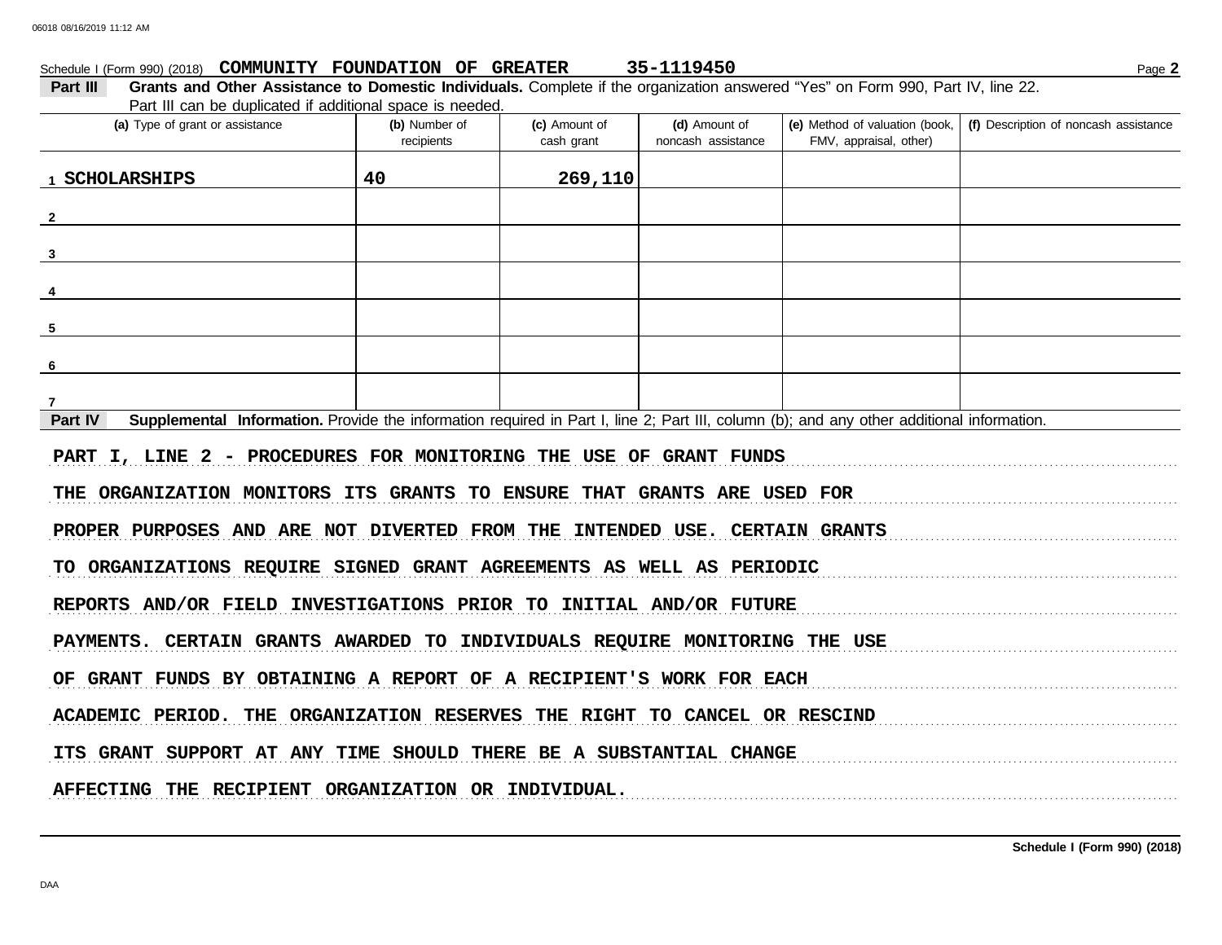Schedule I (Form 990) (2018) COMMUNITY FOUNDATION OF GREATER 35-1119450

**Part III Grants and Other Assistance to Domestic Individuals.** Complete if the organization answered "Yes" on Form 990, Part IV, line 22. Part III can be duplicated if additional space is needed.

| (a) Type of grant or assistance | (b) Number of recipients | (c) Amount of cash grant | (d) Amount of noncash assistance | (e) Method of valuation (book, FMV, appraisal, other) | (f) Description of noncash assistance |
|---|---|---|---|---|---|
| 1 SCHOLARSHIPS | 40 | 269,110 | | | |
| 2 | | | | | |
| 3 | | | | | |
| 4 | | | | | |
| 5 | | | | | |
| 6 | | | | | |
| 7 | | | | | |

**Part IV Supplemental Information.** Provide the information required in Part I, line 2; Part III, column (b); and any other additional information.

PART I, LINE 2 - PROCEDURES FOR MONITORING THE USE OF GRANT FUNDS

THE ORGANIZATION MONITORS ITS GRANTS TO ENSURE THAT GRANTS ARE USED FOR PROPER PURPOSES AND ARE NOT DIVERTED FROM THE INTENDED USE. CERTAIN GRANTS TO ORGANIZATIONS REQUIRE SIGNED GRANT AGREEMENTS AS WELL AS PERIODIC REPORTS AND/OR FIELD INVESTIGATIONS PRIOR TO INITIAL AND/OR FUTURE PAYMENTS. CERTAIN GRANTS AWARDED TO INDIVIDUALS REQUIRE MONITORING THE USE OF GRANT FUNDS BY OBTAINING A REPORT OF A RECIPIENT'S WORK FOR EACH ACADEMIC PERIOD. THE ORGANIZATION RESERVES THE RIGHT TO CANCEL OR RESCIND ITS GRANT SUPPORT AT ANY TIME SHOULD THERE BE A SUBSTANTIAL CHANGE AFFECTING THE RECIPIENT ORGANIZATION OR INDIVIDUAL.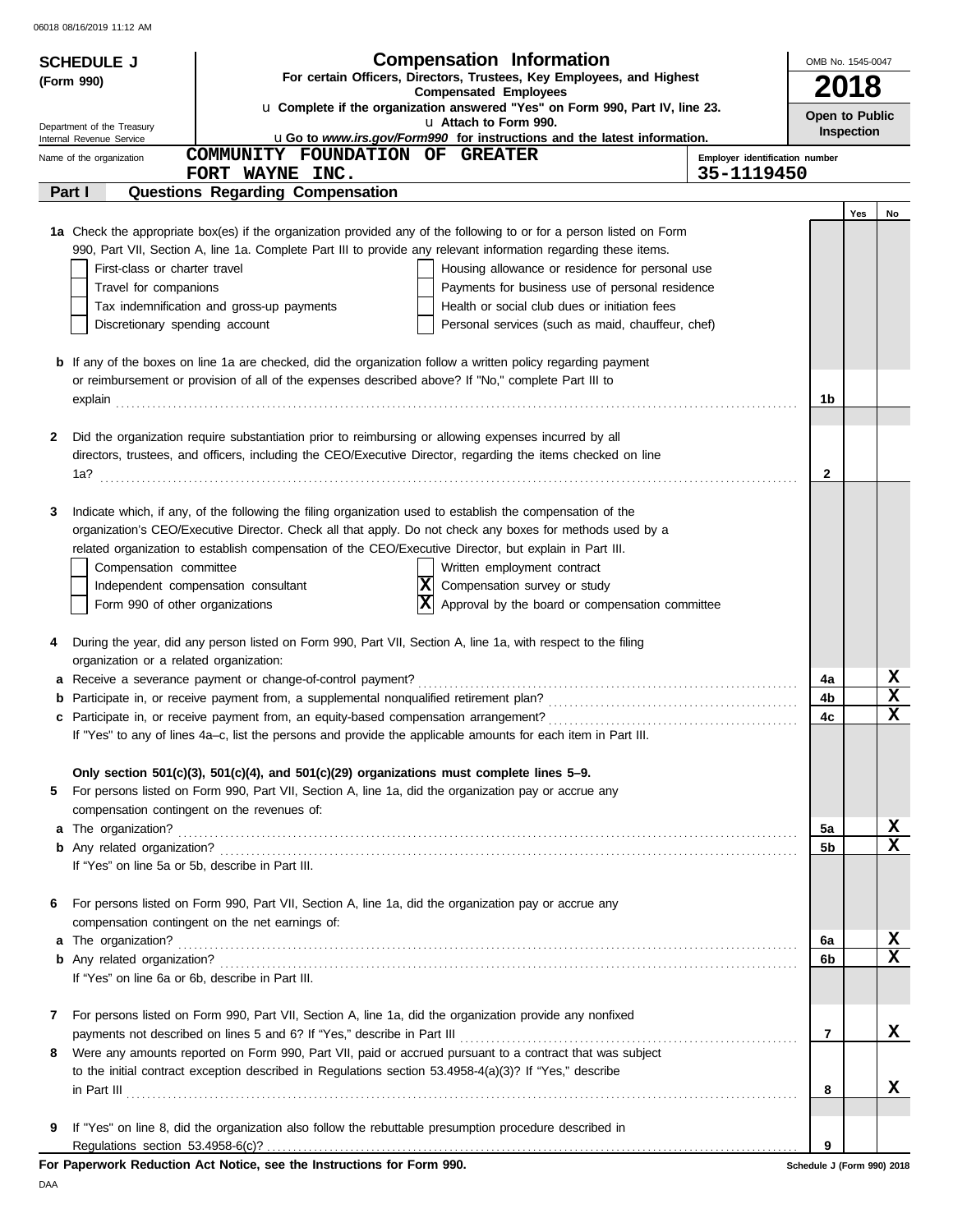06018 08/16/2019 11:12 AM

**SCHEDULE J (Form 990)**

Department of the Treasury
Internal Revenue Service

# Compensation Information

**For certain Officers, Directors, Trustees, Key Employees, and Highest Compensated Employees**

u **Complete if the organization answered "Yes" on Form 990, Part IV, line 23.**
u **Attach to Form 990.**
u **Go to *www.irs.gov/Form990* for instructions and the latest information.**

OMB No. 1545-0047

**2018**

**Open to Public Inspection**

Name of the organization: **COMMUNITY FOUNDATION OF GREATER FORT WAYNE INC.**

Employer identification number: **35-1119450**

## Part I Questions Regarding Compensation

| | | | Yes | No |
|---|---|---|---|---|
| **1a** | Check the appropriate box(es) if the organization provided any of the following to or for a person listed on Form 990, Part VII, Section A, line 1a. Complete Part III to provide any relevant information regarding these items.<br>☐ First-class or charter travel ☐ Housing allowance or residence for personal use<br>☐ Travel for companions ☐ Payments for business use of personal residence<br>☐ Tax indemnification and gross-up payments ☐ Health or social club dues or initiation fees<br>☐ Discretionary spending account ☐ Personal services (such as maid, chauffeur, chef) | | | |
| **b** | If any of the boxes on line 1a are checked, did the organization follow a written policy regarding payment or reimbursement or provision of all of the expenses described above? If "No," complete Part III to explain | 1b | | |
| **2** | Did the organization require substantiation prior to reimbursing or allowing expenses incurred by all directors, trustees, and officers, including the CEO/Executive Director, regarding the items checked on line 1a? | 2 | | |
| **3** | Indicate which, if any, of the following the filing organization used to establish the compensation of the organization's CEO/Executive Director. Check all that apply. Do not check any boxes for methods used by a related organization to establish compensation of the CEO/Executive Director, but explain in Part III.<br>☐ Compensation committee ☐ Written employment contract<br>☐ Independent compensation consultant ☒ Compensation survey or study<br>☐ Form 990 of other organizations ☒ Approval by the board or compensation committee | | | |
| **4** | During the year, did any person listed on Form 990, Part VII, Section A, line 1a, with respect to the filing organization or a related organization: | | | |
| **a** | Receive a severance payment or change-of-control payment? | 4a | | X |
| **b** | Participate in, or receive payment from, a supplemental nonqualified retirement plan? | 4b | | X |
| **c** | Participate in, or receive payment from, an equity-based compensation arrangement? | 4c | | X |
| | If "Yes" to any of lines 4a–c, list the persons and provide the applicable amounts for each item in Part III. | | | |
| | **Only section 501(c)(3), 501(c)(4), and 501(c)(29) organizations must complete lines 5–9.** | | | |
| **5** | For persons listed on Form 990, Part VII, Section A, line 1a, did the organization pay or accrue any compensation contingent on the revenues of: | | | |
| **a** | The organization? | 5a | | X |
| **b** | Any related organization? | 5b | | X |
| | If "Yes" on line 5a or 5b, describe in Part III. | | | |
| **6** | For persons listed on Form 990, Part VII, Section A, line 1a, did the organization pay or accrue any compensation contingent on the net earnings of: | | | |
| **a** | The organization? | 6a | | X |
| **b** | Any related organization? | 6b | | X |
| | If "Yes" on line 6a or 6b, describe in Part III. | | | |
| **7** | For persons listed on Form 990, Part VII, Section A, line 1a, did the organization provide any nonfixed payments not described on lines 5 and 6? If "Yes," describe in Part III | 7 | | X |
| **8** | Were any amounts reported on Form 990, Part VII, paid or accrued pursuant to a contract that was subject to the initial contract exception described in Regulations section 53.4958-4(a)(3)? If "Yes," describe in Part III | 8 | | X |
| **9** | If "Yes" on line 8, did the organization also follow the rebuttable presumption procedure described in Regulations section 53.4958-6(c)? | 9 | | |

**For Paperwork Reduction Act Notice, see the Instructions for Form 990.**

Schedule J (Form 990) 2018

DAA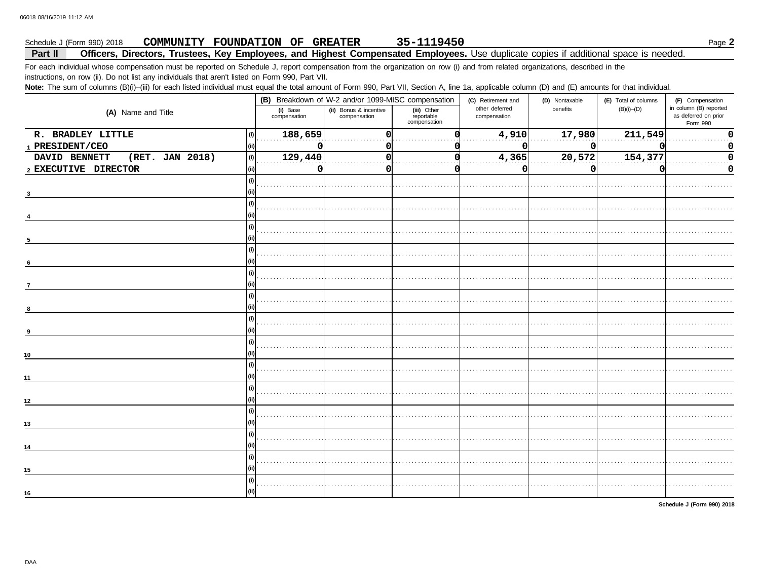Schedule J (Form 990) 2018 **COMMUNITY FOUNDATION OF GREATER 35-1119450** Page **2**

## Part II Officers, Directors, Trustees, Key Employees, and Highest Compensated Employees. Use duplicate copies if additional space is needed.

For each individual whose compensation must be reported on Schedule J, report compensation from the organization on row (i) and from related organizations, described in the instructions, on row (ii). Do not list any individuals that aren't listed on Form 990, Part VII.

**Note:** The sum of columns (B)(i)–(iii) for each listed individual must equal the total amount of Form 990, Part VII, Section A, line 1a, applicable column (D) and (E) amounts for that individual.

| (A) Name and Title | | (B) Breakdown of W-2 and/or 1099-MISC compensation | | | (C) Retirement and other deferred compensation | (D) Nontaxable benefits | (E) Total of columns (B)(i)–(D) | (F) Compensation in column (B) reported as deferred on prior Form 990 |
|---|---|---|---|---|---|---|---|---|
| | | (i) Base compensation | (ii) Bonus & incentive compensation | (iii) Other reportable compensation | | | | |
| 1 R. BRADLEY LITTLE | (i) | 188,659 | 0 | 0 | 4,910 | 17,980 | 211,549 | 0 |
| PRESIDENT/CEO | (ii) | 0 | 0 | 0 | 0 | 0 | 0 | 0 |
| 2 DAVID BENNETT (RET. JAN 2018) | (i) | 129,440 | 0 | 0 | 4,365 | 20,572 | 154,377 | 0 |
| EXECUTIVE DIRECTOR | (ii) | 0 | 0 | 0 | 0 | 0 | 0 | 0 |
| 3 | (i) | | | | | | | |
| | (ii) | | | | | | | |
| 4 | (i) | | | | | | | |
| | (ii) | | | | | | | |
| 5 | (i) | | | | | | | |
| | (ii) | | | | | | | |
| 6 | (i) | | | | | | | |
| | (ii) | | | | | | | |
| 7 | (i) | | | | | | | |
| | (ii) | | | | | | | |
| 8 | (i) | | | | | | | |
| | (ii) | | | | | | | |
| 9 | (i) | | | | | | | |
| | (ii) | | | | | | | |
| 10 | (i) | | | | | | | |
| | (ii) | | | | | | | |
| 11 | (i) | | | | | | | |
| | (ii) | | | | | | | |
| 12 | (i) | | | | | | | |
| | (ii) | | | | | | | |
| 13 | (i) | | | | | | | |
| | (ii) | | | | | | | |
| 14 | (i) | | | | | | | |
| | (ii) | | | | | | | |
| 15 | (i) | | | | | | | |
| | (ii) | | | | | | | |
| 16 | (i) | | | | | | | |
| | (ii) | | | | | | | |

**Schedule J (Form 990) 2018**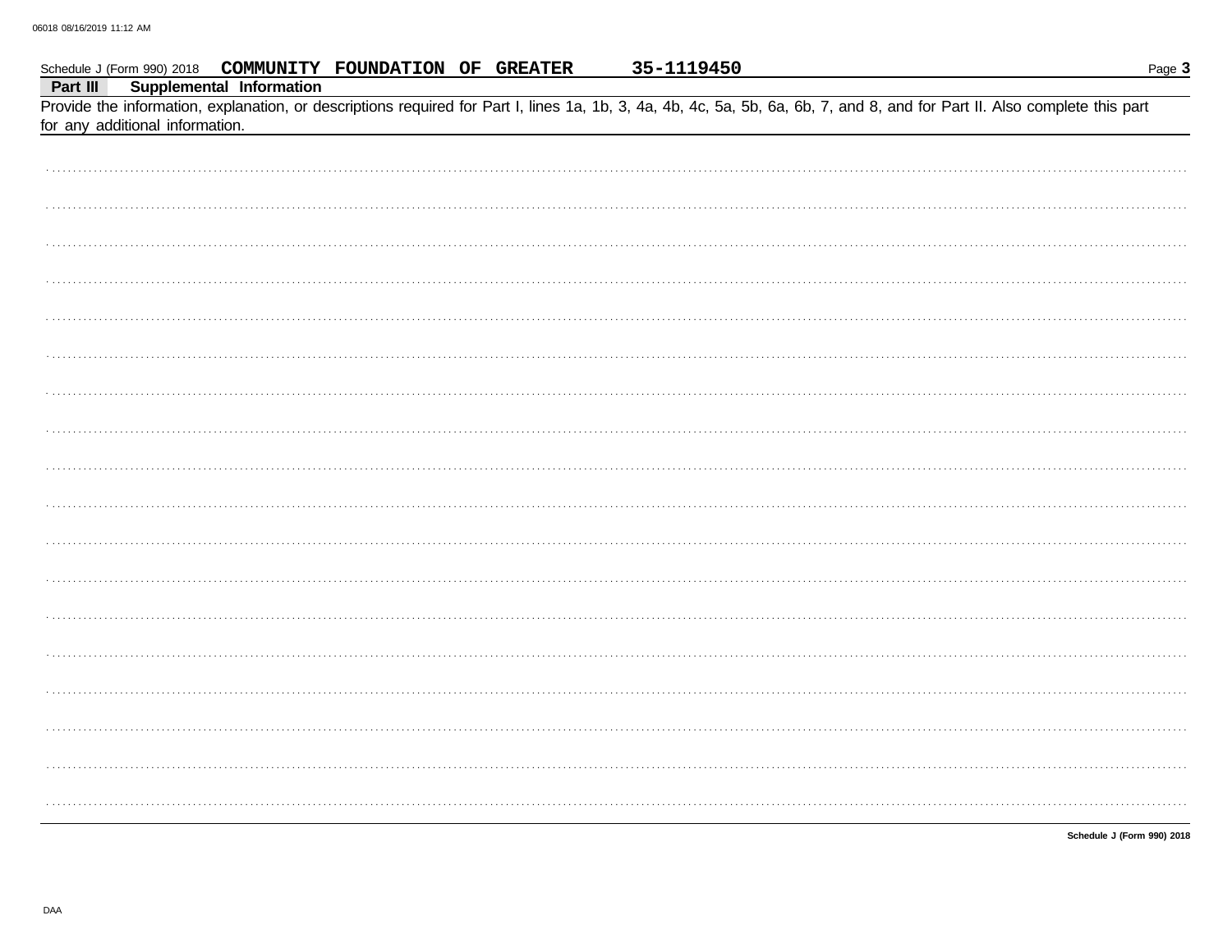Schedule J (Form 990) 2018 **COMMUNITY FOUNDATION OF GREATER** **35-1119450**

**Part III** **Supplemental Information**

Provide the information, explanation, or descriptions required for Part I, lines 1a, 1b, 3, 4a, 4b, 4c, 5a, 5b, 6a, 6b, 7, and 8, and for Part II. Also complete this part for any additional information.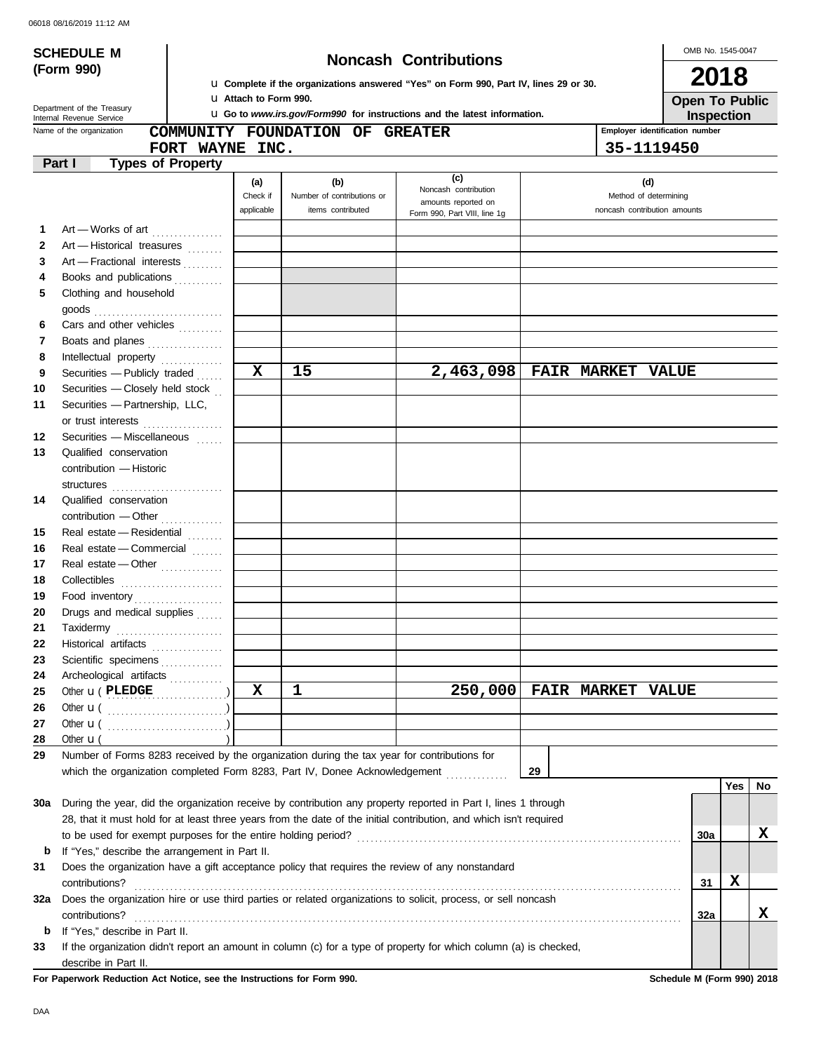06018 08/16/2019 11:12 AM

**SCHEDULE M (Form 990)**

Department of the Treasury
Internal Revenue Service

# Noncash Contributions

u Complete if the organizations answered "Yes" on Form 990, Part IV, lines 29 or 30.
u Attach to Form 990.
u Go to *www.irs.gov/Form990* for instructions and the latest information.

OMB No. 1545-0047

**2018**

**Open To Public Inspection**

Name of the organization: COMMUNITY FOUNDATION OF GREATER FORT WAYNE INC.

Employer identification number: 35-1119450

## Part I Types of Property

| | | (a) Check if applicable | (b) Number of contributions or items contributed | (c) Noncash contribution amounts reported on Form 990, Part VIII, line 1g | (d) Method of determining noncash contribution amounts |
|---|---|---|---|---|---|
| 1 | Art — Works of art | | | | |
| 2 | Art — Historical treasures | | | | |
| 3 | Art — Fractional interests | | | | |
| 4 | Books and publications | | | | |
| 5 | Clothing and household goods | | | | |
| 6 | Cars and other vehicles | | | | |
| 7 | Boats and planes | | | | |
| 8 | Intellectual property | | | | |
| 9 | Securities — Publicly traded | X | 15 | 2,463,098 | FAIR MARKET VALUE |
| 10 | Securities — Closely held stock | | | | |
| 11 | Securities — Partnership, LLC, or trust interests | | | | |
| 12 | Securities — Miscellaneous | | | | |
| 13 | Qualified conservation contribution — Historic structures | | | | |
| 14 | Qualified conservation contribution — Other | | | | |
| 15 | Real estate — Residential | | | | |
| 16 | Real estate — Commercial | | | | |
| 17 | Real estate — Other | | | | |
| 18 | Collectibles | | | | |
| 19 | Food inventory | | | | |
| 20 | Drugs and medical supplies | | | | |
| 21 | Taxidermy | | | | |
| 22 | Historical artifacts | | | | |
| 23 | Scientific specimens | | | | |
| 24 | Archeological artifacts | | | | |
| 25 | Other u ( PLEDGE ) | X | 1 | 250,000 | FAIR MARKET VALUE |
| 26 | Other u ( ) | | | | |
| 27 | Other u ( ) | | | | |
| 28 | Other u ( ) | | | | |

29 Number of Forms 8283 received by the organization during the tax year for contributions for which the organization completed Form 8283, Part IV, Donee Acknowledgement . . . **29**

| | | | Yes | No |
|---|---|---|---|---|
| 30a | During the year, did the organization receive by contribution any property reported in Part I, lines 1 through 28, that it must hold for at least three years from the date of the initial contribution, and which isn't required to be used for exempt purposes for the entire holding period? | 30a | | X |
| b | If "Yes," describe the arrangement in Part II. | | | |
| 31 | Does the organization have a gift acceptance policy that requires the review of any nonstandard contributions? | 31 | X | |
| 32a | Does the organization hire or use third parties or related organizations to solicit, process, or sell noncash contributions? | 32a | | X |
| b | If "Yes," describe in Part II. | | | |
| 33 | If the organization didn't report an amount in column (c) for a type of property for which column (a) is checked, describe in Part II. | | | |

**For Paperwork Reduction Act Notice, see the Instructions for Form 990.** **Schedule M (Form 990) 2018**

DAA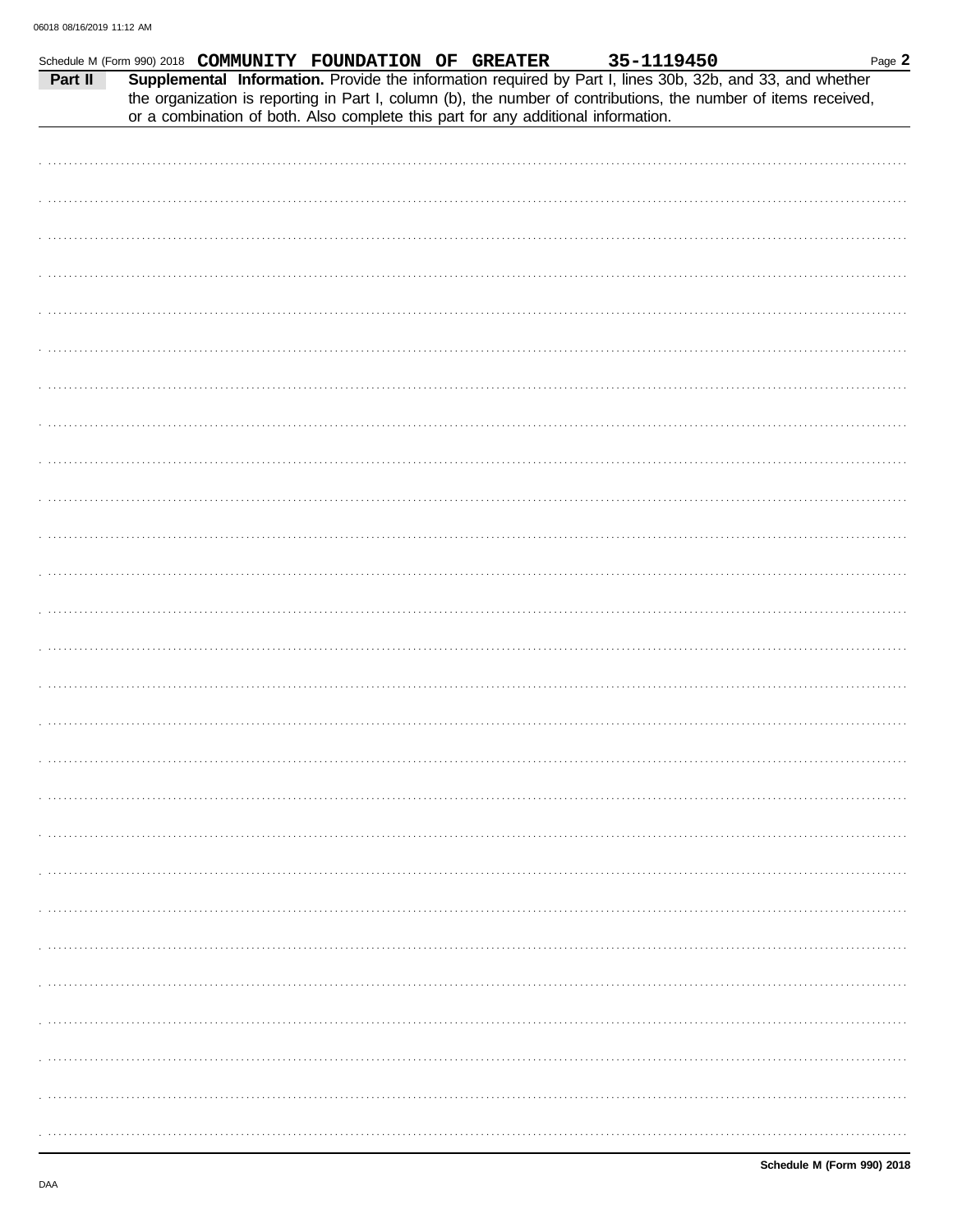Schedule M (Form 990) 2018 **COMMUNITY FOUNDATION OF GREATER** **35-1119450** Page **2**

**Part II** **Supplemental Information.** Provide the information required by Part I, lines 30b, 32b, and 33, and whether the organization is reporting in Part I, column (b), the number of contributions, the number of items received, or a combination of both. Also complete this part for any additional information.

**Schedule M (Form 990) 2018**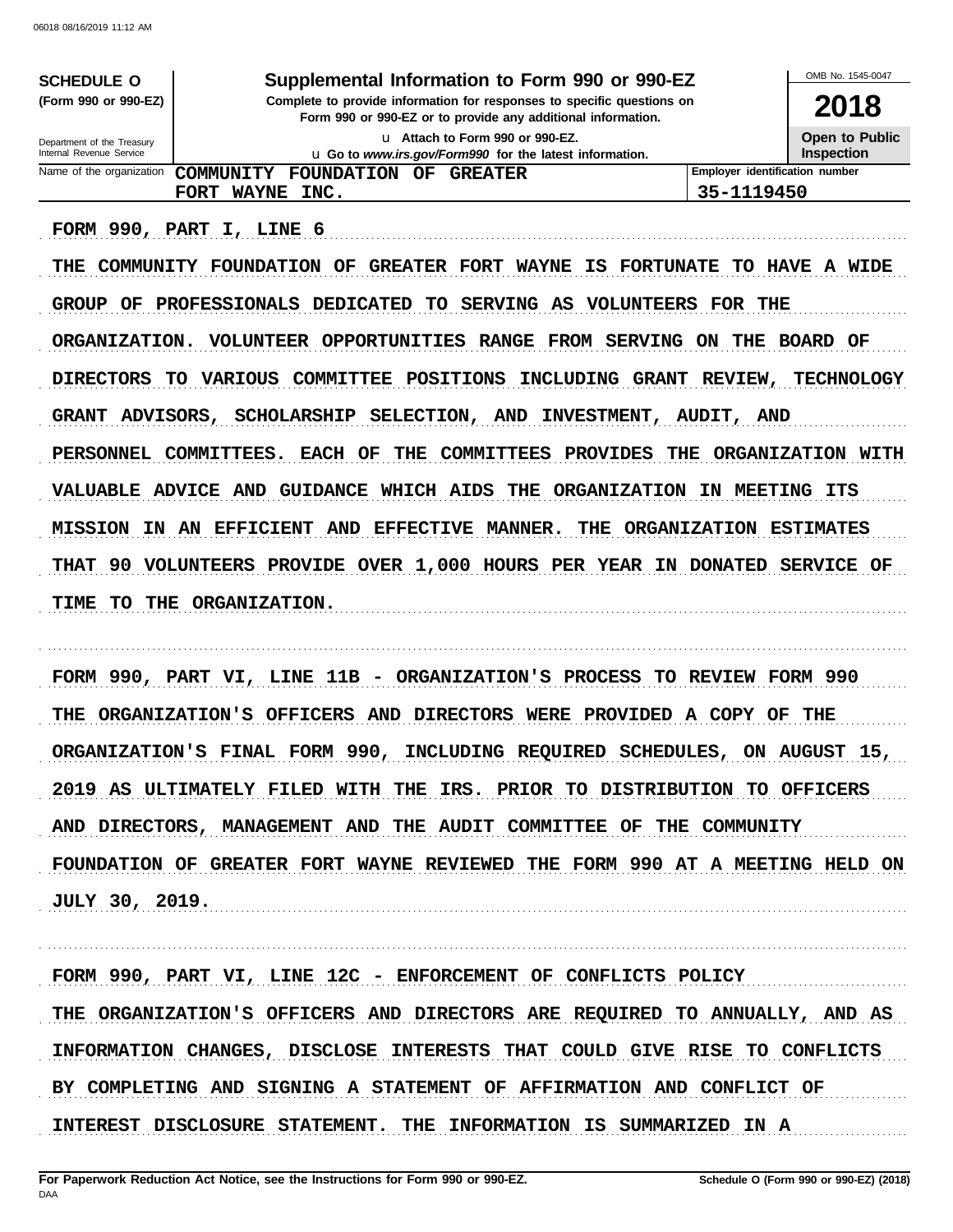**SCHEDULE O** (Form 990 or 990-EZ)

Department of the Treasury Internal Revenue Service

# Supplemental Information to Form 990 or 990-EZ

**Complete to provide information for responses to specific questions on Form 990 or 990-EZ or to provide any additional information.**

**u Attach to Form 990 or 990-EZ.**

**u Go to *www.irs.gov/Form990* for the latest information.**

OMB No. 1545-0047

**2018**

**Open to Public Inspection**

| Name of the organization | Employer identification number |
|---|---|
| COMMUNITY FOUNDATION OF GREATER FORT WAYNE INC. | 35-1119450 |

FORM 990, PART I, LINE 6

THE COMMUNITY FOUNDATION OF GREATER FORT WAYNE IS FORTUNATE TO HAVE A WIDE GROUP OF PROFESSIONALS DEDICATED TO SERVING AS VOLUNTEERS FOR THE ORGANIZATION. VOLUNTEER OPPORTUNITIES RANGE FROM SERVING ON THE BOARD OF DIRECTORS TO VARIOUS COMMITTEE POSITIONS INCLUDING GRANT REVIEW, TECHNOLOGY GRANT ADVISORS, SCHOLARSHIP SELECTION, AND INVESTMENT, AUDIT, AND PERSONNEL COMMITTEES. EACH OF THE COMMITTEES PROVIDES THE ORGANIZATION WITH VALUABLE ADVICE AND GUIDANCE WHICH AIDS THE ORGANIZATION IN MEETING ITS MISSION IN AN EFFICIENT AND EFFECTIVE MANNER. THE ORGANIZATION ESTIMATES THAT 90 VOLUNTEERS PROVIDE OVER 1,000 HOURS PER YEAR IN DONATED SERVICE OF TIME TO THE ORGANIZATION.

FORM 990, PART VI, LINE 11B - ORGANIZATION'S PROCESS TO REVIEW FORM 990

THE ORGANIZATION'S OFFICERS AND DIRECTORS WERE PROVIDED A COPY OF THE ORGANIZATION'S FINAL FORM 990, INCLUDING REQUIRED SCHEDULES, ON AUGUST 15, 2019 AS ULTIMATELY FILED WITH THE IRS. PRIOR TO DISTRIBUTION TO OFFICERS AND DIRECTORS, MANAGEMENT AND THE AUDIT COMMITTEE OF THE COMMUNITY FOUNDATION OF GREATER FORT WAYNE REVIEWED THE FORM 990 AT A MEETING HELD ON JULY 30, 2019.

FORM 990, PART VI, LINE 12C - ENFORCEMENT OF CONFLICTS POLICY

THE ORGANIZATION'S OFFICERS AND DIRECTORS ARE REQUIRED TO ANNUALLY, AND AS INFORMATION CHANGES, DISCLOSE INTERESTS THAT COULD GIVE RISE TO CONFLICTS BY COMPLETING AND SIGNING A STATEMENT OF AFFIRMATION AND CONFLICT OF INTEREST DISCLOSURE STATEMENT. THE INFORMATION IS SUMMARIZED IN A

**For Paperwork Reduction Act Notice, see the Instructions for Form 990 or 990-EZ.** **Schedule O (Form 990 or 990-EZ) (2018)**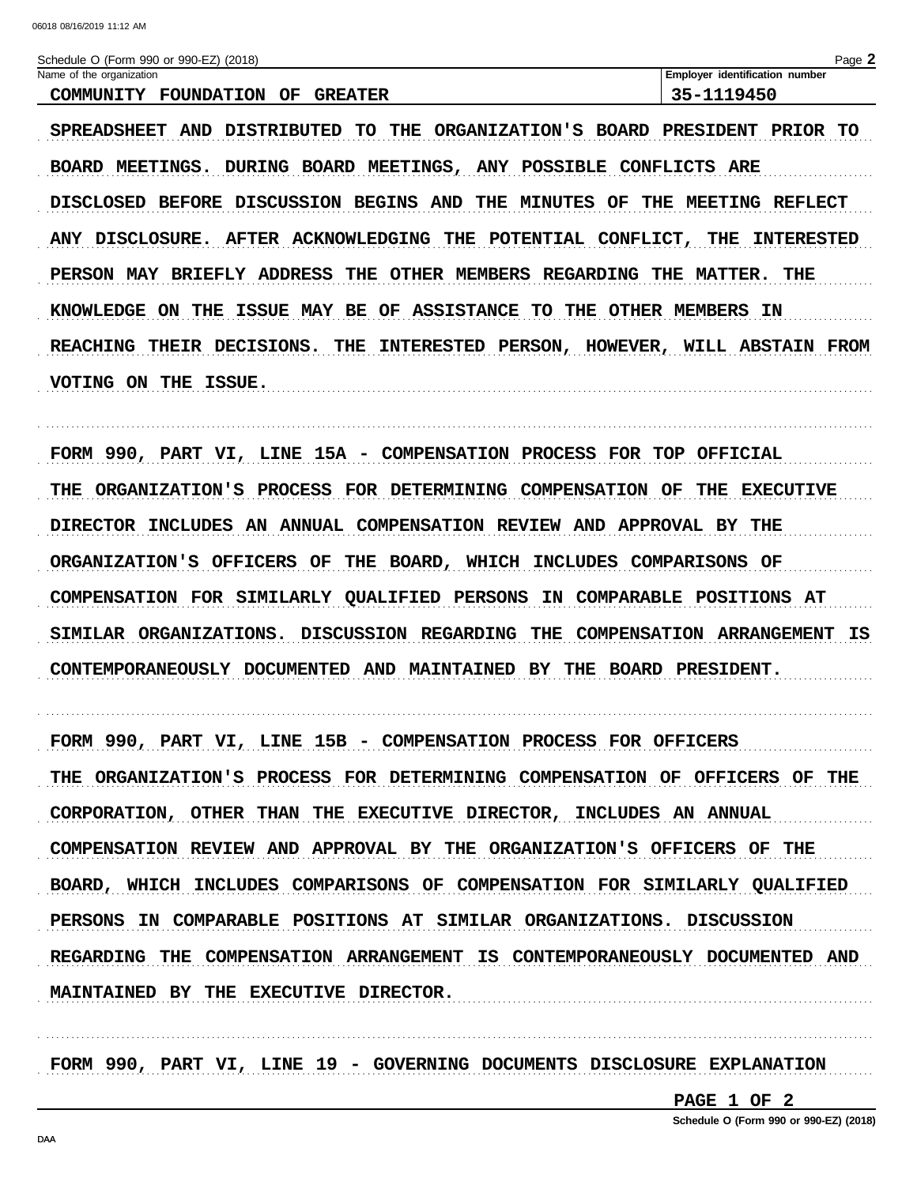Schedule O (Form 990 or 990-EZ) (2018)

| Name of the organization | Employer identification number |
| --- | --- |
| COMMUNITY FOUNDATION OF GREATER | 35-1119450 |

SPREADSHEET AND DISTRIBUTED TO THE ORGANIZATION'S BOARD PRESIDENT PRIOR TO BOARD MEETINGS. DURING BOARD MEETINGS, ANY POSSIBLE CONFLICTS ARE DISCLOSED BEFORE DISCUSSION BEGINS AND THE MINUTES OF THE MEETING REFLECT ANY DISCLOSURE. AFTER ACKNOWLEDGING THE POTENTIAL CONFLICT, THE INTERESTED PERSON MAY BRIEFLY ADDRESS THE OTHER MEMBERS REGARDING THE MATTER. THE KNOWLEDGE ON THE ISSUE MAY BE OF ASSISTANCE TO THE OTHER MEMBERS IN REACHING THEIR DECISIONS. THE INTERESTED PERSON, HOWEVER, WILL ABSTAIN FROM VOTING ON THE ISSUE.

FORM 990, PART VI, LINE 15A - COMPENSATION PROCESS FOR TOP OFFICIAL

THE ORGANIZATION'S PROCESS FOR DETERMINING COMPENSATION OF THE EXECUTIVE DIRECTOR INCLUDES AN ANNUAL COMPENSATION REVIEW AND APPROVAL BY THE ORGANIZATION'S OFFICERS OF THE BOARD, WHICH INCLUDES COMPARISONS OF COMPENSATION FOR SIMILARLY QUALIFIED PERSONS IN COMPARABLE POSITIONS AT SIMILAR ORGANIZATIONS. DISCUSSION REGARDING THE COMPENSATION ARRANGEMENT IS CONTEMPORANEOUSLY DOCUMENTED AND MAINTAINED BY THE BOARD PRESIDENT.

FORM 990, PART VI, LINE 15B - COMPENSATION PROCESS FOR OFFICERS

THE ORGANIZATION'S PROCESS FOR DETERMINING COMPENSATION OF OFFICERS OF THE CORPORATION, OTHER THAN THE EXECUTIVE DIRECTOR, INCLUDES AN ANNUAL COMPENSATION REVIEW AND APPROVAL BY THE ORGANIZATION'S OFFICERS OF THE BOARD, WHICH INCLUDES COMPARISONS OF COMPENSATION FOR SIMILARLY QUALIFIED PERSONS IN COMPARABLE POSITIONS AT SIMILAR ORGANIZATIONS. DISCUSSION REGARDING THE COMPENSATION ARRANGEMENT IS CONTEMPORANEOUSLY DOCUMENTED AND MAINTAINED BY THE EXECUTIVE DIRECTOR.

FORM 990, PART VI, LINE 19 - GOVERNING DOCUMENTS DISCLOSURE EXPLANATION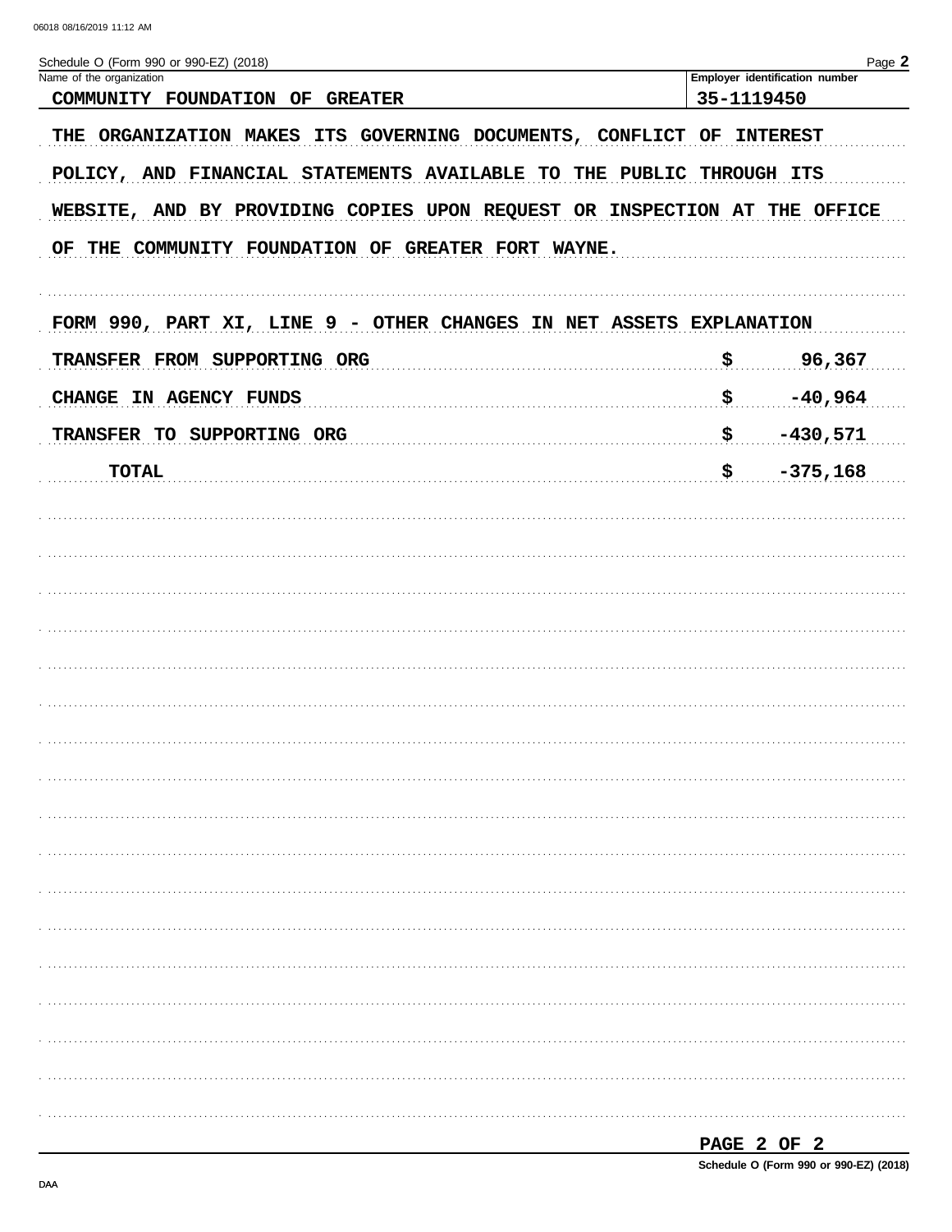Schedule O (Form 990 or 990-EZ) (2018)

| Name of the organization | Employer identification number |
|---|---|
| COMMUNITY FOUNDATION OF GREATER | 35-1119450 |

THE ORGANIZATION MAKES ITS GOVERNING DOCUMENTS, CONFLICT OF INTEREST POLICY, AND FINANCIAL STATEMENTS AVAILABLE TO THE PUBLIC THROUGH ITS WEBSITE, AND BY PROVIDING COPIES UPON REQUEST OR INSPECTION AT THE OFFICE OF THE COMMUNITY FOUNDATION OF GREATER FORT WAYNE.

FORM 990, PART XI, LINE 9 - OTHER CHANGES IN NET ASSETS EXPLANATION

| | | |
|---|---|---|
| TRANSFER FROM SUPPORTING ORG | $ | 96,367 |
| CHANGE IN AGENCY FUNDS | $ | -40,964 |
| TRANSFER TO SUPPORTING ORG | $ | -430,571 |
| TOTAL | $ | -375,168 |

Schedule O (Form 990 or 990-EZ) (2018)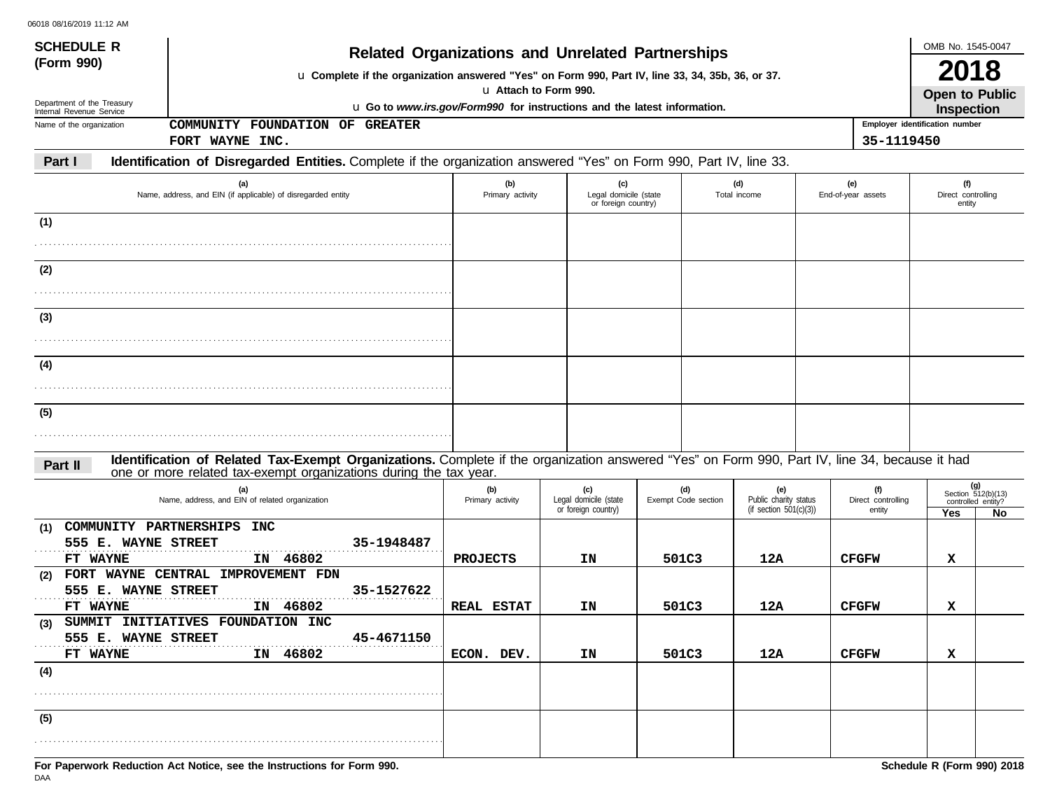06018 08/16/2019 11:12 AM

**SCHEDULE R (Form 990)**

Department of the Treasury
Internal Revenue Service

# Related Organizations and Unrelated Partnerships

u **Complete if the organization answered "Yes" on Form 990, Part IV, line 33, 34, 35b, 36, or 37.**
u **Attach to Form 990.**
u **Go to *www.irs.gov/Form990* for instructions and the latest information.**

OMB No. 1545-0047

**2018**

**Open to Public Inspection**

Name of the organization: COMMUNITY FOUNDATION OF GREATER FORT WAYNE INC.

Employer identification number: 35-1119450

**Part I** **Identification of Disregarded Entities.** Complete if the organization answered "Yes" on Form 990, Part IV, line 33.

| | (a) Name, address, and EIN (if applicable) of disregarded entity | (b) Primary activity | (c) Legal domicile (state or foreign country) | (d) Total income | (e) End-of-year assets | (f) Direct controlling entity |
|---|---|---|---|---|---|---|
| (1) | | | | | | |
| (2) | | | | | | |
| (3) | | | | | | |
| (4) | | | | | | |
| (5) | | | | | | |

**Part II** **Identification of Related Tax-Exempt Organizations.** Complete if the organization answered "Yes" on Form 990, Part IV, line 34, because it had one or more related tax-exempt organizations during the tax year.

| | (a) Name, address, and EIN of related organization | (b) Primary activity | (c) Legal domicile (state or foreign country) | (d) Exempt Code section | (e) Public charity status (if section 501(c)(3)) | (f) Direct controlling entity | (g) Section 512(b)(13) controlled entity? Yes | No |
|---|---|---|---|---|---|---|---|---|
| (1) | COMMUNITY PARTNERSHIPS INC<br>555 E. WAYNE STREET 35-1948487<br>FT WAYNE IN 46802 | PROJECTS | IN | 501C3 | 12A | CFGFW | X | |
| (2) | FORT WAYNE CENTRAL IMPROVEMENT FDN<br>555 E. WAYNE STREET 35-1527622<br>FT WAYNE IN 46802 | REAL ESTAT | IN | 501C3 | 12A | CFGFW | X | |
| (3) | SUMMIT INITIATIVES FOUNDATION INC<br>555 E. WAYNE STREET 45-4671150<br>FT WAYNE IN 46802 | ECON. DEV. | IN | 501C3 | 12A | CFGFW | X | |
| (4) | | | | | | | | |
| (5) | | | | | | | | |

**For Paperwork Reduction Act Notice, see the Instructions for Form 990.**

DAA

**Schedule R (Form 990) 2018**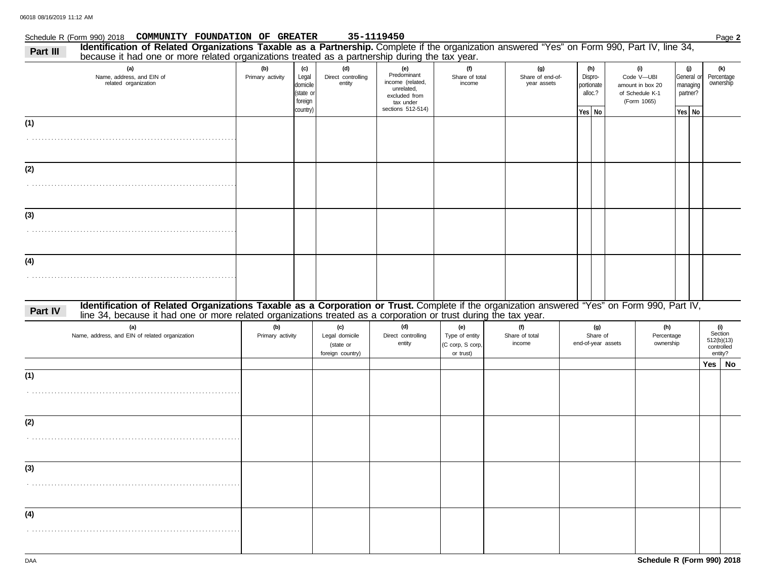Schedule R (Form 990) 2018 **COMMUNITY FOUNDATION OF GREATER** **35-1119450**

## Part III — Identification of Related Organizations Taxable as a Partnership.

Complete if the organization answered "Yes" on Form 990, Part IV, line 34, because it had one or more related organizations treated as a partnership during the tax year.

| (a) Name, address, and EIN of related organization | (b) Primary activity | (c) Legal domicile (state or foreign country) | (d) Direct controlling entity | (e) Predominant income (related, unrelated, excluded from tax under sections 512-514) | (f) Share of total income | (g) Share of end-of-year assets | (h) Disproportionate alloc.? Yes | (h) Disproportionate alloc.? No | (i) Code V—UBI amount in box 20 of Schedule K-1 (Form 1065) | (j) General or managing partner? Yes | (j) General or managing partner? No | (k) Percentage ownership |
|---|---|---|---|---|---|---|---|---|---|---|---|---|
| (1) | | | | | | | | | | | | |
| (2) | | | | | | | | | | | | |
| (3) | | | | | | | | | | | | |
| (4) | | | | | | | | | | | | |

## Part IV — Identification of Related Organizations Taxable as a Corporation or Trust.

Complete if the organization answered "Yes" on Form 990, Part IV, line 34, because it had one or more related organizations treated as a corporation or trust during the tax year.

| (a) Name, address, and EIN of related organization | (b) Primary activity | (c) Legal domicile (state or foreign country) | (d) Direct controlling entity | (e) Type of entity (C corp, S corp, or trust) | (f) Share of total income | (g) Share of end-of-year assets | (h) Percentage ownership | (i) Section 512(b)(13) controlled entity? Yes | (i) Section 512(b)(13) controlled entity? No |
|---|---|---|---|---|---|---|---|---|---|
| (1) | | | | | | | | | |
| (2) | | | | | | | | | |
| (3) | | | | | | | | | |
| (4) | | | | | | | | | |

**Schedule R (Form 990) 2018**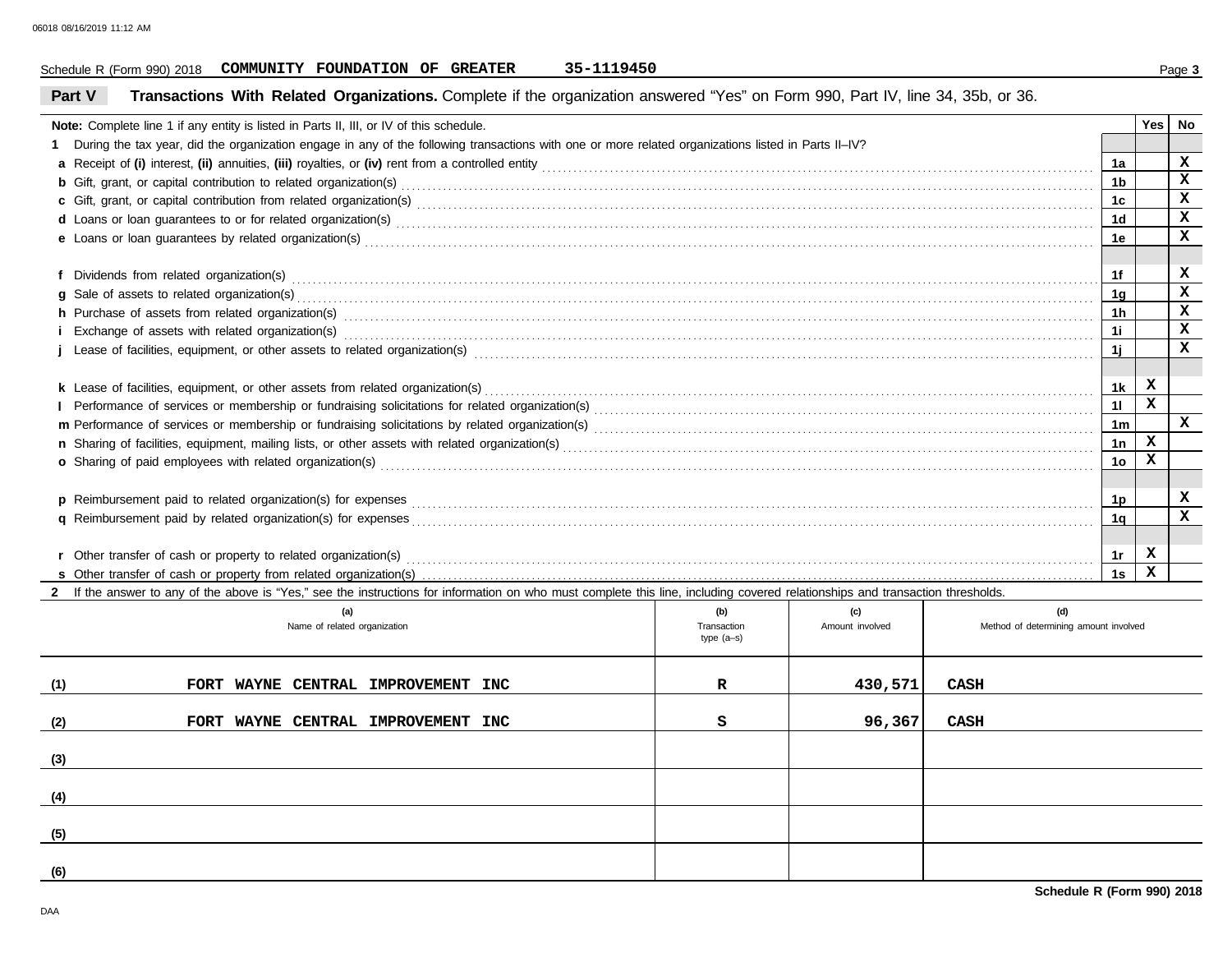Schedule R (Form 990) 2018 COMMUNITY FOUNDATION OF GREATER 35-1119450

## Part V Transactions With Related Organizations.

Complete if the organization answered "Yes" on Form 990, Part IV, line 34, 35b, or 36.

**Note:** Complete line 1 if any entity is listed in Parts II, III, or IV of this schedule.

| | | Line | Yes | No |
|---|---|---|---|---|
| **1** | During the tax year, did the organization engage in any of the following transactions with one or more related organizations listed in Parts II–IV? | | | |
| **a** | Receipt of **(i)** interest, **(ii)** annuities, **(iii)** royalties, or **(iv)** rent from a controlled entity | 1a | | X |
| **b** | Gift, grant, or capital contribution to related organization(s) | 1b | | X |
| **c** | Gift, grant, or capital contribution from related organization(s) | 1c | | X |
| **d** | Loans or loan guarantees to or for related organization(s) | 1d | | X |
| **e** | Loans or loan guarantees by related organization(s) | 1e | | X |
| **f** | Dividends from related organization(s) | 1f | | X |
| **g** | Sale of assets to related organization(s) | 1g | | X |
| **h** | Purchase of assets from related organization(s) | 1h | | X |
| **i** | Exchange of assets with related organization(s) | 1i | | X |
| **j** | Lease of facilities, equipment, or other assets to related organization(s) | 1j | | X |
| **k** | Lease of facilities, equipment, or other assets from related organization(s) | 1k | X | |
| **l** | Performance of services or membership or fundraising solicitations for related organization(s) | 1l | X | |
| **m** | Performance of services or membership or fundraising solicitations by related organization(s) | 1m | | X |
| **n** | Sharing of facilities, equipment, mailing lists, or other assets with related organization(s) | 1n | X | |
| **o** | Sharing of paid employees with related organization(s) | 1o | X | |
| **p** | Reimbursement paid to related organization(s) for expenses | 1p | | X |
| **q** | Reimbursement paid by related organization(s) for expenses | 1q | | X |
| **r** | Other transfer of cash or property to related organization(s) | 1r | X | |
| **s** | Other transfer of cash or property from related organization(s) | 1s | X | |

**2** If the answer to any of the above is "Yes," see the instructions for information on who must complete this line, including covered relationships and transaction thresholds.

| | (a) Name of related organization | (b) Transaction type (a–s) | (c) Amount involved | (d) Method of determining amount involved |
|---|---|---|---|---|
| (1) | FORT WAYNE CENTRAL IMPROVEMENT INC | R | 430,571 | CASH |
| (2) | FORT WAYNE CENTRAL IMPROVEMENT INC | S | 96,367 | CASH |
| (3) | | | | |
| (4) | | | | |
| (5) | | | | |
| (6) | | | | |

Schedule R (Form 990) 2018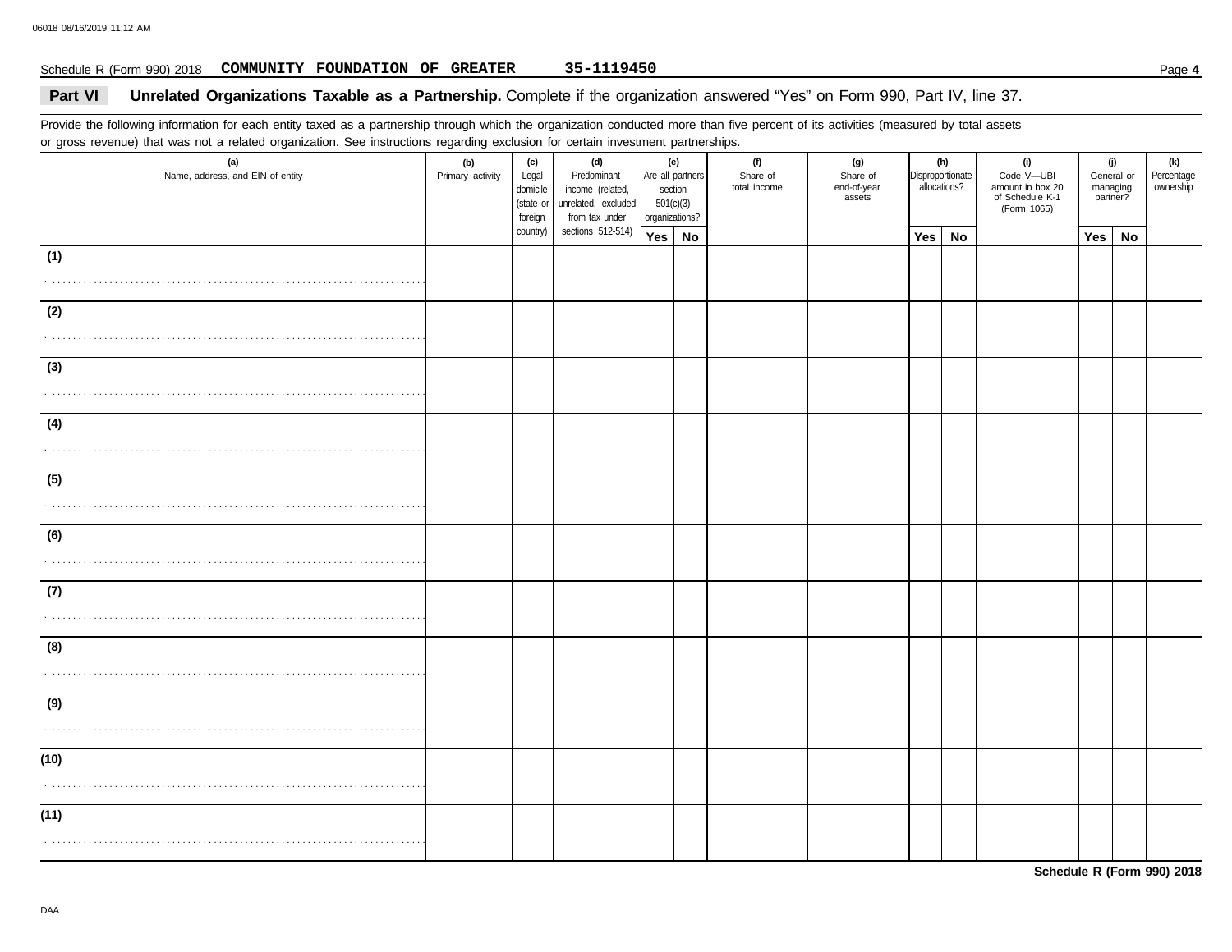Schedule R (Form 990) 2018 **COMMUNITY FOUNDATION OF GREATER** **35-1119450**

## Part VI Unrelated Organizations Taxable as a Partnership.

Complete if the organization answered "Yes" on Form 990, Part IV, line 37.

Provide the following information for each entity taxed as a partnership through which the organization conducted more than five percent of its activities (measured by total assets or gross revenue) that was not a related organization. See instructions regarding exclusion for certain investment partnerships.

| (a) Name, address, and EIN of entity | (b) Primary activity | (c) Legal domicile (state or foreign country) | (d) Predominant income (related, unrelated, excluded from tax under sections 512-514) | (e) Are all partners section 501(c)(3) organizations? | | (f) Share of total income | (g) Share of end-of-year assets | (h) Disproportionate allocations? | | (i) Code V—UBI amount in box 20 of Schedule K-1 (Form 1065) | (j) General or managing partner? | | (k) Percentage ownership |
|---|---|---|---|---|---|---|---|---|---|---|---|---|---|
| | | | | Yes | No | | | Yes | No | | Yes | No | |
| (1) | | | | | | | | | | | | | |
| (2) | | | | | | | | | | | | | |
| (3) | | | | | | | | | | | | | |
| (4) | | | | | | | | | | | | | |
| (5) | | | | | | | | | | | | | |
| (6) | | | | | | | | | | | | | |
| (7) | | | | | | | | | | | | | |
| (8) | | | | | | | | | | | | | |
| (9) | | | | | | | | | | | | | |
| (10) | | | | | | | | | | | | | |
| (11) | | | | | | | | | | | | | |

**Schedule R (Form 990) 2018**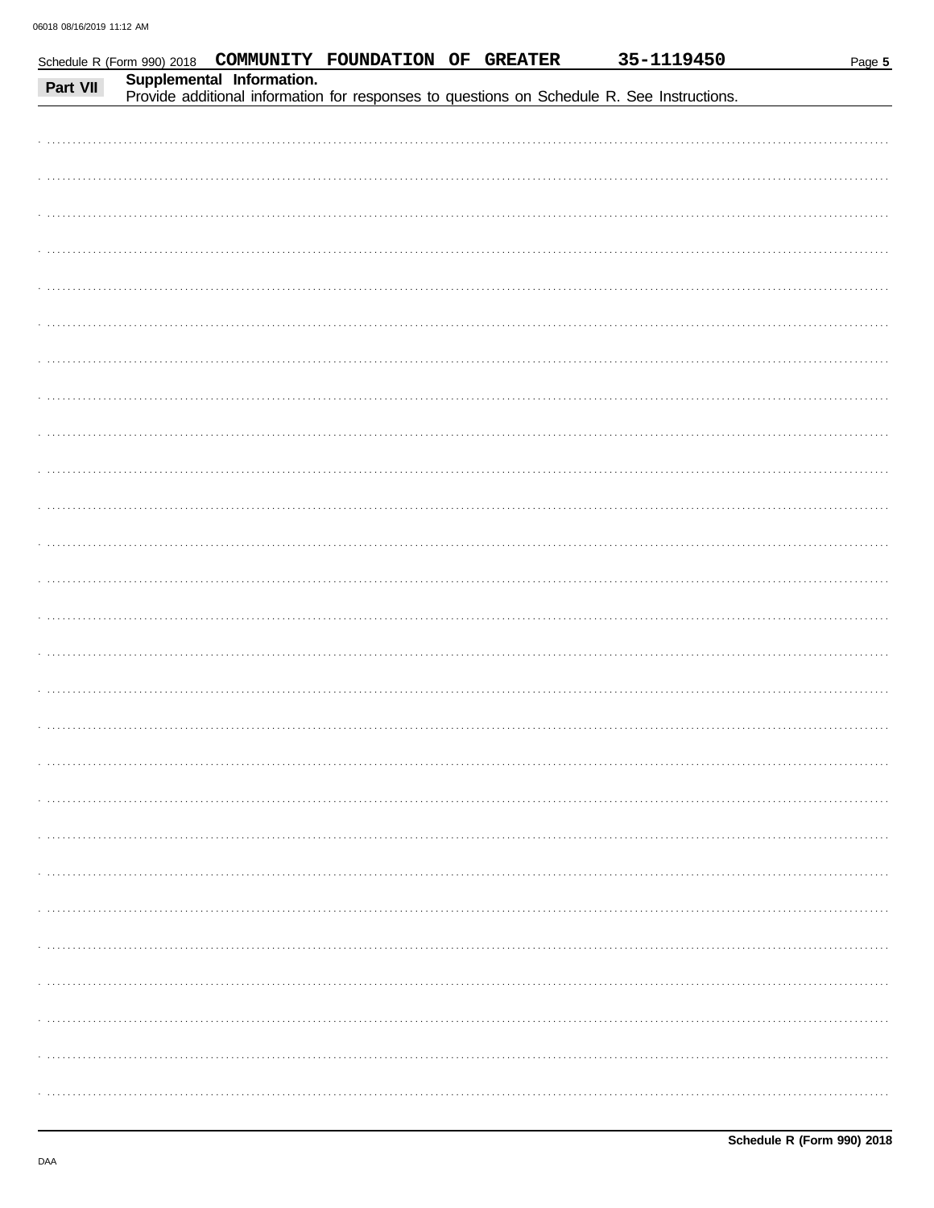Schedule R (Form 990) 2018 COMMUNITY FOUNDATION OF GREATER 35-1119450

## Part VII Supplemental Information.

Provide additional information for responses to questions on Schedule R. See Instructions.

**Schedule R (Form 990) 2018**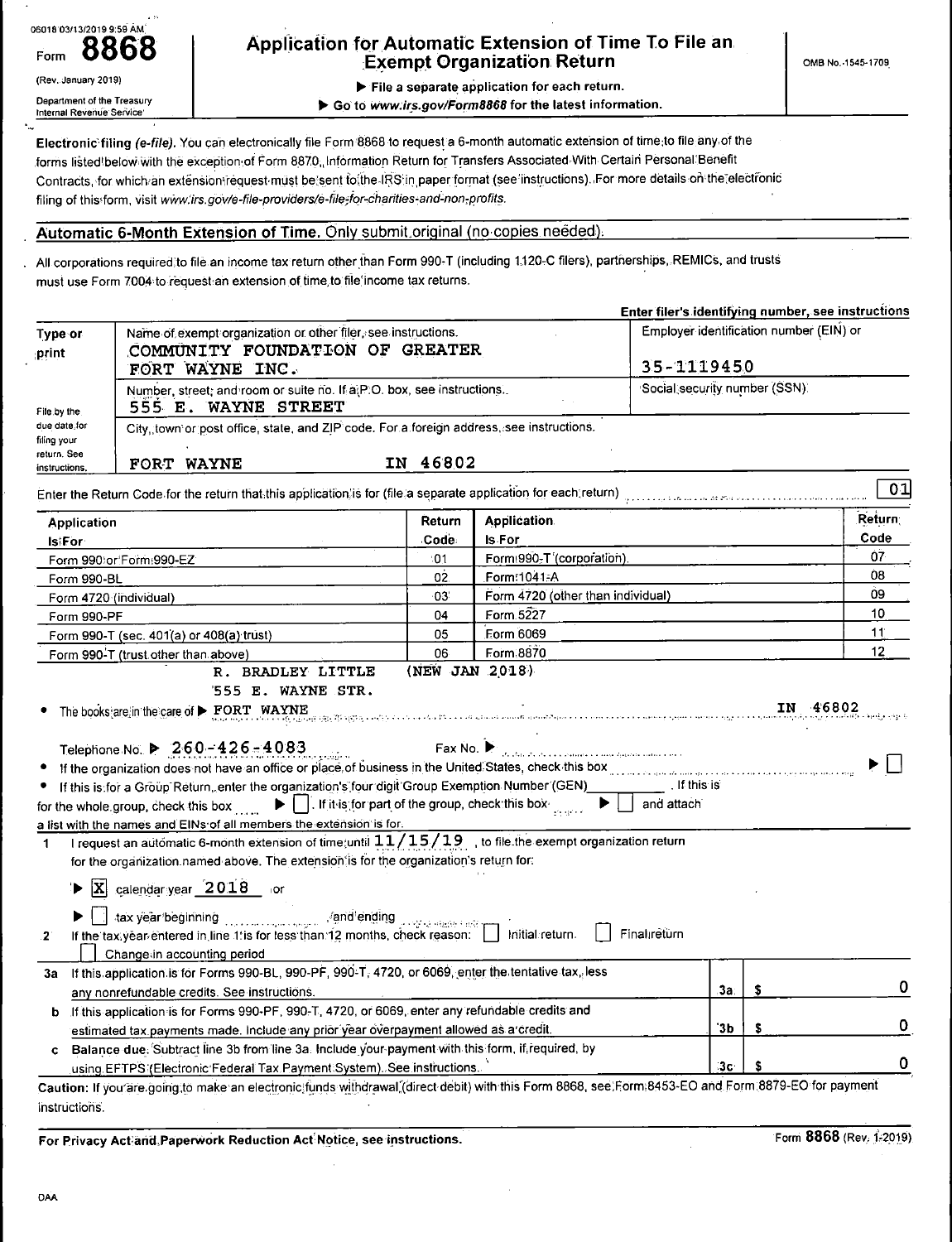06018 03/13/2019 9:59 AM

Form **8868**

(Rev. January 2019)

Department of the Treasury
Internal Revenue Service

# Application for Automatic Extension of Time To File an Exempt Organization Return

▶ File a separate application for each return.

▶ Go to *www.irs.gov/Form8868* for the latest information.

OMB No. 1545-1709

**Electronic filing *(e-file)*.** You can electronically file Form 8868 to request a 6-month automatic extension of time to file any of the forms listed below with the exception of Form 8870, Information Return for Transfers Associated With Certain Personal Benefit Contracts, for which an extension request must be sent to the IRS in paper format (see instructions). For more details on the electronic filing of this form, visit *www.irs.gov/e-file-providers/e-file-for-charities-and-non-profits*.

## Automatic 6-Month Extension of Time. Only submit original (no copies needed).

All corporations required to file an income tax return other than Form 990-T (including 1120-C filers), partnerships, REMICs, and trusts must use Form 7004 to request an extension of time to file income tax returns.

**Enter filer's identifying number, see instructions**

| | | |
|---|---|---|
| Type or print | Name of exempt organization or other filer, see instructions.<br>COMMUNITY FOUNDATION OF GREATER FORT WAYNE INC. | Employer identification number (EIN) or<br>35-1119450 |
| File by the due date for filing your return. See instructions. | Number, street, and room or suite no. If a P.O. box, see instructions.<br>555 E. WAYNE STREET | Social security number (SSN) |
| | City, town or post office, state, and ZIP code. For a foreign address, see instructions.<br>FORT WAYNE IN 46802 | |

Enter the Return Code for the return that this application is for (file a separate application for each return) ........ **01**

| Application Is For | Return Code | Application Is For | Return Code |
|---|---|---|---|
| Form 990 or Form 990-EZ | 01 | Form 990-T (corporation) | 07 |
| Form 990-BL | 02 | Form 1041-A | 08 |
| Form 4720 (individual) | 03 | Form 4720 (other than individual) | 09 |
| Form 990-PF | 04 | Form 5227 | 10 |
| Form 990-T (sec. 401(a) or 408(a) trust) | 05 | Form 6069 | 11 |
| Form 990-T (trust other than above) | 06 | Form 8870 | 12 |

- The books are in the care of ▶ R. BRADLEY LITTLE (NEW JAN 2018)
  555 E. WAYNE STR.
  FORT WAYNE IN 46802

  Telephone No. ▶ 260-426-4083 Fax No. ▶
- If the organization does not have an office or place of business in the United States, check this box ........ ▶ ☐
- If this is for a Group Return, enter the organization's four digit Group Exemption Number (GEN) ______ . If this is for the whole group, check this box ▶ ☐ . If it is for part of the group, check this box ▶ ☐ and attach a list with the names and EINs of all members the extension is for.

**1** I request an automatic 6-month extension of time until 11/15/19 , to file the exempt organization return for the organization named above. The extension is for the organization's return for:

▶ ☒ calendar year 2018 or

▶ ☐ tax year beginning ________ , and ending ________ .

**2** If the tax year entered in line 1 is for less than 12 months, check reason: ☐ Initial return ☐ Final return ☐ Change in accounting period

| | | | |
|---|---|---|---|
| **3a** | If this application is for Forms 990-BL, 990-PF, 990-T, 4720, or 6069, enter the tentative tax, less any nonrefundable credits. See instructions. | 3a | $ 0 |
| **b** | If this application is for Forms 990-PF, 990-T, 4720, or 6069, enter any refundable credits and estimated tax payments made. Include any prior year overpayment allowed as a credit. | 3b | $ 0 |
| **c** | **Balance due.** Subtract line 3b from line 3a. Include your payment with this form, if required, by using EFTPS (Electronic Federal Tax Payment System). See instructions. | 3c | $ 0 |

**Caution:** If you are going to make an electronic funds withdrawal (direct debit) with this Form 8868, see Form 8453-EO and Form 8879-EO for payment instructions.

**For Privacy Act and Paperwork Reduction Act Notice, see instructions.** Form **8868** (Rev. 1-2019)

DAA